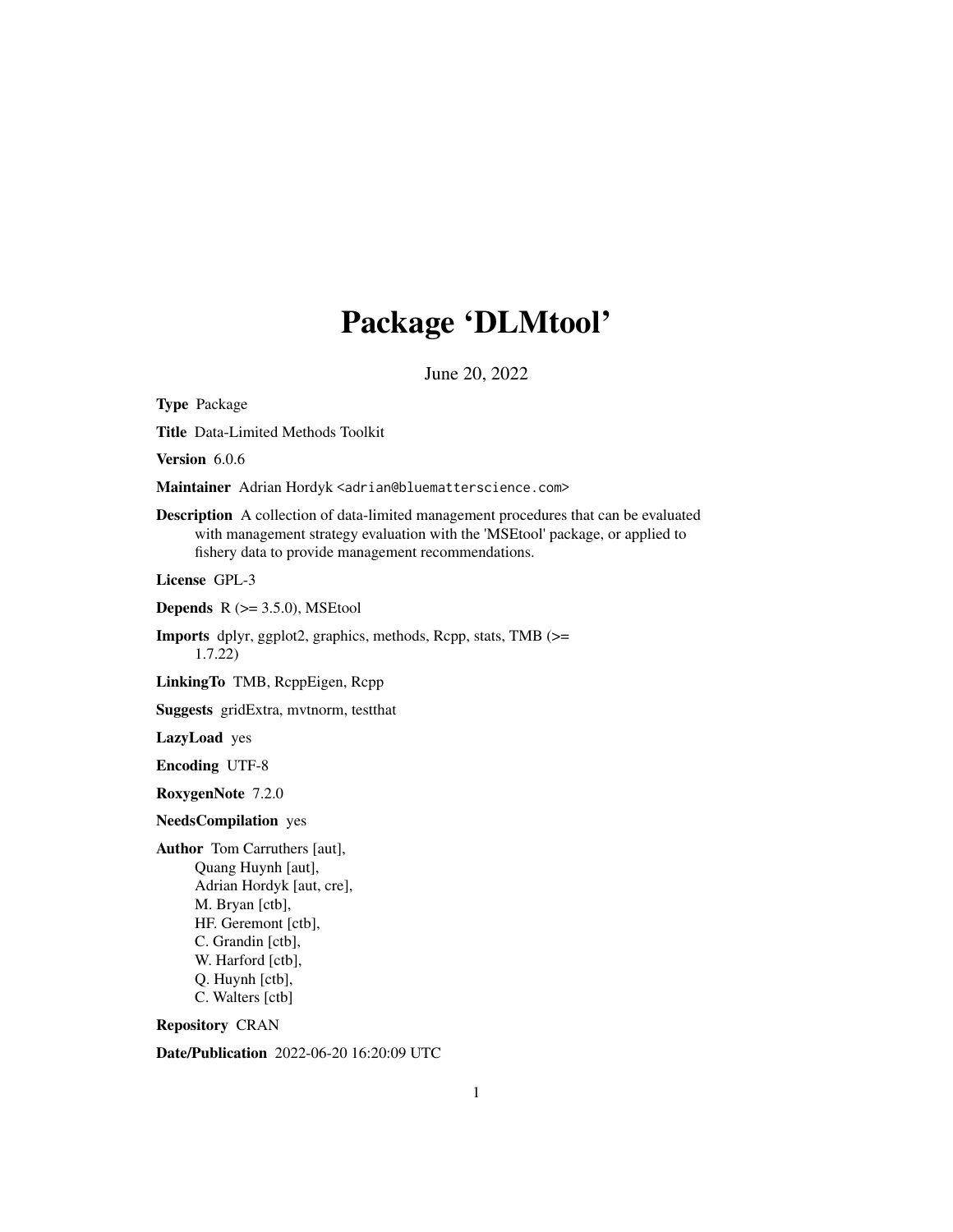# Package 'DLMtool'

June 20, 2022

**Type** Package

**Title** Data-Limited Methods Toolkit

**Version** 6.0.6

**Maintainer** Adrian Hordyk <adrian@bluematterscience.com>

**Description** A collection of data-limited management procedures that can be evaluated with management strategy evaluation with the 'MSEtool' package, or applied to fishery data to provide management recommendations.

**License** GPL-3

**Depends** R (>= 3.5.0), MSEtool

**Imports** dplyr, ggplot2, graphics, methods, Rcpp, stats, TMB (>= 1.7.22)

**LinkingTo** TMB, RcppEigen, Rcpp

**Suggests** gridExtra, mvtnorm, testthat

**LazyLoad** yes

**Encoding** UTF-8

**RoxygenNote** 7.2.0

**NeedsCompilation** yes

**Author** Tom Carruthers [aut],
Quang Huynh [aut],
Adrian Hordyk [aut, cre],
M. Bryan [ctb],
HF. Geremont [ctb],
C. Grandin [ctb],
W. Harford [ctb],
Q. Huynh [ctb],
C. Walters [ctb]

**Repository** CRAN

**Date/Publication** 2022-06-20 16:20:09 UTC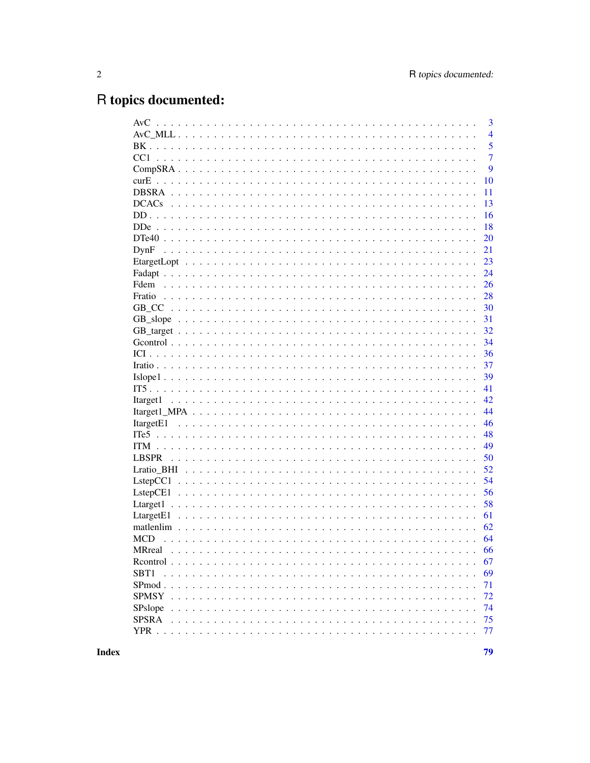# R topics documented:

| | |
|---|---|
| AvC | 3 |
| AvC_MLL | 4 |
| BK | 5 |
| CC1 | 7 |
| CompSRA | 9 |
| curE | 10 |
| DBSRA | 11 |
| DCACs | 13 |
| DD | 16 |
| DDe | 18 |
| DTe40 | 20 |
| DynF | 21 |
| EtargetLopt | 23 |
| Fadapt | 24 |
| Fdem | 26 |
| Fratio | 28 |
| GB_CC | 30 |
| GB_slope | 31 |
| GB_target | 32 |
| Gcontrol | 34 |
| ICI | 36 |
| Iratio | 37 |
| Islope1 | 39 |
| IT5 | 41 |
| Itarget1 | 42 |
| Itarget1_MPA | 44 |
| ItargetE1 | 46 |
| ITe5 | 48 |
| ITM | 49 |
| LBSPR | 50 |
| Lratio_BHI | 52 |
| LstepCC1 | 54 |
| LstepCE1 | 56 |
| Ltarget1 | 58 |
| LtargetE1 | 61 |
| matlenlim | 62 |
| MCD | 64 |
| MRreal | 66 |
| Rcontrol | 67 |
| SBT1 | 69 |
| SPmod | 71 |
| SPMSY | 72 |
| SPslope | 74 |
| SPSRA | 75 |
| YPR | 77 |

**Index** **79**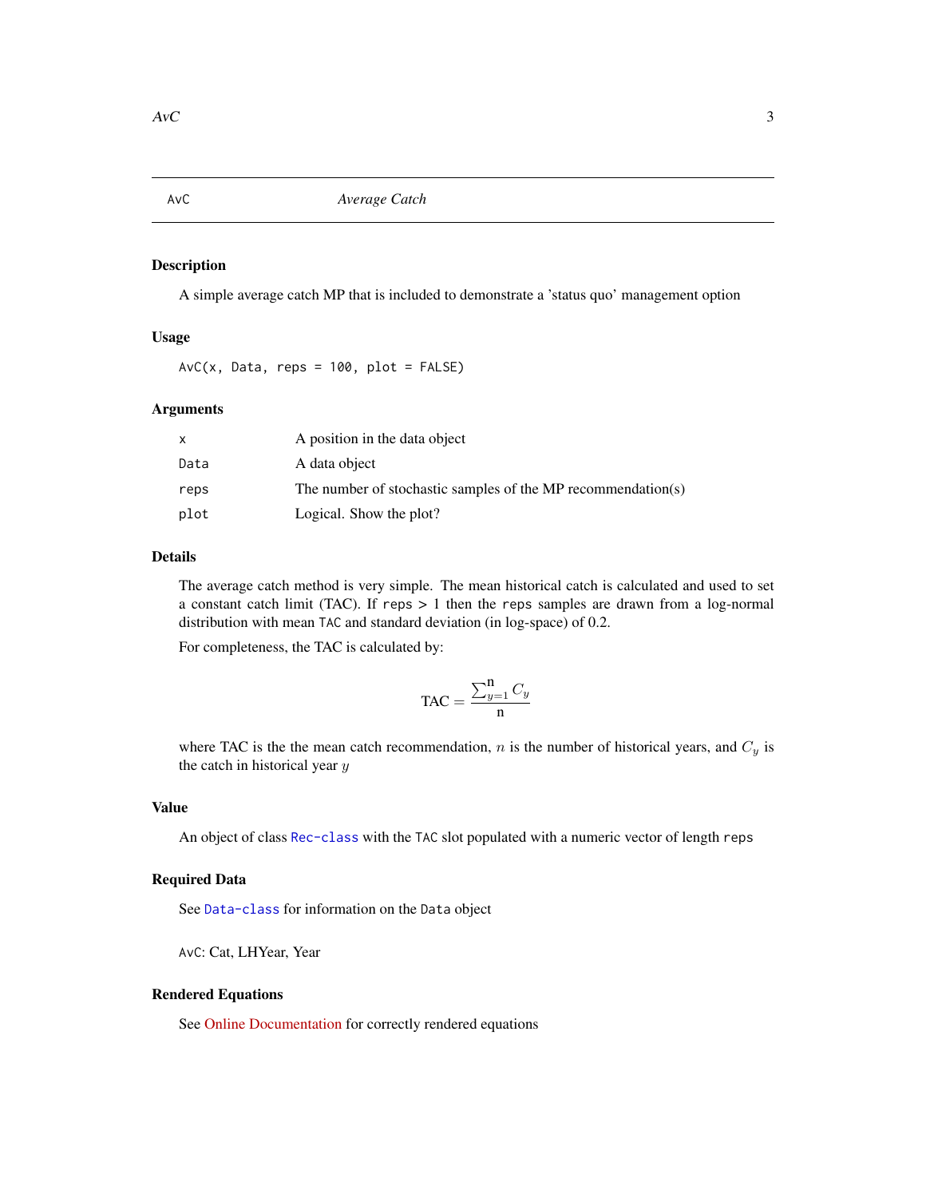## AvC — *Average Catch*

### Description

A simple average catch MP that is included to demonstrate a 'status quo' management option

### Usage

```
AvC(x, Data, reps = 100, plot = FALSE)
```

### Arguments

| | |
|---|---|
| `x` | A position in the data object |
| `Data` | A data object |
| `reps` | The number of stochastic samples of the MP recommendation(s) |
| `plot` | Logical. Show the plot? |

### Details

The average catch method is very simple. The mean historical catch is calculated and used to set a constant catch limit (TAC). If `reps` > 1 then the `reps` samples are drawn from a log-normal distribution with mean `TAC` and standard deviation (in log-space) of 0.2.

For completeness, the TAC is calculated by:

$$\text{TAC} = \frac{\sum_{y=1}^{\text{n}} C_y}{\text{n}}$$

where TAC is the the mean catch recommendation, $n$ is the number of historical years, and $C_y$ is the catch in historical year $y$

### Value

An object of class `Rec-class` with the `TAC` slot populated with a numeric vector of length `reps`

### Required Data

See `Data-class` for information on the `Data` object

`AvC`: Cat, LHYear, Year

### Rendered Equations

See Online Documentation for correctly rendered equations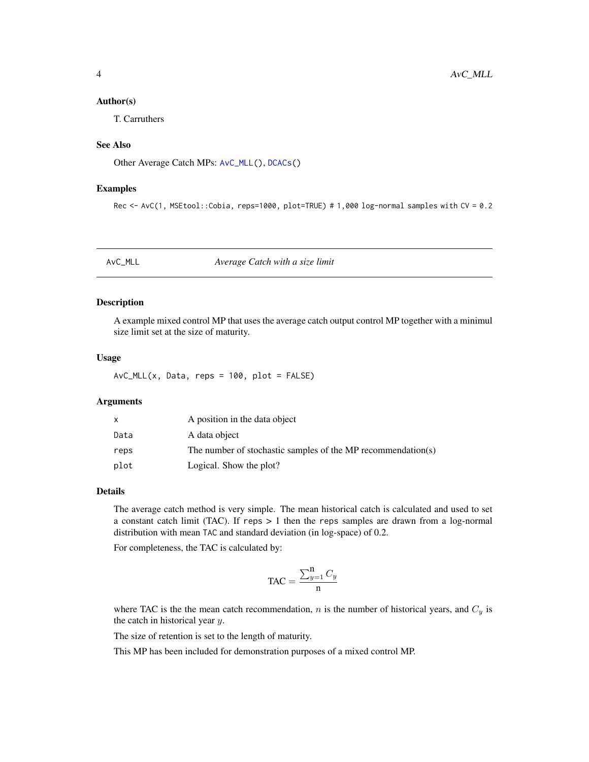### Author(s)

T. Carruthers

### See Also

Other Average Catch MPs: `AvC_MLL()`, `DCACs()`

### Examples

```
Rec <- AvC(1, MSEtool::Cobia, reps=1000, plot=TRUE) # 1,000 log-normal samples with CV = 0.2
```

---

## AvC_MLL    *Average Catch with a size limit*

---

### Description

A example mixed control MP that uses the average catch output control MP together with a minimul size limit set at the size of maturity.

### Usage

```
AvC_MLL(x, Data, reps = 100, plot = FALSE)
```

### Arguments

| | |
|---|---|
| x | A position in the data object |
| Data | A data object |
| reps | The number of stochastic samples of the MP recommendation(s) |
| plot | Logical. Show the plot? |

### Details

The average catch method is very simple. The mean historical catch is calculated and used to set a constant catch limit (TAC). If `reps` > 1 then the `reps` samples are drawn from a log-normal distribution with mean `TAC` and standard deviation (in log-space) of 0.2.

For completeness, the TAC is calculated by:

$$\text{TAC} = \frac{\sum_{y=1}^{\text{n}} C_y}{\text{n}}$$

where TAC is the the mean catch recommendation, $n$ is the number of historical years, and $C_y$ is the catch in historical year $y$.

The size of retention is set to the length of maturity.

This MP has been included for demonstration purposes of a mixed control MP.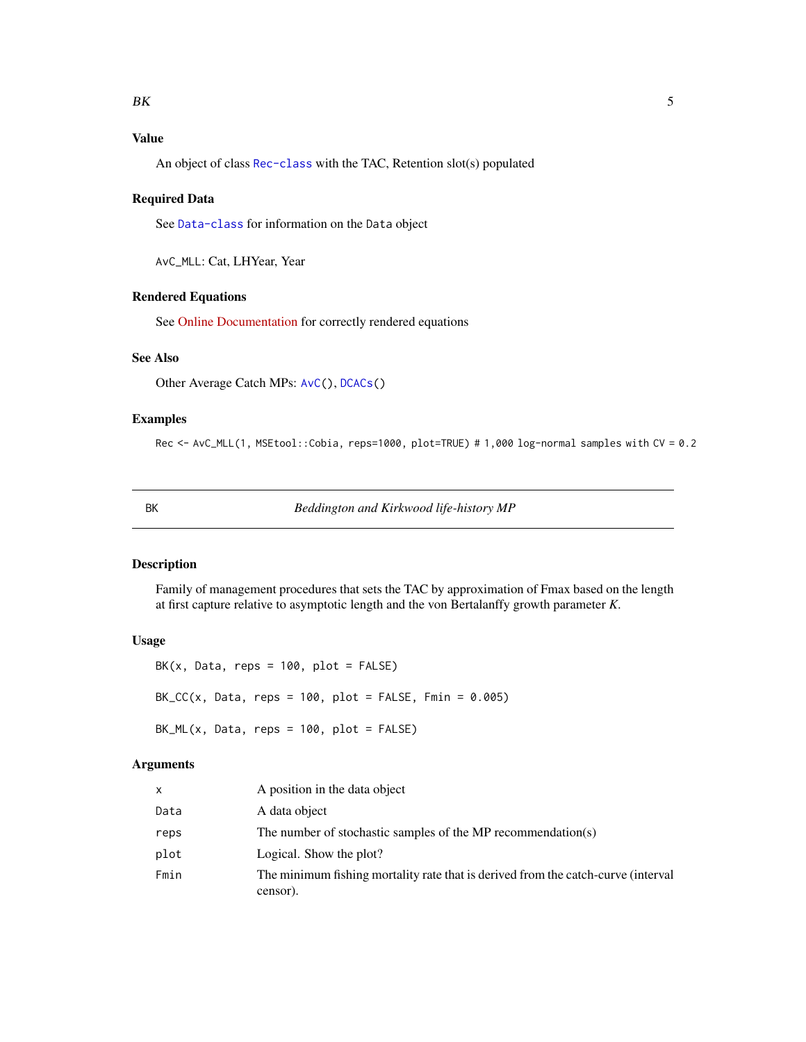## Value

An object of class `Rec-class` with the TAC, Retention slot(s) populated

## Required Data

See `Data-class` for information on the `Data` object

`AvC_MLL`: Cat, LHYear, Year

## Rendered Equations

See Online Documentation for correctly rendered equations

## See Also

Other Average Catch MPs: `AvC()`, `DCACs()`

## Examples

```
Rec <- AvC_MLL(1, MSEtool::Cobia, reps=1000, plot=TRUE) # 1,000 log-normal samples with CV = 0.2
```

---

# BK — *Beddington and Kirkwood life-history MP*

## Description

Family of management procedures that sets the TAC by approximation of Fmax based on the length at first capture relative to asymptotic length and the von Bertalanffy growth parameter *K*.

## Usage

```
BK(x, Data, reps = 100, plot = FALSE)

BK_CC(x, Data, reps = 100, plot = FALSE, Fmin = 0.005)

BK_ML(x, Data, reps = 100, plot = FALSE)
```

## Arguments

| | |
|---|---|
| `x` | A position in the data object |
| `Data` | A data object |
| `reps` | The number of stochastic samples of the MP recommendation(s) |
| `plot` | Logical. Show the plot? |
| `Fmin` | The minimum fishing mortality rate that is derived from the catch-curve (interval censor). |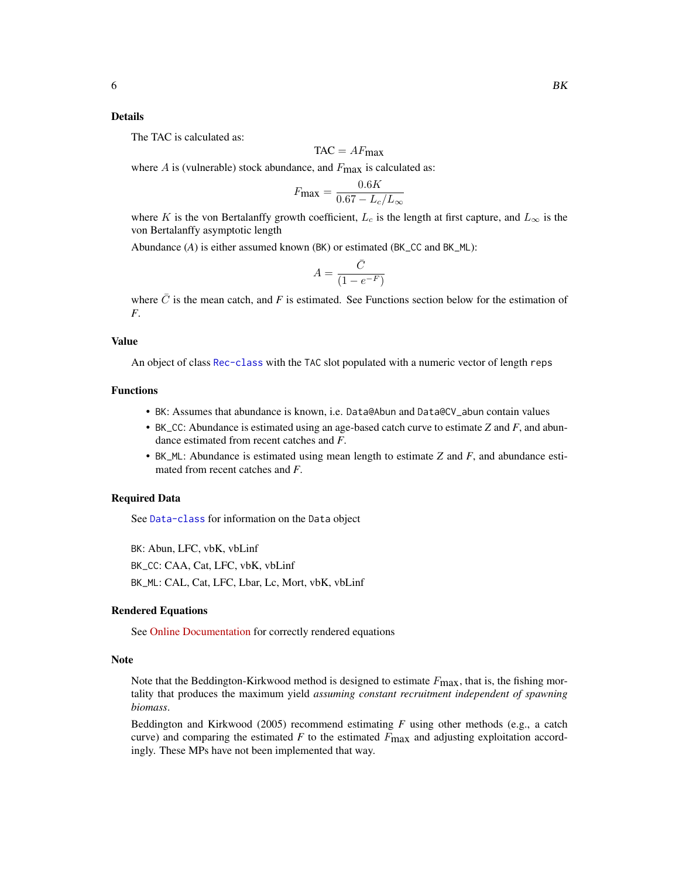### Details

The TAC is calculated as:

$$\text{TAC} = AF_{\text{max}}$$

where $A$ is (vulnerable) stock abundance, and $F_{\text{max}}$ is calculated as:

$$F_{\text{max}} = \frac{0.6K}{0.67 - L_c/L_\infty}$$

where $K$ is the von Bertalanffy growth coefficient, $L_c$ is the length at first capture, and $L_\infty$ is the von Bertalanffy asymptotic length

Abundance ($A$) is either assumed known (BK) or estimated (BK_CC and BK_ML):

$$A = \frac{\bar{C}}{(1 - e^{-F})}$$

where $\bar{C}$ is the mean catch, and $F$ is estimated. See Functions section below for the estimation of $F$.

### Value

An object of class Rec-class with the TAC slot populated with a numeric vector of length reps

### Functions

- BK: Assumes that abundance is known, i.e. Data@Abun and Data@CV_abun contain values
- BK_CC: Abundance is estimated using an age-based catch curve to estimate $Z$ and $F$, and abundance estimated from recent catches and $F$.
- BK_ML: Abundance is estimated using mean length to estimate $Z$ and $F$, and abundance estimated from recent catches and $F$.

### Required Data

See Data-class for information on the Data object

BK: Abun, LFC, vbK, vbLinf

BK_CC: CAA, Cat, LFC, vbK, vbLinf

BK_ML: CAL, Cat, LFC, Lbar, Lc, Mort, vbK, vbLinf

### Rendered Equations

See Online Documentation for correctly rendered equations

### Note

Note that the Beddington-Kirkwood method is designed to estimate $F_{\text{max}}$, that is, the fishing mortality that produces the maximum yield *assuming constant recruitment independent of spawning biomass*.

Beddington and Kirkwood (2005) recommend estimating $F$ using other methods (e.g., a catch curve) and comparing the estimated $F$ to the estimated $F_{\text{max}}$ and adjusting exploitation accordingly. These MPs have not been implemented that way.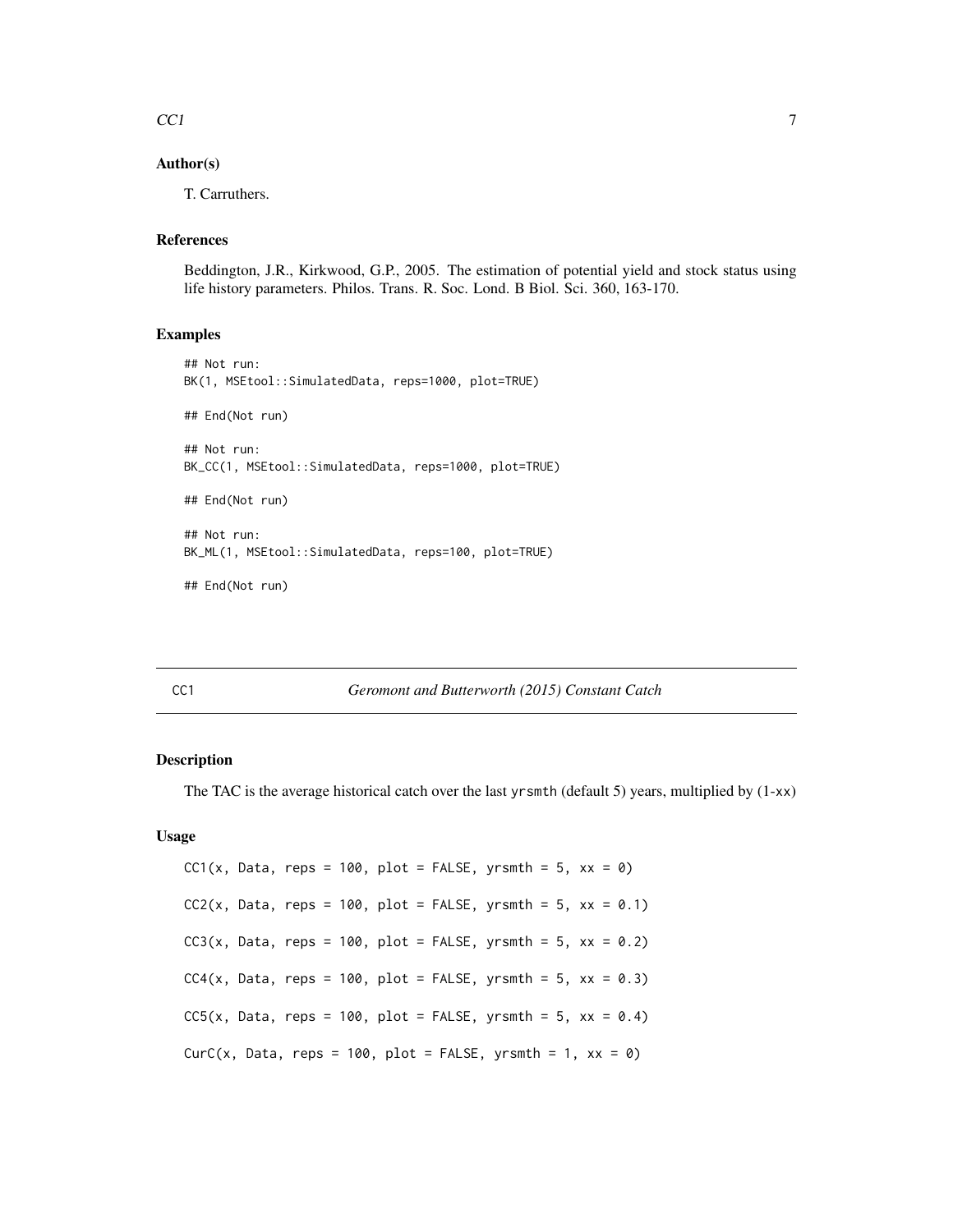### Author(s)

T. Carruthers.

### References

Beddington, J.R., Kirkwood, G.P., 2005. The estimation of potential yield and stock status using life history parameters. Philos. Trans. R. Soc. Lond. B Biol. Sci. 360, 163-170.

### Examples

```
## Not run:
BK(1, MSEtool::SimulatedData, reps=1000, plot=TRUE)

## End(Not run)

## Not run:
BK_CC(1, MSEtool::SimulatedData, reps=1000, plot=TRUE)

## End(Not run)

## Not run:
BK_ML(1, MSEtool::SimulatedData, reps=100, plot=TRUE)

## End(Not run)
```

---

## CC1 — *Geromont and Butterworth (2015) Constant Catch*

### Description

The TAC is the average historical catch over the last yrsmth (default 5) years, multiplied by (1-xx)

### Usage

```
CC1(x, Data, reps = 100, plot = FALSE, yrsmth = 5, xx = 0)

CC2(x, Data, reps = 100, plot = FALSE, yrsmth = 5, xx = 0.1)

CC3(x, Data, reps = 100, plot = FALSE, yrsmth = 5, xx = 0.2)

CC4(x, Data, reps = 100, plot = FALSE, yrsmth = 5, xx = 0.3)

CC5(x, Data, reps = 100, plot = FALSE, yrsmth = 5, xx = 0.4)

CurC(x, Data, reps = 100, plot = FALSE, yrsmth = 1, xx = 0)
```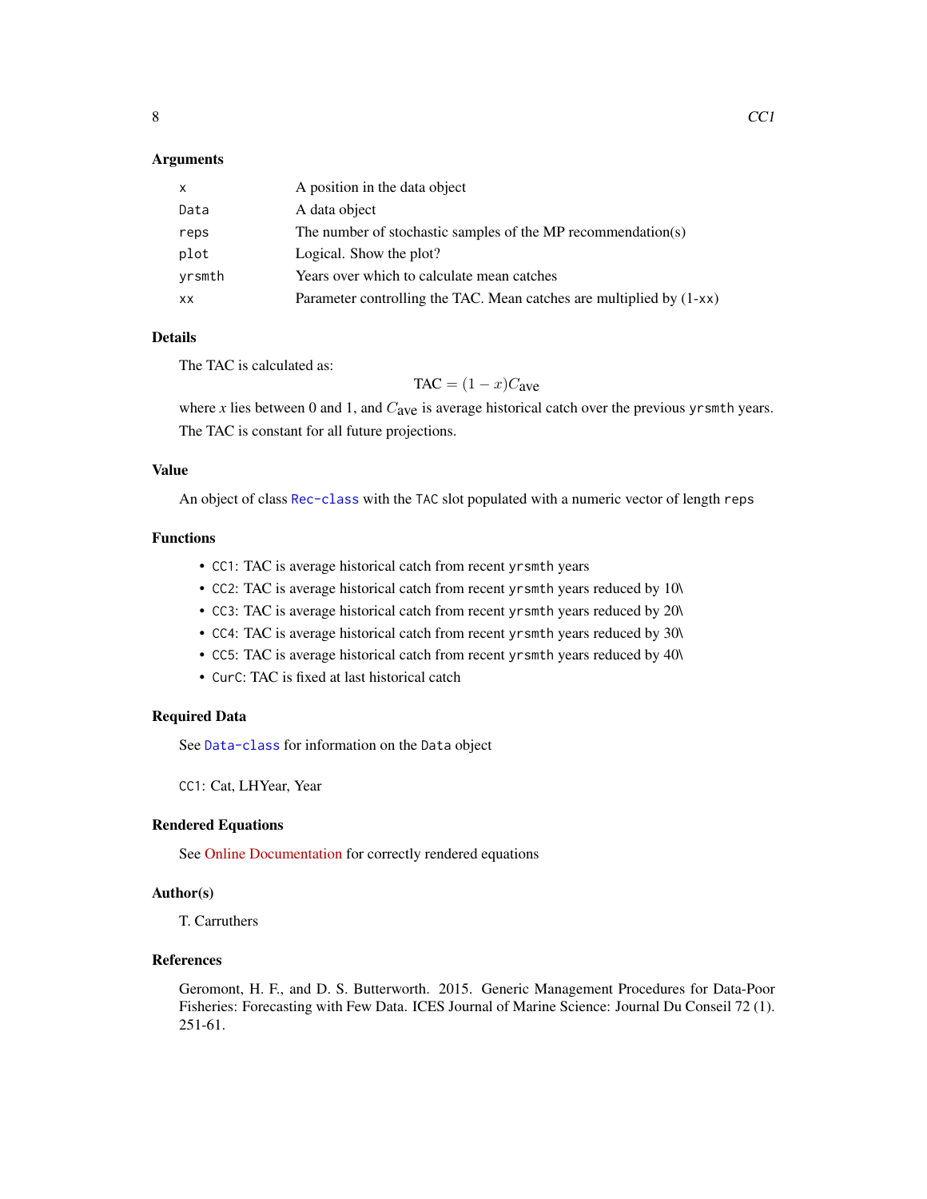### Arguments

| | |
|---|---|
| `x` | A position in the data object |
| `Data` | A data object |
| `reps` | The number of stochastic samples of the MP recommendation(s) |
| `plot` | Logical. Show the plot? |
| `yrsmth` | Years over which to calculate mean catches |
| `xx` | Parameter controlling the TAC. Mean catches are multiplied by (1-`xx`) |

### Details

The TAC is calculated as:

$$\text{TAC} = (1 - x)C_{\text{ave}}$$

where $x$ lies between 0 and 1, and $C_{\text{ave}}$ is average historical catch over the previous `yrsmth` years.

The TAC is constant for all future projections.

### Value

An object of class `Rec-class` with the `TAC` slot populated with a numeric vector of length `reps`

### Functions

- `CC1`: TAC is average historical catch from recent `yrsmth` years
- `CC2`: TAC is average historical catch from recent `yrsmth` years reduced by 10\
- `CC3`: TAC is average historical catch from recent `yrsmth` years reduced by 20\
- `CC4`: TAC is average historical catch from recent `yrsmth` years reduced by 30\
- `CC5`: TAC is average historical catch from recent `yrsmth` years reduced by 40\
- `CurC`: TAC is fixed at last historical catch

### Required Data

See `Data-class` for information on the `Data` object

`CC1`: Cat, LHYear, Year

### Rendered Equations

See Online Documentation for correctly rendered equations

### Author(s)

T. Carruthers

### References

Geromont, H. F., and D. S. Butterworth. 2015. Generic Management Procedures for Data-Poor Fisheries: Forecasting with Few Data. ICES Journal of Marine Science: Journal Du Conseil 72 (1). 251-61.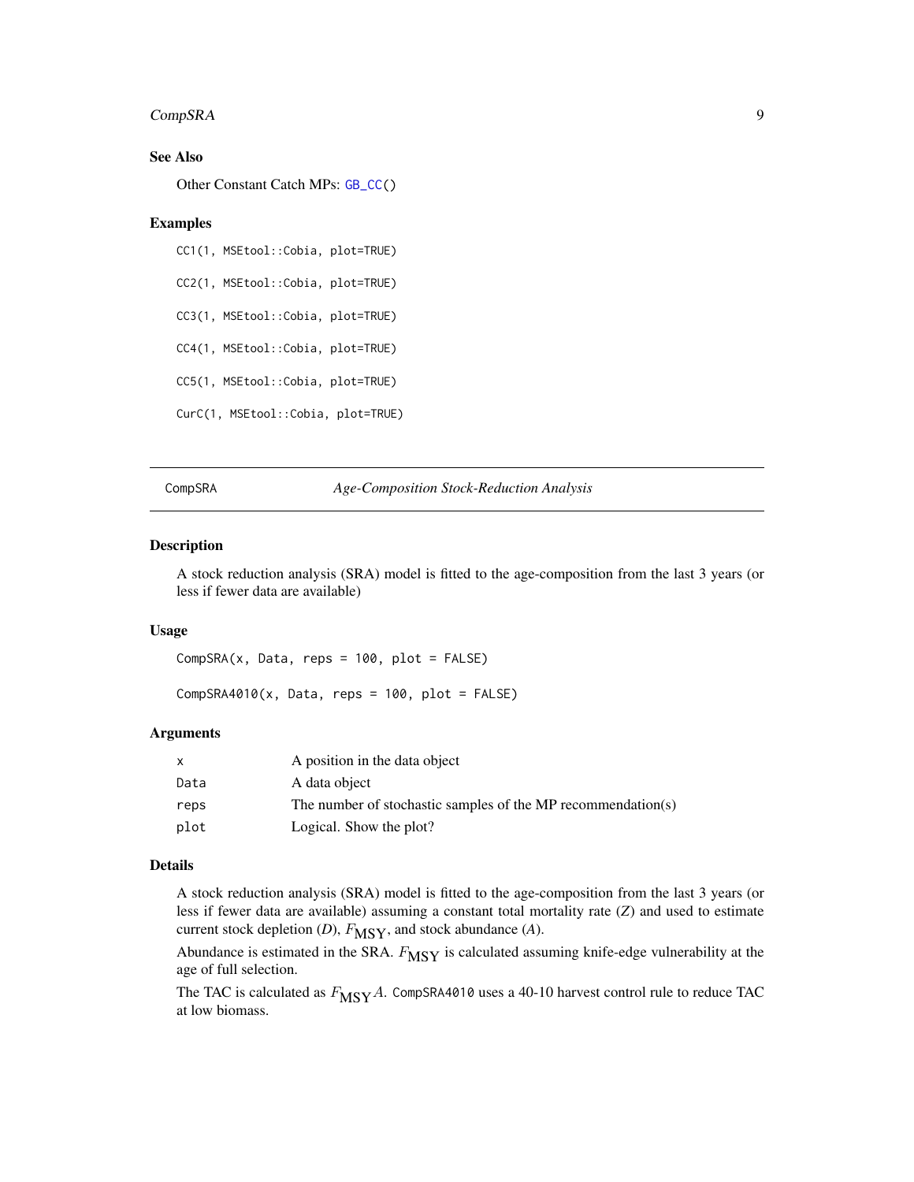### See Also

Other Constant Catch MPs: GB_CC()

### Examples

```
CC1(1, MSEtool::Cobia, plot=TRUE)

CC2(1, MSEtool::Cobia, plot=TRUE)

CC3(1, MSEtool::Cobia, plot=TRUE)

CC4(1, MSEtool::Cobia, plot=TRUE)

CC5(1, MSEtool::Cobia, plot=TRUE)

CurC(1, MSEtool::Cobia, plot=TRUE)
```

---

## CompSRA — *Age-Composition Stock-Reduction Analysis*

---

### Description

A stock reduction analysis (SRA) model is fitted to the age-composition from the last 3 years (or less if fewer data are available)

### Usage

```
CompSRA(x, Data, reps = 100, plot = FALSE)

CompSRA4010(x, Data, reps = 100, plot = FALSE)
```

### Arguments

| | |
|---|---|
| x | A position in the data object |
| Data | A data object |
| reps | The number of stochastic samples of the MP recommendation(s) |
| plot | Logical. Show the plot? |

### Details

A stock reduction analysis (SRA) model is fitted to the age-composition from the last 3 years (or less if fewer data are available) assuming a constant total mortality rate ($Z$) and used to estimate current stock depletion ($D$), $F_{MSY}$, and stock abundance ($A$).

Abundance is estimated in the SRA. $F_{MSY}$ is calculated assuming knife-edge vulnerability at the age of full selection.

The TAC is calculated as $F_{MSY}A$. `CompSRA4010` uses a 40-10 harvest control rule to reduce TAC at low biomass.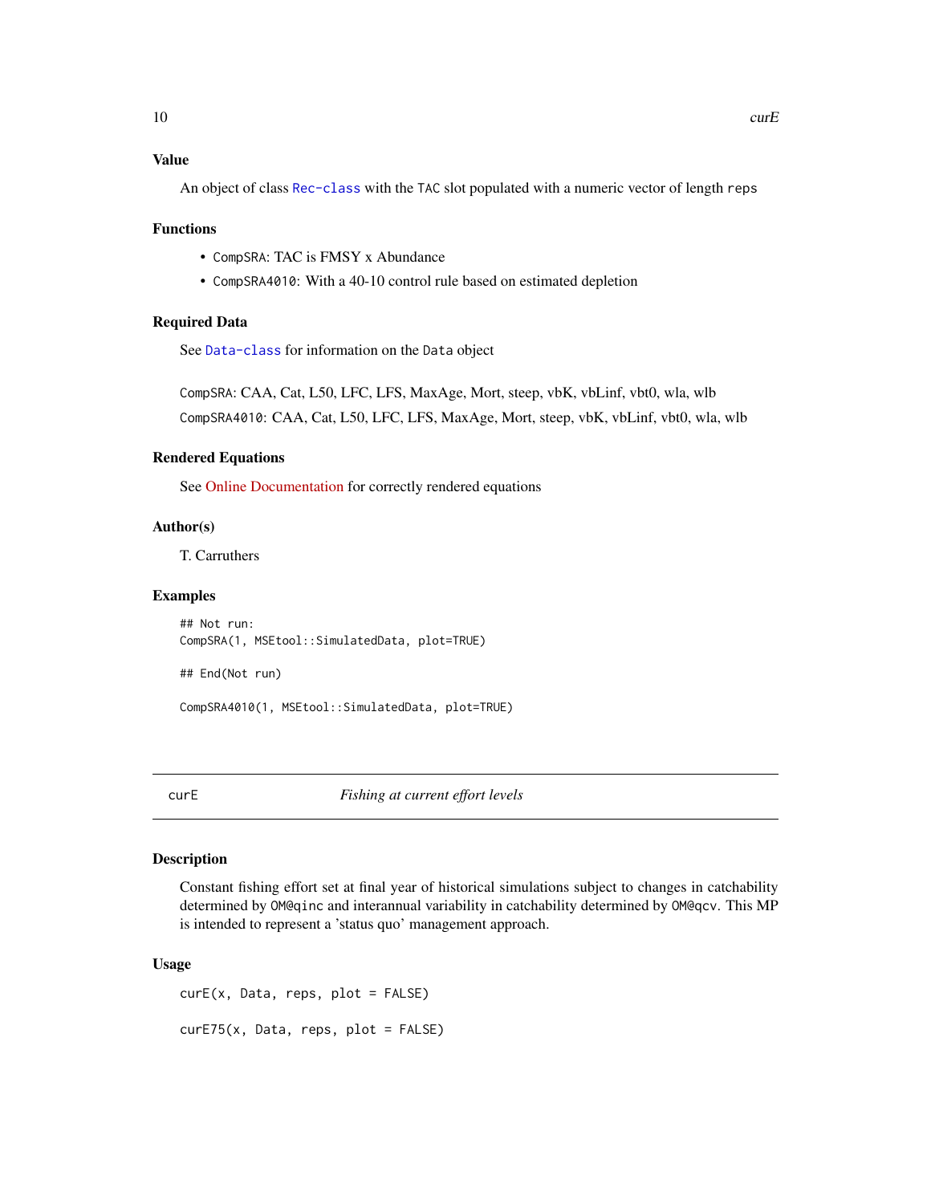### Value

An object of class `Rec-class` with the `TAC` slot populated with a numeric vector of length `reps`

### Functions

- `CompSRA`: TAC is FMSY x Abundance
- `CompSRA4010`: With a 40-10 control rule based on estimated depletion

### Required Data

See `Data-class` for information on the `Data` object

`CompSRA`: CAA, Cat, L50, LFC, LFS, MaxAge, Mort, steep, vbK, vbLinf, vbt0, wla, wlb

`CompSRA4010`: CAA, Cat, L50, LFC, LFS, MaxAge, Mort, steep, vbK, vbLinf, vbt0, wla, wlb

### Rendered Equations

See Online Documentation for correctly rendered equations

### Author(s)

T. Carruthers

### Examples

```
## Not run:
CompSRA(1, MSEtool::SimulatedData, plot=TRUE)

## End(Not run)

CompSRA4010(1, MSEtool::SimulatedData, plot=TRUE)
```

---

## curE — *Fishing at current effort levels*

### Description

Constant fishing effort set at final year of historical simulations subject to changes in catchability determined by `OM@qinc` and interannual variability in catchability determined by `OM@qcv`. This MP is intended to represent a 'status quo' management approach.

### Usage

```
curE(x, Data, reps, plot = FALSE)

curE75(x, Data, reps, plot = FALSE)
```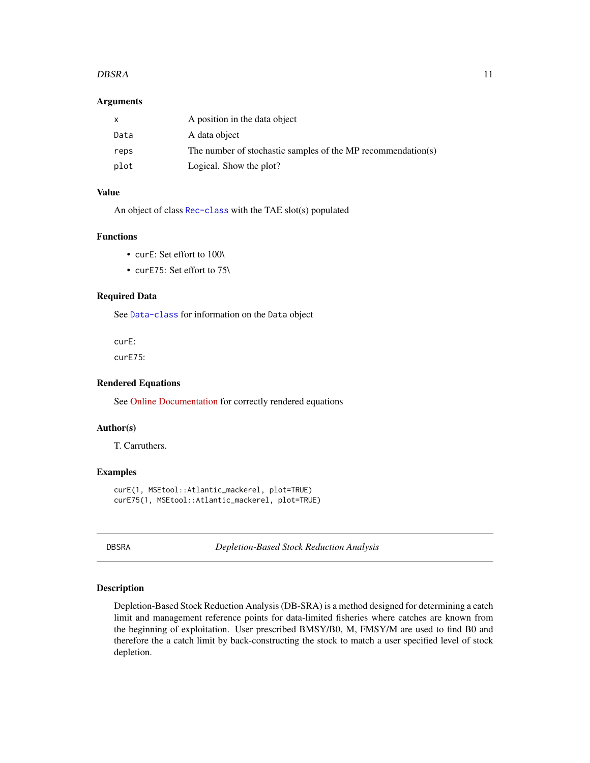### Arguments

| | |
|---|---|
| x | A position in the data object |
| Data | A data object |
| reps | The number of stochastic samples of the MP recommendation(s) |
| plot | Logical. Show the plot? |

### Value

An object of class Rec-class with the TAE slot(s) populated

### Functions

- curE: Set effort to 100\
- curE75: Set effort to 75\

### Required Data

See Data-class for information on the Data object

curE:

curE75:

### Rendered Equations

See Online Documentation for correctly rendered equations

### Author(s)

T. Carruthers.

### Examples

```
curE(1, MSEtool::Atlantic_mackerel, plot=TRUE)
curE75(1, MSEtool::Atlantic_mackerel, plot=TRUE)
```

---

## DBSRA &nbsp;&nbsp;&nbsp;&nbsp; *Depletion-Based Stock Reduction Analysis*

---

### Description

Depletion-Based Stock Reduction Analysis (DB-SRA) is a method designed for determining a catch limit and management reference points for data-limited fisheries where catches are known from the beginning of exploitation. User prescribed BMSY/B0, M, FMSY/M are used to find B0 and therefore the a catch limit by back-constructing the stock to match a user specified level of stock depletion.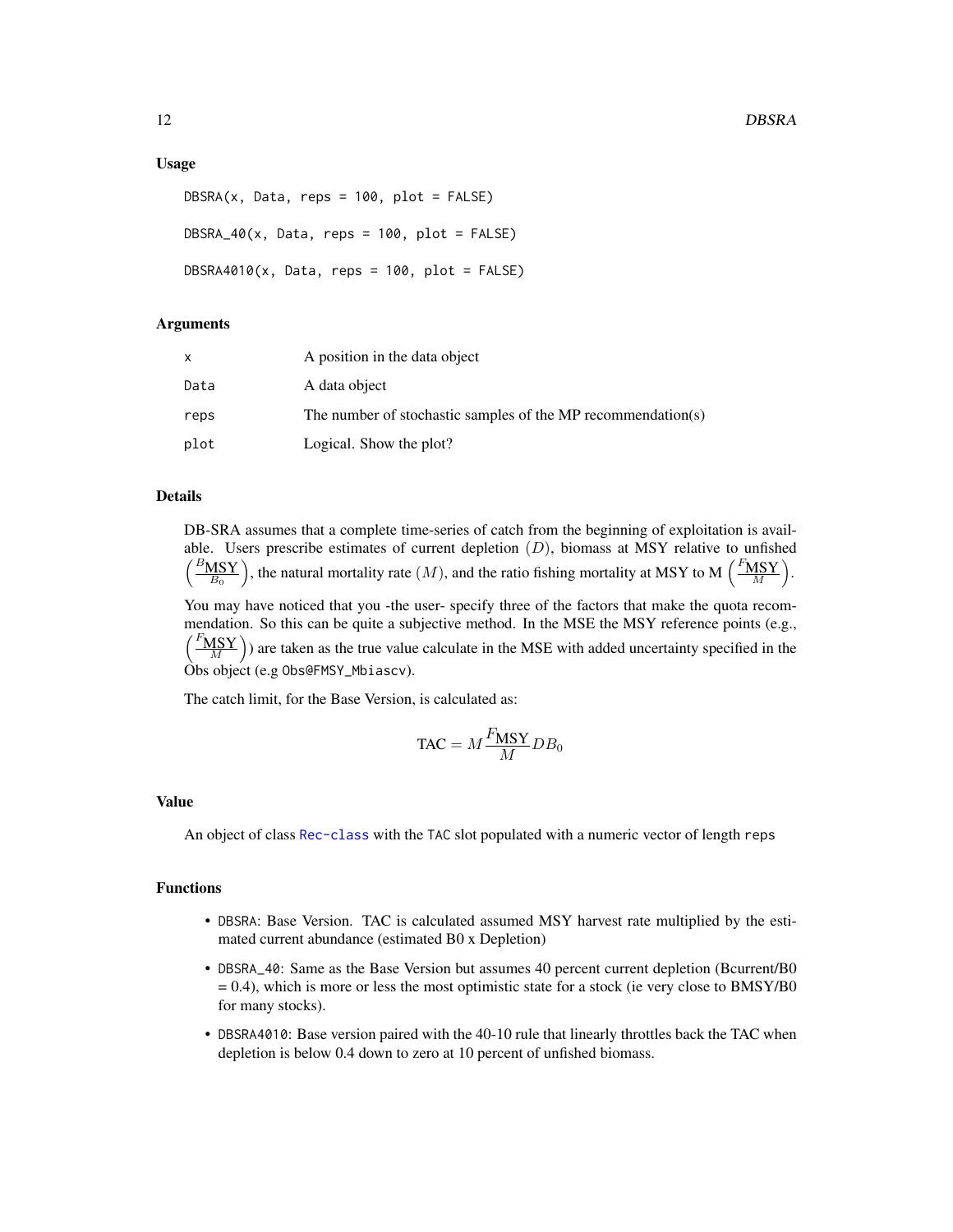### Usage

```
DBSRA(x, Data, reps = 100, plot = FALSE)

DBSRA_40(x, Data, reps = 100, plot = FALSE)

DBSRA4010(x, Data, reps = 100, plot = FALSE)
```

### Arguments

| | |
|---|---|
| x | A position in the data object |
| Data | A data object |
| reps | The number of stochastic samples of the MP recommendation(s) |
| plot | Logical. Show the plot? |

### Details

DB-SRA assumes that a complete time-series of catch from the beginning of exploitation is available. Users prescribe estimates of current depletion $(D)$, biomass at MSY relative to unfished $\left(\frac{B_{\text{MSY}}}{B_0}\right)$, the natural mortality rate $(M)$, and the ratio fishing mortality at MSY to M $\left(\frac{F_{\text{MSY}}}{M}\right)$.

You may have noticed that you -the user- specify three of the factors that make the quota recommendation. So this can be quite a subjective method. In the MSE the MSY reference points (e.g., $\left(\frac{F_{\text{MSY}}}{M}\right)$) are taken as the true value calculate in the MSE with added uncertainty specified in the Obs object (e.g Obs@FMSY_Mbiascv).

The catch limit, for the Base Version, is calculated as:

$$\text{TAC} = M\frac{F_{\text{MSY}}}{M}DB_0$$

### Value

An object of class Rec-class with the TAC slot populated with a numeric vector of length reps

### Functions

- DBSRA: Base Version. TAC is calculated assumed MSY harvest rate multiplied by the estimated current abundance (estimated B0 x Depletion)
- DBSRA_40: Same as the Base Version but assumes 40 percent current depletion (Bcurrent/B0 = 0.4), which is more or less the most optimistic state for a stock (ie very close to BMSY/B0 for many stocks).
- DBSRA4010: Base version paired with the 40-10 rule that linearly throttles back the TAC when depletion is below 0.4 down to zero at 10 percent of unfished biomass.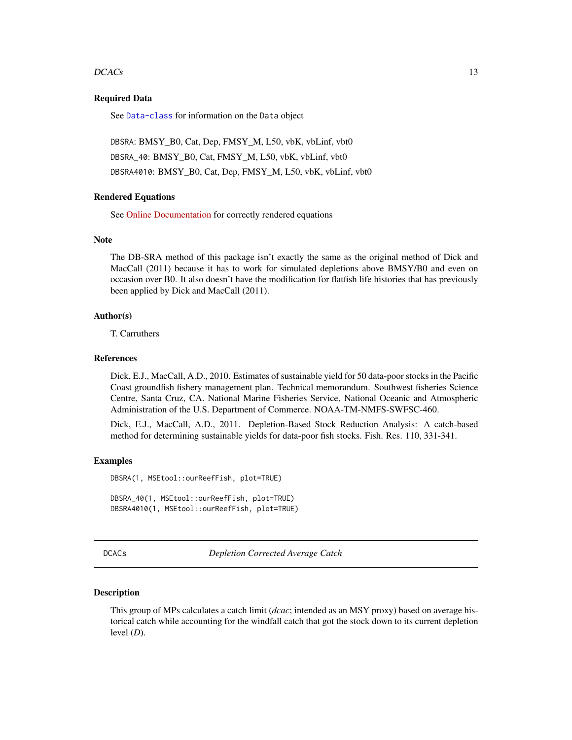### Required Data

See Data-class for information on the Data object

DBSRA: BMSY_B0, Cat, Dep, FMSY_M, L50, vbK, vbLinf, vbt0

DBSRA_40: BMSY_B0, Cat, FMSY_M, L50, vbK, vbLinf, vbt0

DBSRA4010: BMSY_B0, Cat, Dep, FMSY_M, L50, vbK, vbLinf, vbt0

### Rendered Equations

See Online Documentation for correctly rendered equations

### Note

The DB-SRA method of this package isn't exactly the same as the original method of Dick and MacCall (2011) because it has to work for simulated depletions above BMSY/B0 and even on occasion over B0. It also doesn't have the modification for flatfish life histories that has previously been applied by Dick and MacCall (2011).

### Author(s)

T. Carruthers

### References

Dick, E.J., MacCall, A.D., 2010. Estimates of sustainable yield for 50 data-poor stocks in the Pacific Coast groundfish fishery management plan. Technical memorandum. Southwest fisheries Science Centre, Santa Cruz, CA. National Marine Fisheries Service, National Oceanic and Atmospheric Administration of the U.S. Department of Commerce. NOAA-TM-NMFS-SWFSC-460.

Dick, E.J., MacCall, A.D., 2011. Depletion-Based Stock Reduction Analysis: A catch-based method for determining sustainable yields for data-poor fish stocks. Fish. Res. 110, 331-341.

### Examples

```
DBSRA(1, MSEtool::ourReefFish, plot=TRUE)

DBSRA_40(1, MSEtool::ourReefFish, plot=TRUE)
DBSRA4010(1, MSEtool::ourReefFish, plot=TRUE)
```

---

## DCACs — *Depletion Corrected Average Catch*

### Description

This group of MPs calculates a catch limit (*dcac*; intended as an MSY proxy) based on average historical catch while accounting for the windfall catch that got the stock down to its current depletion level (*D*).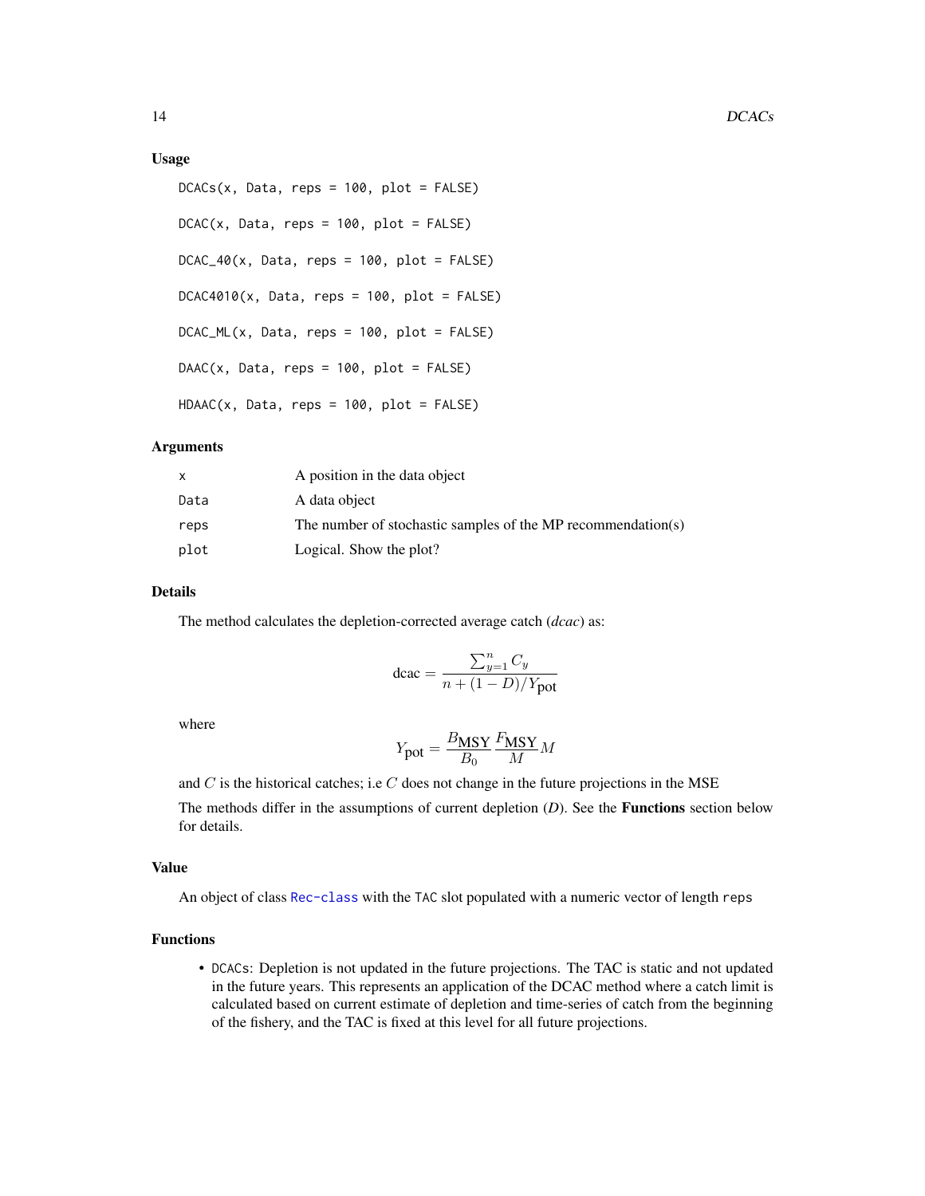### Usage

```
DCACs(x, Data, reps = 100, plot = FALSE)

DCAC(x, Data, reps = 100, plot = FALSE)

DCAC_40(x, Data, reps = 100, plot = FALSE)

DCAC4010(x, Data, reps = 100, plot = FALSE)

DCAC_ML(x, Data, reps = 100, plot = FALSE)

DAAC(x, Data, reps = 100, plot = FALSE)

HDAAC(x, Data, reps = 100, plot = FALSE)
```

### Arguments

| | |
|---|---|
| x | A position in the data object |
| Data | A data object |
| reps | The number of stochastic samples of the MP recommendation(s) |
| plot | Logical. Show the plot? |

### Details

The method calculates the depletion-corrected average catch (*dcac*) as:

$$\text{dcac} = \frac{\sum_{y=1}^{n} C_y}{n + (1 - D)/Y_{\text{pot}}}$$

where

$$Y_{\text{pot}} = \frac{B_{\text{MSY}}}{B_0} \frac{F_{\text{MSY}}}{M} M$$

and $C$ is the historical catches; i.e $C$ does not change in the future projections in the MSE

The methods differ in the assumptions of current depletion (*D*). See the **Functions** section below for details.

### Value

An object of class Rec-class with the TAC slot populated with a numeric vector of length reps

### Functions

- DCACs: Depletion is not updated in the future projections. The TAC is static and not updated in the future years. This represents an application of the DCAC method where a catch limit is calculated based on current estimate of depletion and time-series of catch from the beginning of the fishery, and the TAC is fixed at this level for all future projections.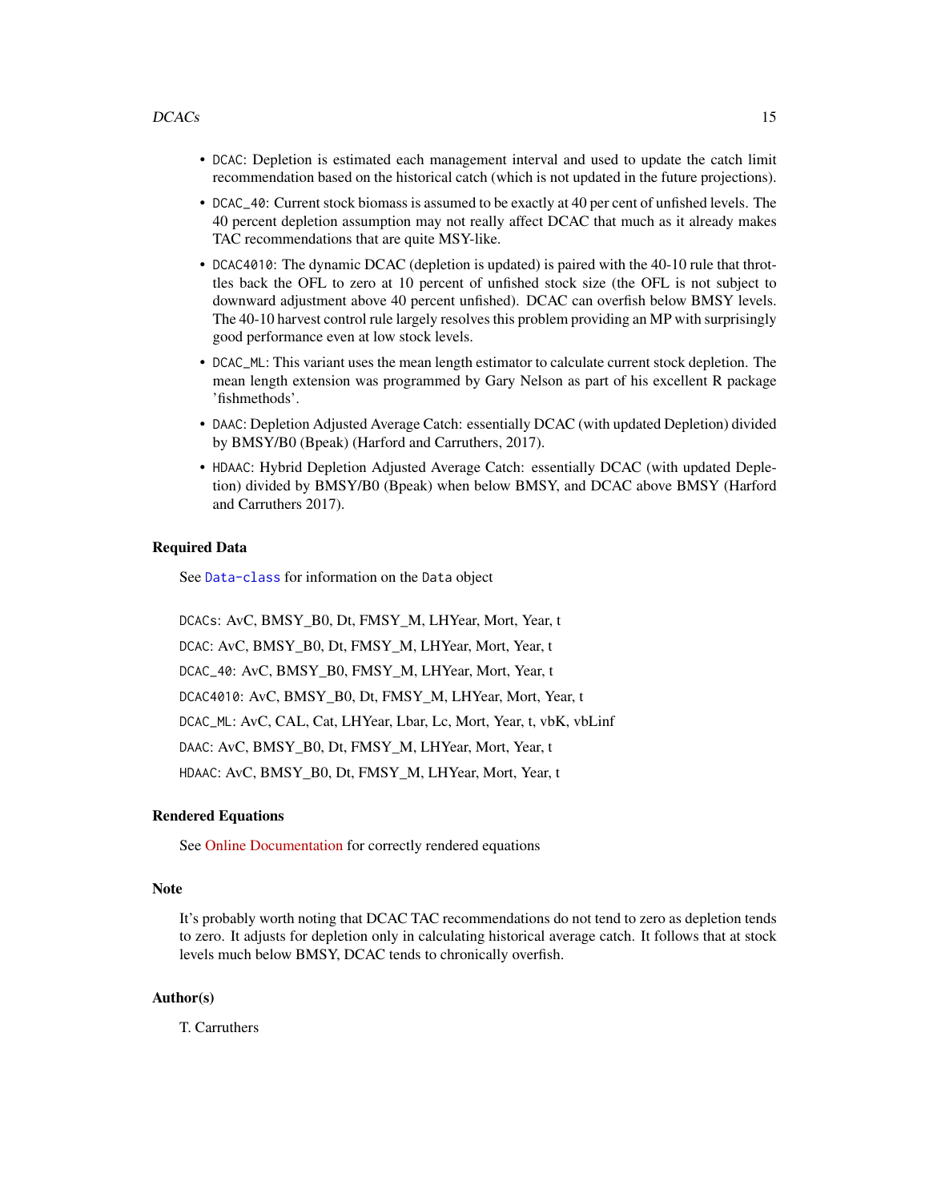- `DCAC`: Depletion is estimated each management interval and used to update the catch limit recommendation based on the historical catch (which is not updated in the future projections).
- `DCAC_40`: Current stock biomass is assumed to be exactly at 40 per cent of unfished levels. The 40 percent depletion assumption may not really affect DCAC that much as it already makes TAC recommendations that are quite MSY-like.
- `DCAC4010`: The dynamic DCAC (depletion is updated) is paired with the 40-10 rule that throttles back the OFL to zero at 10 percent of unfished stock size (the OFL is not subject to downward adjustment above 40 percent unfished). DCAC can overfish below BMSY levels. The 40-10 harvest control rule largely resolves this problem providing an MP with surprisingly good performance even at low stock levels.
- `DCAC_ML`: This variant uses the mean length estimator to calculate current stock depletion. The mean length extension was programmed by Gary Nelson as part of his excellent R package 'fishmethods'.
- `DAAC`: Depletion Adjusted Average Catch: essentially DCAC (with updated Depletion) divided by BMSY/B0 (Bpeak) (Harford and Carruthers, 2017).
- `HDAAC`: Hybrid Depletion Adjusted Average Catch: essentially DCAC (with updated Depletion) divided by BMSY/B0 (Bpeak) when below BMSY, and DCAC above BMSY (Harford and Carruthers 2017).

### Required Data

See `Data-class` for information on the `Data` object

`DCACs`: AvC, BMSY_B0, Dt, FMSY_M, LHYear, Mort, Year, t

`DCAC`: AvC, BMSY_B0, Dt, FMSY_M, LHYear, Mort, Year, t

`DCAC_40`: AvC, BMSY_B0, FMSY_M, LHYear, Mort, Year, t

`DCAC4010`: AvC, BMSY_B0, Dt, FMSY_M, LHYear, Mort, Year, t

`DCAC_ML`: AvC, CAL, Cat, LHYear, Lbar, Lc, Mort, Year, t, vbK, vbLinf

`DAAC`: AvC, BMSY_B0, Dt, FMSY_M, LHYear, Mort, Year, t

`HDAAC`: AvC, BMSY_B0, Dt, FMSY_M, LHYear, Mort, Year, t

### Rendered Equations

See Online Documentation for correctly rendered equations

### Note

It's probably worth noting that DCAC TAC recommendations do not tend to zero as depletion tends to zero. It adjusts for depletion only in calculating historical average catch. It follows that at stock levels much below BMSY, DCAC tends to chronically overfish.

### Author(s)

T. Carruthers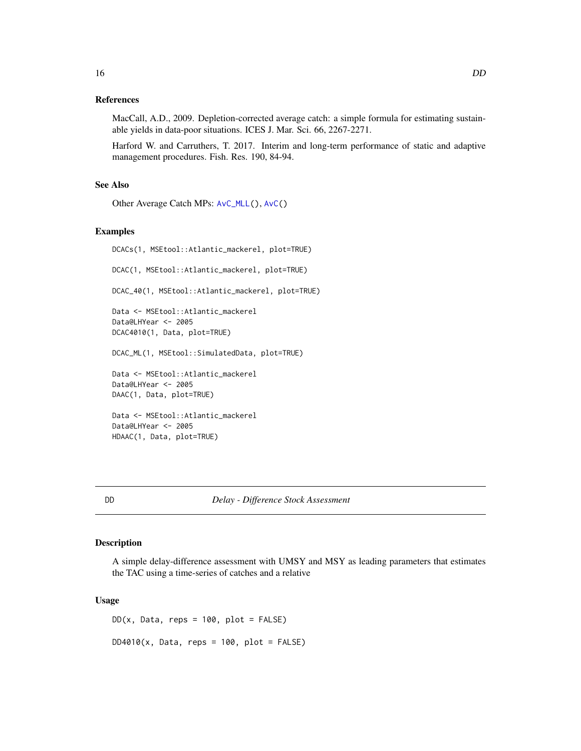### References

MacCall, A.D., 2009. Depletion-corrected average catch: a simple formula for estimating sustainable yields in data-poor situations. ICES J. Mar. Sci. 66, 2267-2271.

Harford W. and Carruthers, T. 2017. Interim and long-term performance of static and adaptive management procedures. Fish. Res. 190, 84-94.

### See Also

Other Average Catch MPs: AvC_MLL(), AvC()

### Examples

```
DCACs(1, MSEtool::Atlantic_mackerel, plot=TRUE)

DCAC(1, MSEtool::Atlantic_mackerel, plot=TRUE)

DCAC_40(1, MSEtool::Atlantic_mackerel, plot=TRUE)

Data <- MSEtool::Atlantic_mackerel
Data@LHYear <- 2005
DCAC4010(1, Data, plot=TRUE)

DCAC_ML(1, MSEtool::SimulatedData, plot=TRUE)

Data <- MSEtool::Atlantic_mackerel
Data@LHYear <- 2005
DAAC(1, Data, plot=TRUE)

Data <- MSEtool::Atlantic_mackerel
Data@LHYear <- 2005
HDAAC(1, Data, plot=TRUE)
```

---

## DD *Delay - Difference Stock Assessment*

### Description

A simple delay-difference assessment with UMSY and MSY as leading parameters that estimates the TAC using a time-series of catches and a relative

### Usage

```
DD(x, Data, reps = 100, plot = FALSE)

DD4010(x, Data, reps = 100, plot = FALSE)
```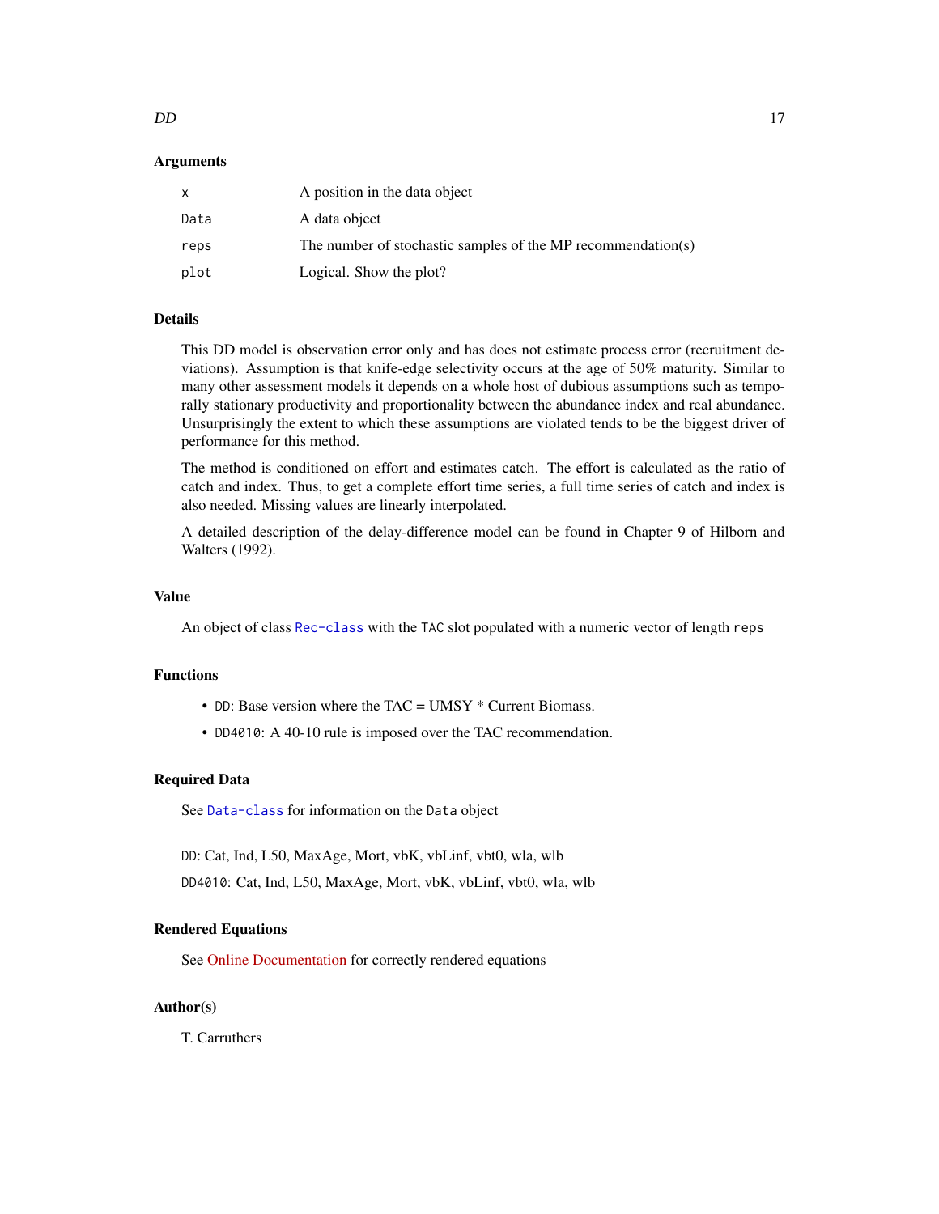### Arguments

| | |
|---|---|
| `x` | A position in the data object |
| `Data` | A data object |
| `reps` | The number of stochastic samples of the MP recommendation(s) |
| `plot` | Logical. Show the plot? |

### Details

This DD model is observation error only and has does not estimate process error (recruitment deviations). Assumption is that knife-edge selectivity occurs at the age of 50% maturity. Similar to many other assessment models it depends on a whole host of dubious assumptions such as temporally stationary productivity and proportionality between the abundance index and real abundance. Unsurprisingly the extent to which these assumptions are violated tends to be the biggest driver of performance for this method.

The method is conditioned on effort and estimates catch. The effort is calculated as the ratio of catch and index. Thus, to get a complete effort time series, a full time series of catch and index is also needed. Missing values are linearly interpolated.

A detailed description of the delay-difference model can be found in Chapter 9 of Hilborn and Walters (1992).

### Value

An object of class `Rec-class` with the `TAC` slot populated with a numeric vector of length `reps`

### Functions

- `DD`: Base version where the TAC = UMSY * Current Biomass.
- `DD4010`: A 40-10 rule is imposed over the TAC recommendation.

### Required Data

See `Data-class` for information on the `Data` object

`DD`: Cat, Ind, L50, MaxAge, Mort, vbK, vbLinf, vbt0, wla, wlb

`DD4010`: Cat, Ind, L50, MaxAge, Mort, vbK, vbLinf, vbt0, wla, wlb

### Rendered Equations

See Online Documentation for correctly rendered equations

### Author(s)

T. Carruthers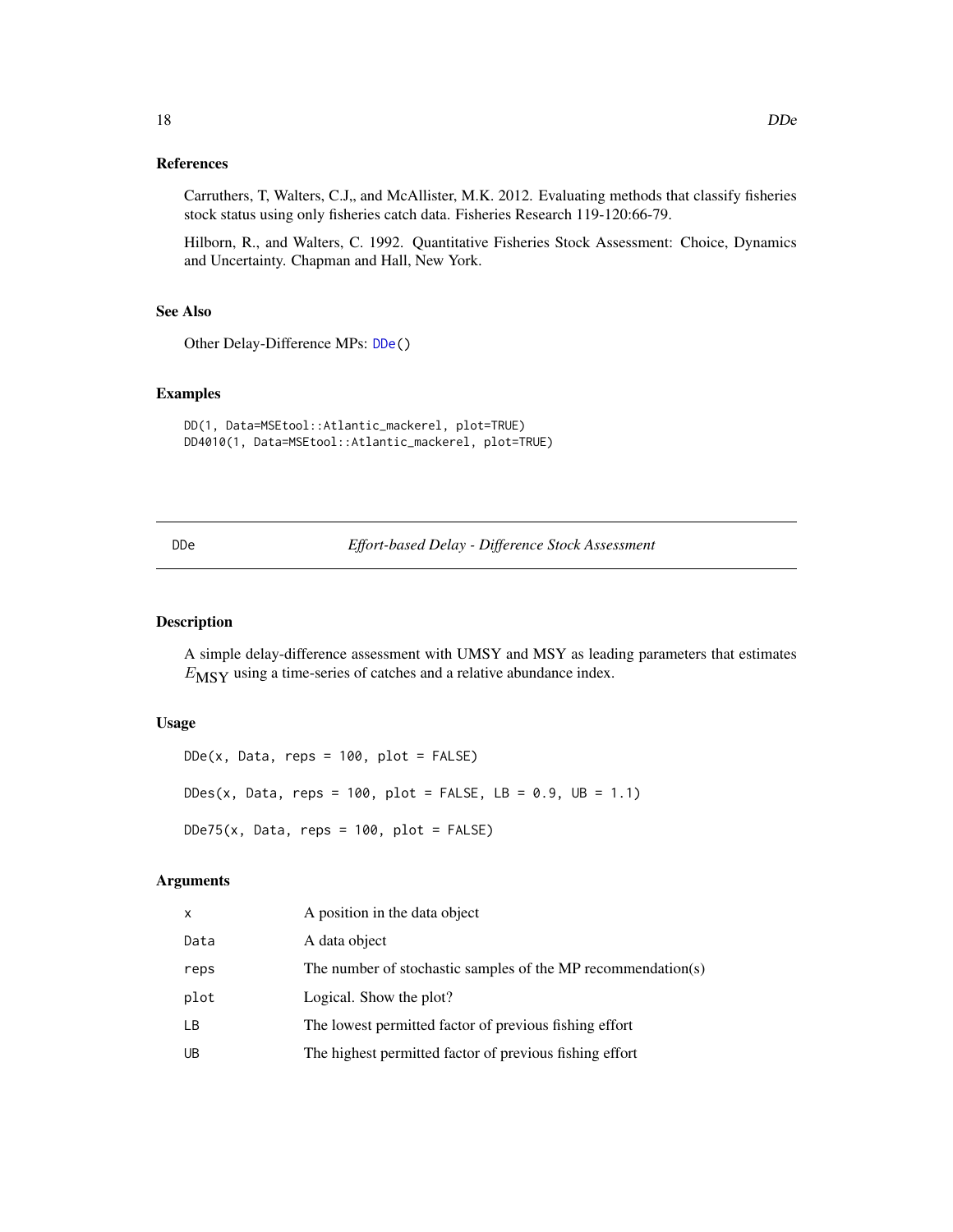### References

Carruthers, T, Walters, C.J,, and McAllister, M.K. 2012. Evaluating methods that classify fisheries stock status using only fisheries catch data. Fisheries Research 119-120:66-79.

Hilborn, R., and Walters, C. 1992. Quantitative Fisheries Stock Assessment: Choice, Dynamics and Uncertainty. Chapman and Hall, New York.

### See Also

Other Delay-Difference MPs: DDe()

### Examples

```
DD(1, Data=MSEtool::Atlantic_mackerel, plot=TRUE)
DD4010(1, Data=MSEtool::Atlantic_mackerel, plot=TRUE)
```

---

## DDe — *Effort-based Delay - Difference Stock Assessment*

### Description

A simple delay-difference assessment with UMSY and MSY as leading parameters that estimates $E_{\text{MSY}}$ using a time-series of catches and a relative abundance index.

### Usage

```
DDe(x, Data, reps = 100, plot = FALSE)

DDes(x, Data, reps = 100, plot = FALSE, LB = 0.9, UB = 1.1)

DDe75(x, Data, reps = 100, plot = FALSE)
```

### Arguments

| | |
|---|---|
| x | A position in the data object |
| Data | A data object |
| reps | The number of stochastic samples of the MP recommendation(s) |
| plot | Logical. Show the plot? |
| LB | The lowest permitted factor of previous fishing effort |
| UB | The highest permitted factor of previous fishing effort |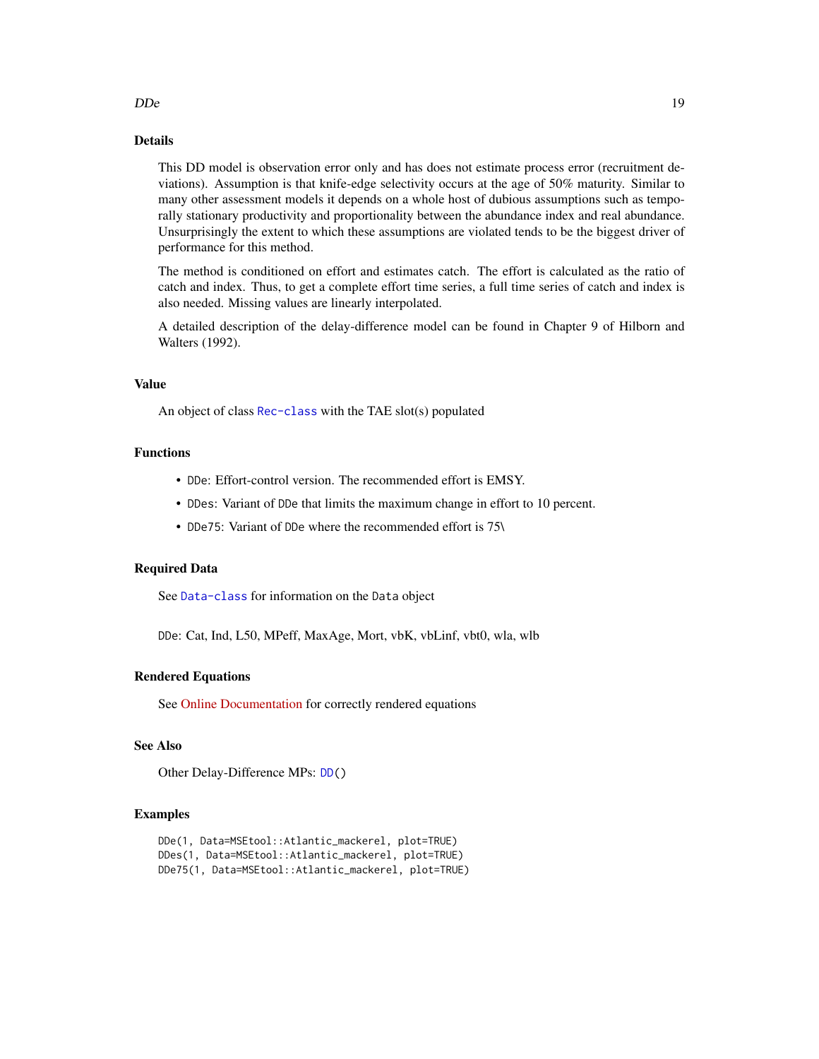## Details

This DD model is observation error only and has does not estimate process error (recruitment deviations). Assumption is that knife-edge selectivity occurs at the age of 50% maturity. Similar to many other assessment models it depends on a whole host of dubious assumptions such as temporally stationary productivity and proportionality between the abundance index and real abundance. Unsurprisingly the extent to which these assumptions are violated tends to be the biggest driver of performance for this method.

The method is conditioned on effort and estimates catch. The effort is calculated as the ratio of catch and index. Thus, to get a complete effort time series, a full time series of catch and index is also needed. Missing values are linearly interpolated.

A detailed description of the delay-difference model can be found in Chapter 9 of Hilborn and Walters (1992).

## Value

An object of class `Rec-class` with the TAE slot(s) populated

## Functions

- `DDe`: Effort-control version. The recommended effort is EMSY.
- `DDes`: Variant of `DDe` that limits the maximum change in effort to 10 percent.
- `DDe75`: Variant of `DDe` where the recommended effort is 75\

## Required Data

See `Data-class` for information on the `Data` object

`DDe`: Cat, Ind, L50, MPeff, MaxAge, Mort, vbK, vbLinf, vbt0, wla, wlb

## Rendered Equations

See Online Documentation for correctly rendered equations

## See Also

Other Delay-Difference MPs: `DD()`

## Examples

```
DDe(1, Data=MSEtool::Atlantic_mackerel, plot=TRUE)
DDes(1, Data=MSEtool::Atlantic_mackerel, plot=TRUE)
DDe75(1, Data=MSEtool::Atlantic_mackerel, plot=TRUE)
```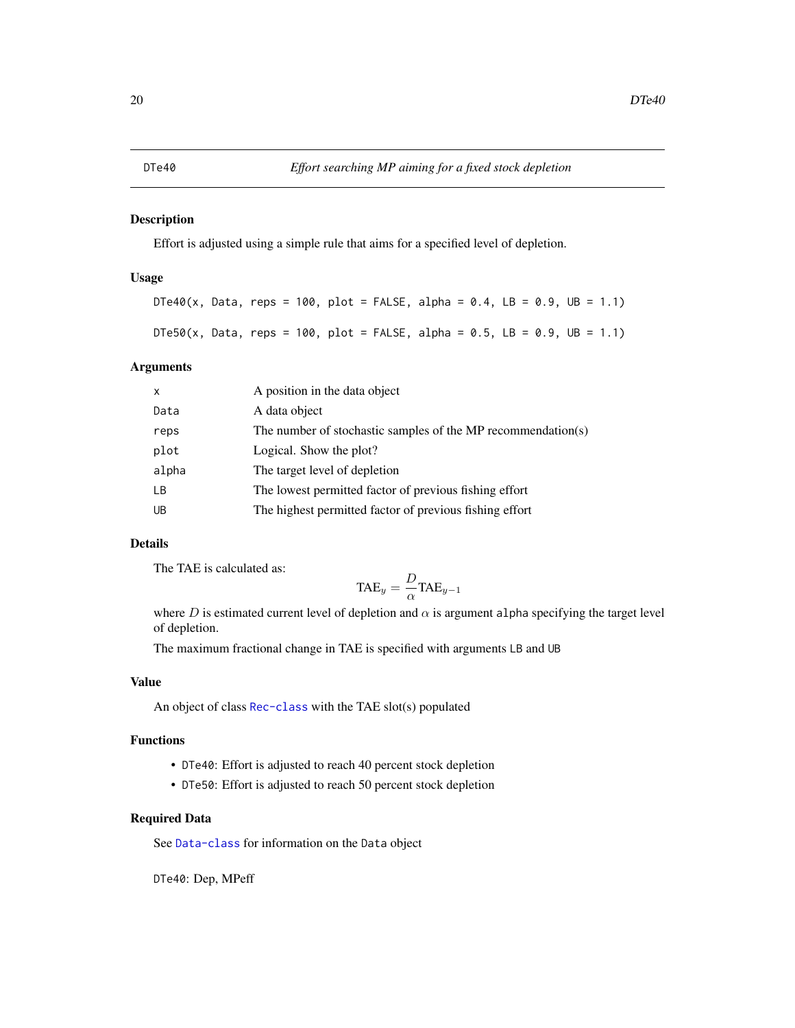## DTe40 — *Effort searching MP aiming for a fixed stock depletion*

### Description

Effort is adjusted using a simple rule that aims for a specified level of depletion.

### Usage

```
DTe40(x, Data, reps = 100, plot = FALSE, alpha = 0.4, LB = 0.9, UB = 1.1)

DTe50(x, Data, reps = 100, plot = FALSE, alpha = 0.5, LB = 0.9, UB = 1.1)
```

### Arguments

| | |
|---|---|
| `x` | A position in the data object |
| `Data` | A data object |
| `reps` | The number of stochastic samples of the MP recommendation(s) |
| `plot` | Logical. Show the plot? |
| `alpha` | The target level of depletion |
| `LB` | The lowest permitted factor of previous fishing effort |
| `UB` | The highest permitted factor of previous fishing effort |

### Details

The TAE is calculated as:

$$\text{TAE}_y = \frac{D}{\alpha}\text{TAE}_{y-1}$$

where $D$ is estimated current level of depletion and $\alpha$ is argument `alpha` specifying the target level of depletion.

The maximum fractional change in TAE is specified with arguments `LB` and `UB`

### Value

An object of class `Rec-class` with the TAE slot(s) populated

### Functions

- `DTe40`: Effort is adjusted to reach 40 percent stock depletion
- `DTe50`: Effort is adjusted to reach 50 percent stock depletion

### Required Data

See `Data-class` for information on the `Data` object

`DTe40`: Dep, MPeff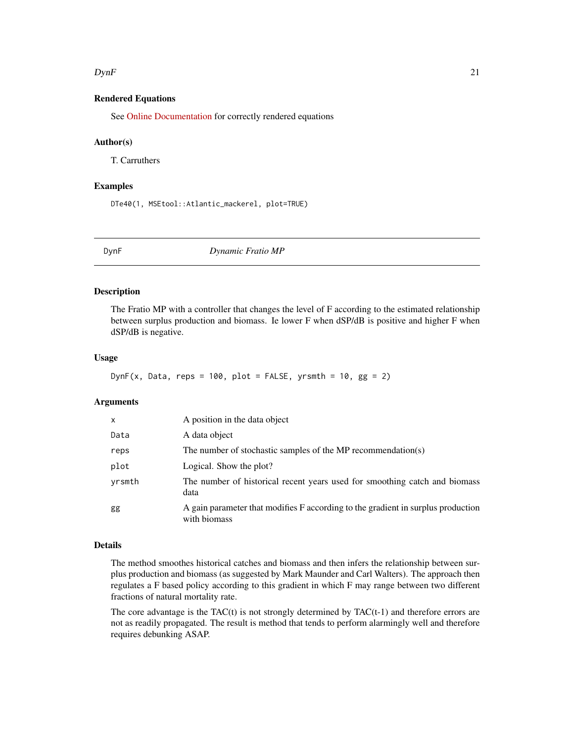### Rendered Equations

See Online Documentation for correctly rendered equations

### Author(s)

T. Carruthers

### Examples

```
DTe40(1, MSEtool::Atlantic_mackerel, plot=TRUE)
```

---

## DynF — *Dynamic Fratio MP*

---

### Description

The Fratio MP with a controller that changes the level of F according to the estimated relationship between surplus production and biomass. Ie lower F when dSP/dB is positive and higher F when dSP/dB is negative.

### Usage

```
DynF(x, Data, reps = 100, plot = FALSE, yrsmth = 10, gg = 2)
```

### Arguments

| | |
|---|---|
| `x` | A position in the data object |
| `Data` | A data object |
| `reps` | The number of stochastic samples of the MP recommendation(s) |
| `plot` | Logical. Show the plot? |
| `yrsmth` | The number of historical recent years used for smoothing catch and biomass data |
| `gg` | A gain parameter that modifies F according to the gradient in surplus production with biomass |

### Details

The method smoothes historical catches and biomass and then infers the relationship between surplus production and biomass (as suggested by Mark Maunder and Carl Walters). The approach then regulates a F based policy according to this gradient in which F may range between two different fractions of natural mortality rate.

The core advantage is the TAC(t) is not strongly determined by TAC(t-1) and therefore errors are not as readily propagated. The result is method that tends to perform alarmingly well and therefore requires debunking ASAP.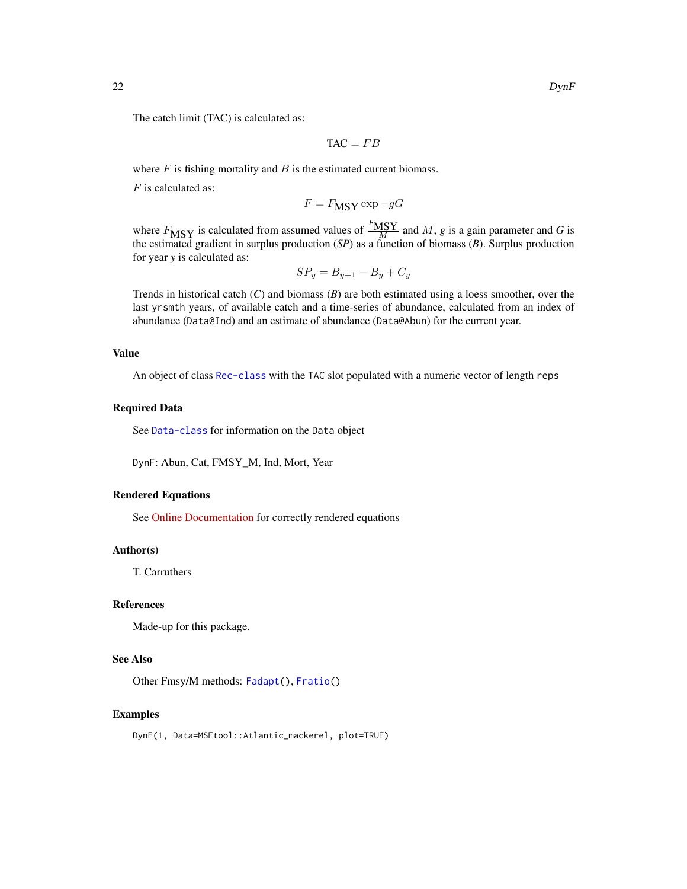The catch limit (TAC) is calculated as:

$$\text{TAC} = FB$$

where $F$ is fishing mortality and $B$ is the estimated current biomass.

$F$ is calculated as:

$$F = F_{\text{MSY}} \exp -gG$$

where $F_{\text{MSY}}$ is calculated from assumed values of $\frac{F_{\text{MSY}}}{M}$ and $M$, *g* is a gain parameter and *G* is the estimated gradient in surplus production (*SP*) as a function of biomass (*B*). Surplus production for year *y* is calculated as:

$$SP_y = B_{y+1} - B_y + C_y$$

Trends in historical catch (*C*) and biomass (*B*) are both estimated using a loess smoother, over the last `yrsmth` years, of available catch and a time-series of abundance, calculated from an index of abundance (`Data@Ind`) and an estimate of abundance (`Data@Abun`) for the current year.

## Value

An object of class `Rec-class` with the `TAC` slot populated with a numeric vector of length `reps`

## Required Data

See `Data-class` for information on the `Data` object

`DynF`: Abun, Cat, FMSY_M, Ind, Mort, Year

## Rendered Equations

See Online Documentation for correctly rendered equations

## Author(s)

T. Carruthers

## References

Made-up for this package.

## See Also

Other Fmsy/M methods: `Fadapt()`, `Fratio()`

## Examples

```
DynF(1, Data=MSEtool::Atlantic_mackerel, plot=TRUE)
```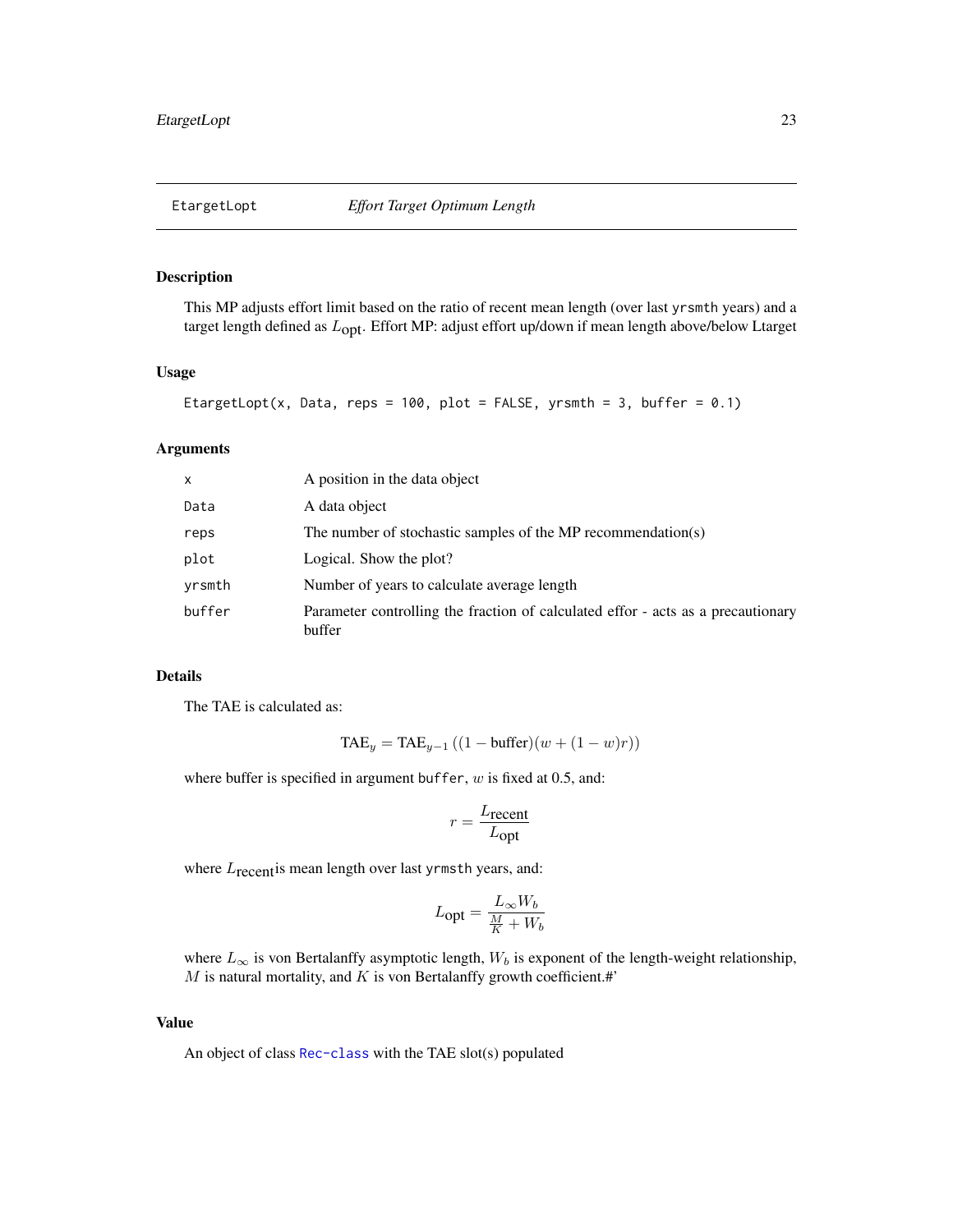## EtargetLopt — *Effort Target Optimum Length*

### Description

This MP adjusts effort limit based on the ratio of recent mean length (over last `yrsmth` years) and a target length defined as $L_{\text{opt}}$. Effort MP: adjust effort up/down if mean length above/below Ltarget

### Usage

```
EtargetLopt(x, Data, reps = 100, plot = FALSE, yrsmth = 3, buffer = 0.1)
```

### Arguments

| | |
|---|---|
| `x` | A position in the data object |
| `Data` | A data object |
| `reps` | The number of stochastic samples of the MP recommendation(s) |
| `plot` | Logical. Show the plot? |
| `yrsmth` | Number of years to calculate average length |
| `buffer` | Parameter controlling the fraction of calculated effor - acts as a precautionary buffer |

### Details

The TAE is calculated as:

$$\text{TAE}_y = \text{TAE}_{y-1}\left((1-\text{buffer})(w + (1-w)r)\right)$$

where buffer is specified in argument `buffer`, $w$ is fixed at 0.5, and:

$$r = \frac{L_{\text{recent}}}{L_{\text{opt}}}$$

where $L_{\text{recent}}$is mean length over last `yrmsth` years, and:

$$L_{\text{opt}} = \frac{L_\infty W_b}{\frac{M}{K} + W_b}$$

where $L_\infty$ is von Bertalanffy asymptotic length, $W_b$ is exponent of the length-weight relationship, $M$ is natural mortality, and $K$ is von Bertalanffy growth coefficient.#'

### Value

An object of class Rec-class with the TAE slot(s) populated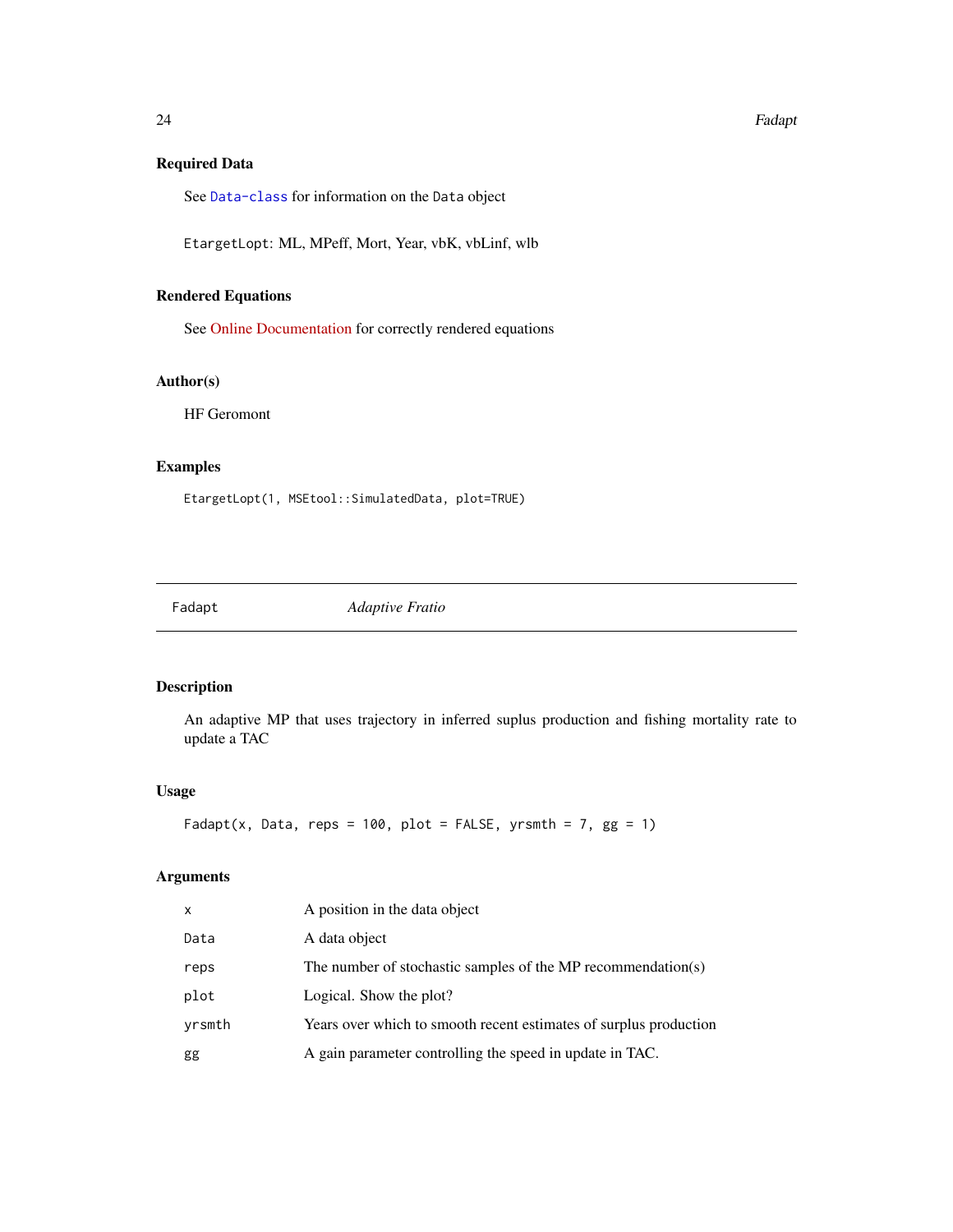### Required Data

See Data-class for information on the Data object

EtargetLopt: ML, MPeff, Mort, Year, vbK, vbLinf, wlb

### Rendered Equations

See Online Documentation for correctly rendered equations

### Author(s)

HF Geromont

### Examples

```
EtargetLopt(1, MSEtool::SimulatedData, plot=TRUE)
```

---

## Fadapt *Adaptive Fratio*

### Description

An adaptive MP that uses trajectory in inferred suplus production and fishing mortality rate to update a TAC

### Usage

```
Fadapt(x, Data, reps = 100, plot = FALSE, yrsmth = 7, gg = 1)
```

### Arguments

| | |
|---|---|
| x | A position in the data object |
| Data | A data object |
| reps | The number of stochastic samples of the MP recommendation(s) |
| plot | Logical. Show the plot? |
| yrsmth | Years over which to smooth recent estimates of surplus production |
| gg | A gain parameter controlling the speed in update in TAC. |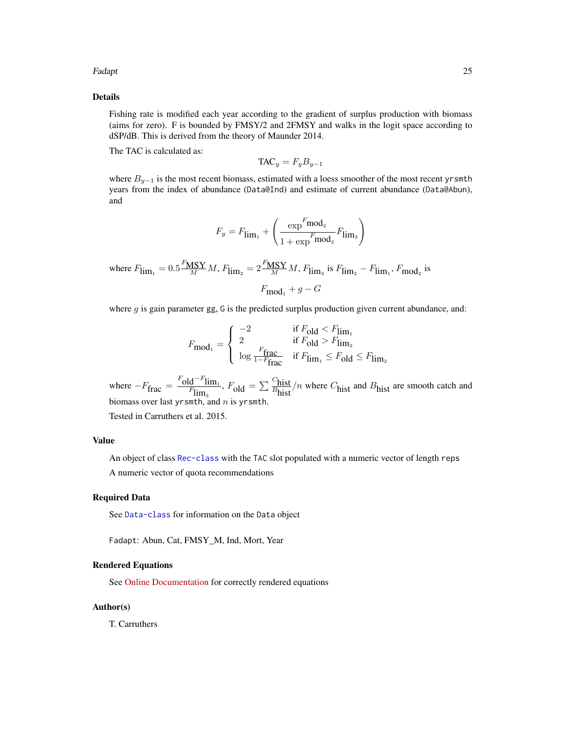### Details

Fishing rate is modified each year according to the gradient of surplus production with biomass (aims for zero). F is bounded by FMSY/2 and 2FMSY and walks in the logit space according to dSP/dB. This is derived from the theory of Maunder 2014.

The TAC is calculated as:

$$\text{TAC}_y = F_y B_{y-1}$$

where $B_{y-1}$ is the most recent biomass, estimated with a loess smoother of the most recent `yrsmth` years from the index of abundance (`Data@Ind`) and estimate of current abundance (`Data@Abun`), and

$$F_y = F_{\text{lim}_1} + \left( \frac{\exp^{F_{\text{mod}_2}}}{1 + \exp^{F_{\text{mod}_2}}} F_{\text{lim}_3} \right)$$

where $F_{\text{lim}_1} = 0.5 \frac{F_{\text{MSY}}}{M} M$, $F_{\text{lim}_2} = 2 \frac{F_{\text{MSY}}}{M} M$, $F_{\text{lim}_3}$ is $F_{\text{lim}_2} - F_{\text{lim}_1}$, $F_{\text{mod}_2}$ is

$$F_{\text{mod}_1} + g - G$$

where $g$ is gain parameter gg, `G` is the predicted surplus production given current abundance, and:

$$F_{\text{mod}_1} = \begin{cases} -2 & \text{if } F_{\text{old}} < F_{\text{lim}_1} \\ 2 & \text{if } F_{\text{old}} > F_{\text{lim}_2} \\ \log \frac{F_{\text{frac}}}{1 - F_{\text{frac}}} & \text{if } F_{\text{lim}_1} \leq F_{\text{old}} \leq F_{\text{lim}_2} \end{cases}$$

where $-F_{\text{frac}} = \frac{F_{\text{old}} - F_{\text{lim}_1}}{F_{\text{lim}_3}}$, $F_{\text{old}} = \sum \frac{C_{\text{hist}}}{B_{\text{hist}}} / n$ where $C_{\text{hist}}$ and $B_{\text{hist}}$ are smooth catch and biomass over last `yrsmth`, and $n$ is `yrsmth`.

Tested in Carruthers et al. 2015.

### Value

An object of class `Rec-class` with the `TAC` slot populated with a numeric vector of length `reps`

A numeric vector of quota recommendations

### Required Data

See `Data-class` for information on the `Data` object

`Fadapt`: Abun, Cat, FMSY_M, Ind, Mort, Year

### Rendered Equations

See Online Documentation for correctly rendered equations

### Author(s)

T. Carruthers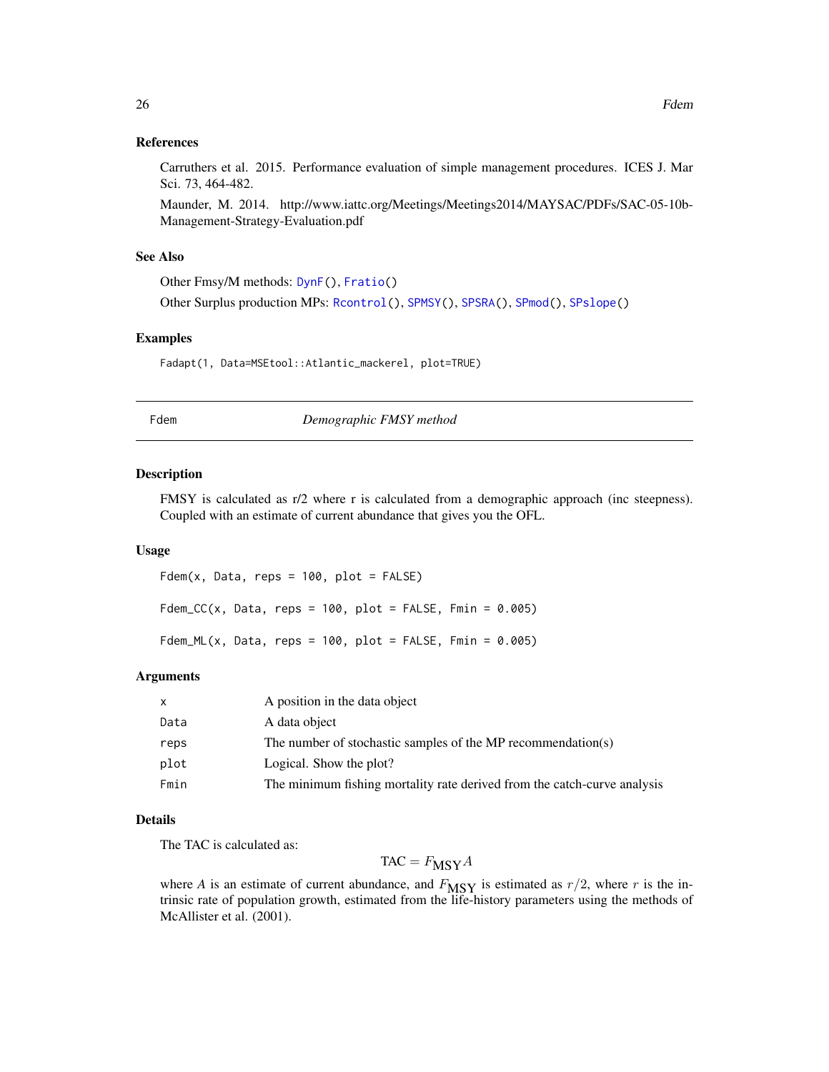### References

Carruthers et al. 2015. Performance evaluation of simple management procedures. ICES J. Mar Sci. 73, 464-482.

Maunder, M. 2014. http://www.iattc.org/Meetings/Meetings2014/MAYSAC/PDFs/SAC-05-10b-Management-Strategy-Evaluation.pdf

### See Also

Other Fmsy/M methods: DynF(), Fratio()

Other Surplus production MPs: Rcontrol(), SPMSY(), SPSRA(), SPmod(), SPslope()

### Examples

```
Fadapt(1, Data=MSEtool::Atlantic_mackerel, plot=TRUE)
```

---

## Fdem — *Demographic FMSY method*

### Description

FMSY is calculated as r/2 where r is calculated from a demographic approach (inc steepness). Coupled with an estimate of current abundance that gives you the OFL.

### Usage

```
Fdem(x, Data, reps = 100, plot = FALSE)

Fdem_CC(x, Data, reps = 100, plot = FALSE, Fmin = 0.005)

Fdem_ML(x, Data, reps = 100, plot = FALSE, Fmin = 0.005)
```

### Arguments

| | |
|---|---|
| x | A position in the data object |
| Data | A data object |
| reps | The number of stochastic samples of the MP recommendation(s) |
| plot | Logical. Show the plot? |
| Fmin | The minimum fishing mortality rate derived from the catch-curve analysis |

### Details

The TAC is calculated as:

$$\text{TAC} = F_{\text{MSY}} A$$

where $A$ is an estimate of current abundance, and $F_{\text{MSY}}$ is estimated as $r/2$, where $r$ is the intrinsic rate of population growth, estimated from the life-history parameters using the methods of McAllister et al. (2001).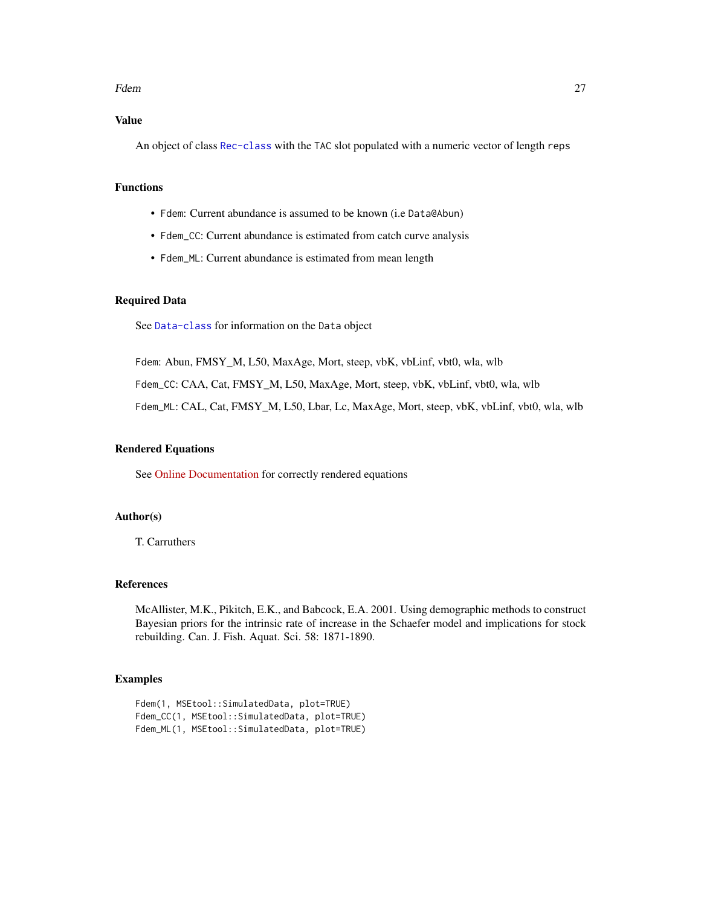## Value

An object of class `Rec-class` with the `TAC` slot populated with a numeric vector of length `reps`

## Functions

- `Fdem`: Current abundance is assumed to be known (i.e `Data@Abun`)
- `Fdem_CC`: Current abundance is estimated from catch curve analysis
- `Fdem_ML`: Current abundance is estimated from mean length

## Required Data

See `Data-class` for information on the `Data` object

`Fdem`: Abun, FMSY_M, L50, MaxAge, Mort, steep, vbK, vbLinf, vbt0, wla, wlb

`Fdem_CC`: CAA, Cat, FMSY_M, L50, MaxAge, Mort, steep, vbK, vbLinf, vbt0, wla, wlb

`Fdem_ML`: CAL, Cat, FMSY_M, L50, Lbar, Lc, MaxAge, Mort, steep, vbK, vbLinf, vbt0, wla, wlb

## Rendered Equations

See Online Documentation for correctly rendered equations

## Author(s)

T. Carruthers

## References

McAllister, M.K., Pikitch, E.K., and Babcock, E.A. 2001. Using demographic methods to construct Bayesian priors for the intrinsic rate of increase in the Schaefer model and implications for stock rebuilding. Can. J. Fish. Aquat. Sci. 58: 1871-1890.

## Examples

```
Fdem(1, MSEtool::SimulatedData, plot=TRUE)
Fdem_CC(1, MSEtool::SimulatedData, plot=TRUE)
Fdem_ML(1, MSEtool::SimulatedData, plot=TRUE)
```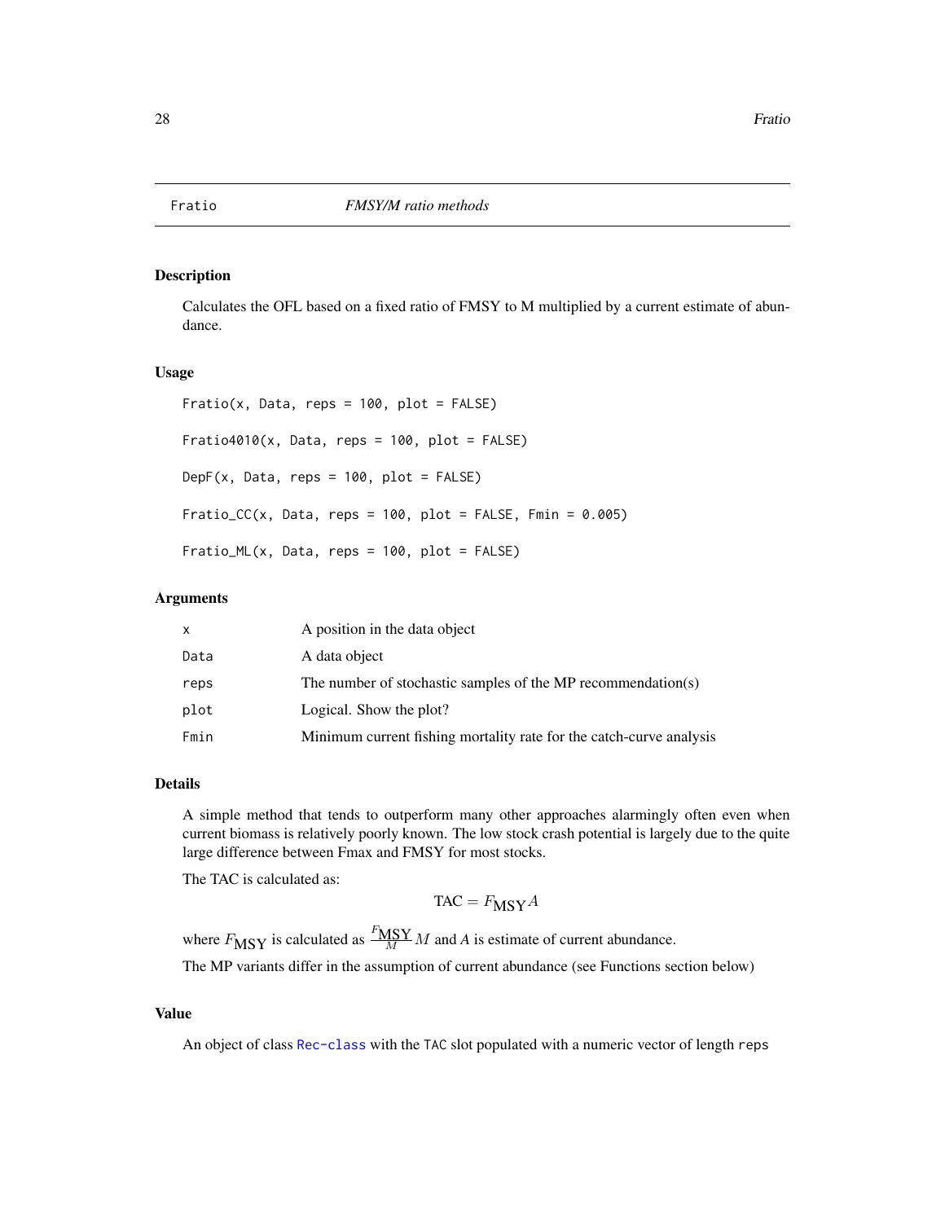# Fratio — *FMSY/M ratio methods*

## Description

Calculates the OFL based on a fixed ratio of FMSY to M multiplied by a current estimate of abundance.

## Usage

```
Fratio(x, Data, reps = 100, plot = FALSE)

Fratio4010(x, Data, reps = 100, plot = FALSE)

DepF(x, Data, reps = 100, plot = FALSE)

Fratio_CC(x, Data, reps = 100, plot = FALSE, Fmin = 0.005)

Fratio_ML(x, Data, reps = 100, plot = FALSE)
```

## Arguments

| | |
|---|---|
| x | A position in the data object |
| Data | A data object |
| reps | The number of stochastic samples of the MP recommendation(s) |
| plot | Logical. Show the plot? |
| Fmin | Minimum current fishing mortality rate for the catch-curve analysis |

## Details

A simple method that tends to outperform many other approaches alarmingly often even when current biomass is relatively poorly known. The low stock crash potential is largely due to the quite large difference between Fmax and FMSY for most stocks.

The TAC is calculated as:

$$\text{TAC} = F_{\text{MSY}} A$$

where $F_{\text{MSY}}$ is calculated as $\frac{F_{\text{MSY}}}{M} M$ and $A$ is estimate of current abundance.

The MP variants differ in the assumption of current abundance (see Functions section below)

## Value

An object of class Rec-class with the TAC slot populated with a numeric vector of length reps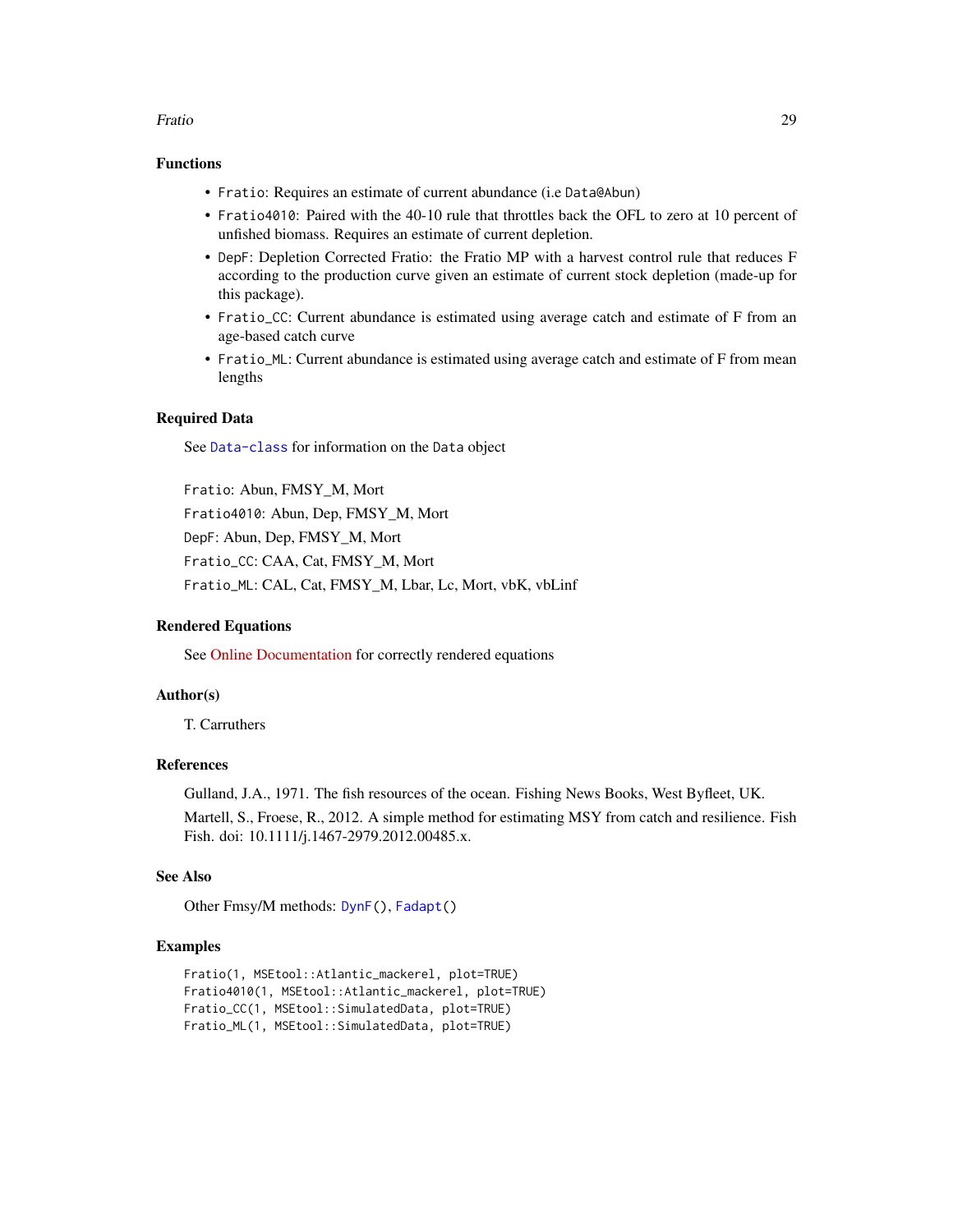### Functions

- `Fratio`: Requires an estimate of current abundance (i.e `Data@Abun`)
- `Fratio4010`: Paired with the 40-10 rule that throttles back the OFL to zero at 10 percent of unfished biomass. Requires an estimate of current depletion.
- `DepF`: Depletion Corrected Fratio: the Fratio MP with a harvest control rule that reduces F according to the production curve given an estimate of current stock depletion (made-up for this package).
- `Fratio_CC`: Current abundance is estimated using average catch and estimate of F from an age-based catch curve
- `Fratio_ML`: Current abundance is estimated using average catch and estimate of F from mean lengths

### Required Data

See `Data-class` for information on the `Data` object

`Fratio`: Abun, FMSY_M, Mort

`Fratio4010`: Abun, Dep, FMSY_M, Mort

`DepF`: Abun, Dep, FMSY_M, Mort

`Fratio_CC`: CAA, Cat, FMSY_M, Mort

`Fratio_ML`: CAL, Cat, FMSY_M, Lbar, Lc, Mort, vbK, vbLinf

### Rendered Equations

See Online Documentation for correctly rendered equations

### Author(s)

T. Carruthers

### References

Gulland, J.A., 1971. The fish resources of the ocean. Fishing News Books, West Byfleet, UK.

Martell, S., Froese, R., 2012. A simple method for estimating MSY from catch and resilience. Fish Fish. doi: 10.1111/j.1467-2979.2012.00485.x.

### See Also

Other Fmsy/M methods: `DynF()`, `Fadapt()`

### Examples

```
Fratio(1, MSEtool::Atlantic_mackerel, plot=TRUE)
Fratio4010(1, MSEtool::Atlantic_mackerel, plot=TRUE)
Fratio_CC(1, MSEtool::SimulatedData, plot=TRUE)
Fratio_ML(1, MSEtool::SimulatedData, plot=TRUE)
```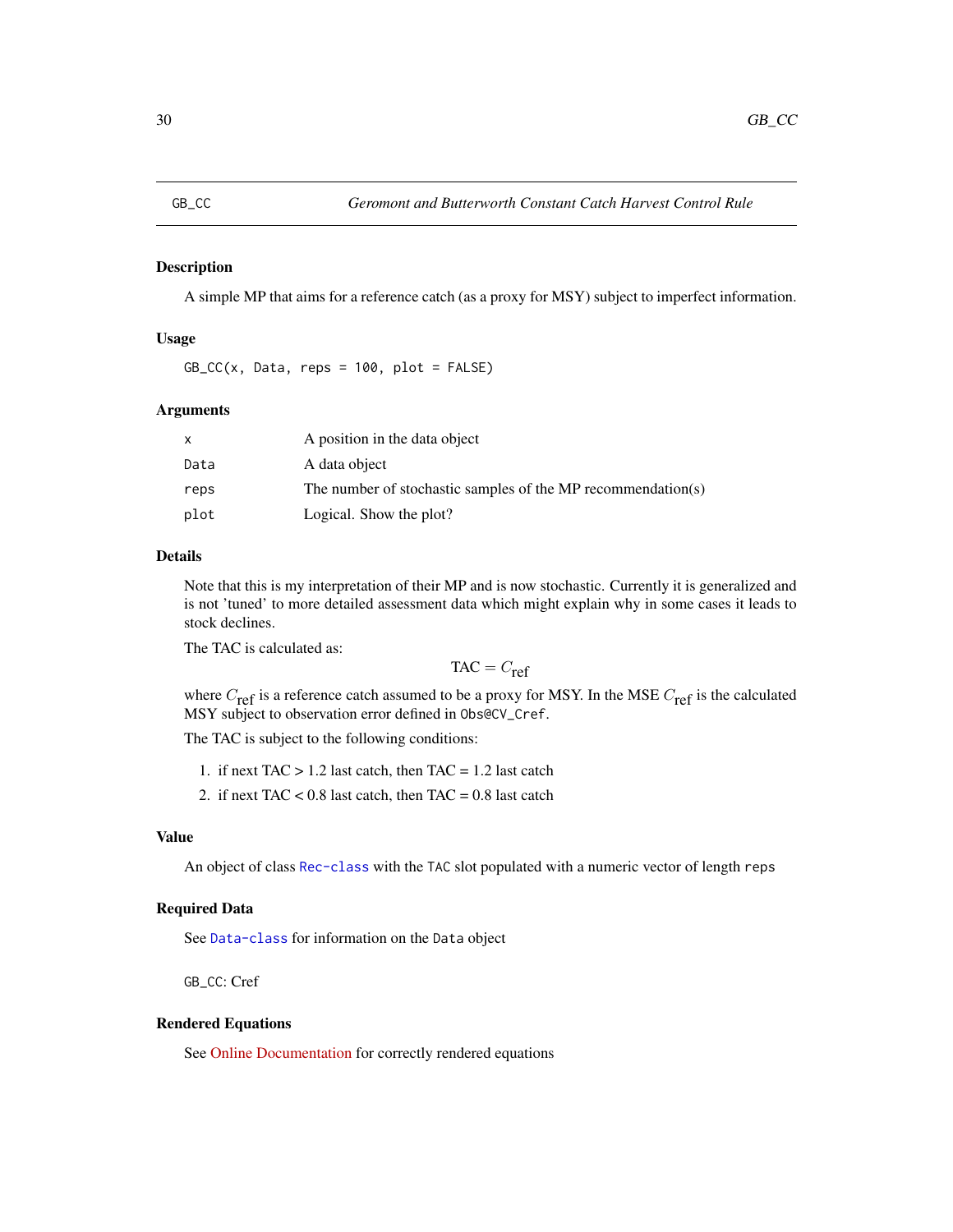## GB_CC — *Geromont and Butterworth Constant Catch Harvest Control Rule*

### Description

A simple MP that aims for a reference catch (as a proxy for MSY) subject to imperfect information.

### Usage

```
GB_CC(x, Data, reps = 100, plot = FALSE)
```

### Arguments

| | |
|---|---|
| x | A position in the data object |
| Data | A data object |
| reps | The number of stochastic samples of the MP recommendation(s) |
| plot | Logical. Show the plot? |

### Details

Note that this is my interpretation of their MP and is now stochastic. Currently it is generalized and is not 'tuned' to more detailed assessment data which might explain why in some cases it leads to stock declines.

The TAC is calculated as:

$$\text{TAC} = C_{\text{ref}}$$

where $C_{\text{ref}}$ is a reference catch assumed to be a proxy for MSY. In the MSE $C_{\text{ref}}$ is the calculated MSY subject to observation error defined in `Obs@CV_Cref`.

The TAC is subject to the following conditions:

1. if next TAC > 1.2 last catch, then TAC = 1.2 last catch
2. if next TAC < 0.8 last catch, then TAC = 0.8 last catch

### Value

An object of class `Rec-class` with the `TAC` slot populated with a numeric vector of length `reps`

### Required Data

See `Data-class` for information on the `Data` object

`GB_CC`: Cref

### Rendered Equations

See Online Documentation for correctly rendered equations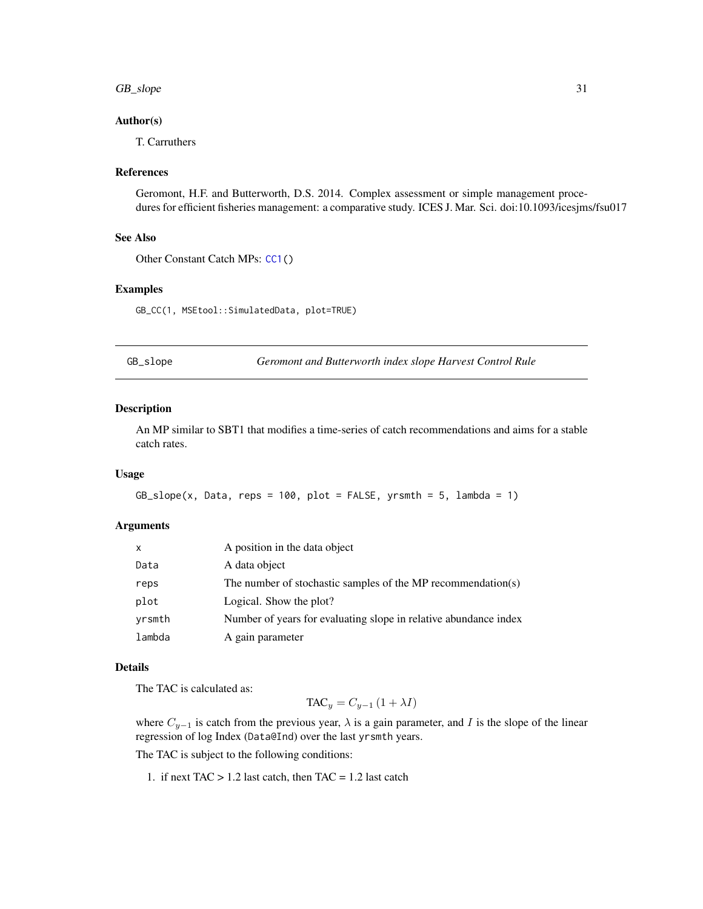### Author(s)

T. Carruthers

### References

Geromont, H.F. and Butterworth, D.S. 2014. Complex assessment or simple management procedures for efficient fisheries management: a comparative study. ICES J. Mar. Sci. doi:10.1093/icesjms/fsu017

### See Also

Other Constant Catch MPs: CC1()

### Examples

```
GB_CC(1, MSEtool::SimulatedData, plot=TRUE)
```

## GB_slope — *Geromont and Butterworth index slope Harvest Control Rule*

### Description

An MP similar to SBT1 that modifies a time-series of catch recommendations and aims for a stable catch rates.

### Usage

```
GB_slope(x, Data, reps = 100, plot = FALSE, yrsmth = 5, lambda = 1)
```

### Arguments

| | |
|---|---|
| x | A position in the data object |
| Data | A data object |
| reps | The number of stochastic samples of the MP recommendation(s) |
| plot | Logical. Show the plot? |
| yrsmth | Number of years for evaluating slope in relative abundance index |
| lambda | A gain parameter |

### Details

The TAC is calculated as:

$$\text{TAC}_y = C_{y-1} \left(1 + \lambda I\right)$$

where $C_{y-1}$ is catch from the previous year, $\lambda$ is a gain parameter, and $I$ is the slope of the linear regression of log Index (Data@Ind) over the last yrsmth years.

The TAC is subject to the following conditions:

1. if next TAC > 1.2 last catch, then TAC = 1.2 last catch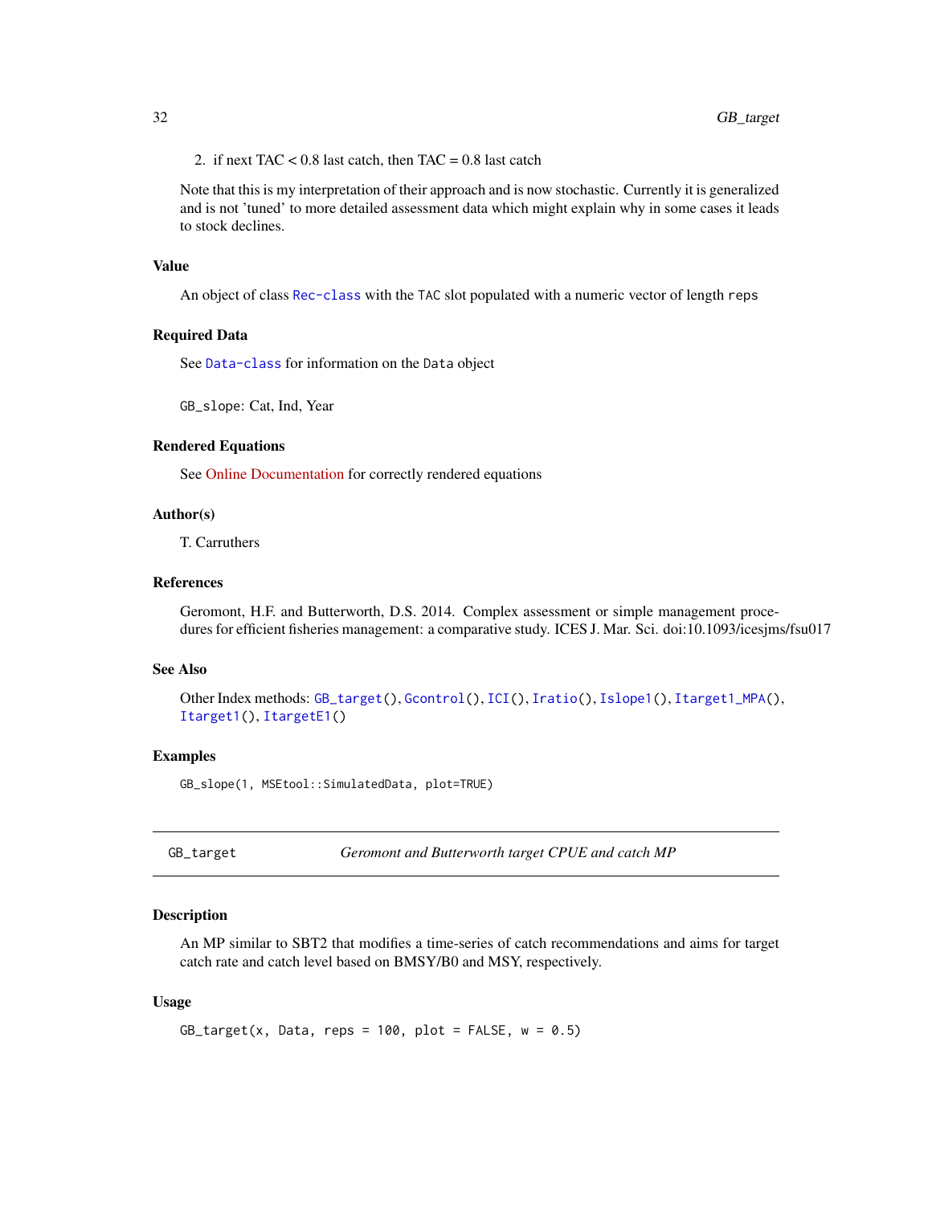2. if next TAC < 0.8 last catch, then TAC = 0.8 last catch

Note that this is my interpretation of their approach and is now stochastic. Currently it is generalized and is not 'tuned' to more detailed assessment data which might explain why in some cases it leads to stock declines.

### Value

An object of class `Rec-class` with the `TAC` slot populated with a numeric vector of length `reps`

### Required Data

See `Data-class` for information on the `Data` object

`GB_slope`: Cat, Ind, Year

### Rendered Equations

See Online Documentation for correctly rendered equations

### Author(s)

T. Carruthers

### References

Geromont, H.F. and Butterworth, D.S. 2014. Complex assessment or simple management procedures for efficient fisheries management: a comparative study. ICES J. Mar. Sci. doi:10.1093/icesjms/fsu017

### See Also

Other Index methods: `GB_target()`, `Gcontrol()`, `ICI()`, `Iratio()`, `Islope1()`, `Itarget1_MPA()`, `Itarget1()`, `ItargetE1()`

### Examples

```
GB_slope(1, MSEtool::SimulatedData, plot=TRUE)
```

---

## GB_target — *Geromont and Butterworth target CPUE and catch MP*

---

### Description

An MP similar to SBT2 that modifies a time-series of catch recommendations and aims for target catch rate and catch level based on BMSY/B0 and MSY, respectively.

### Usage

```
GB_target(x, Data, reps = 100, plot = FALSE, w = 0.5)
```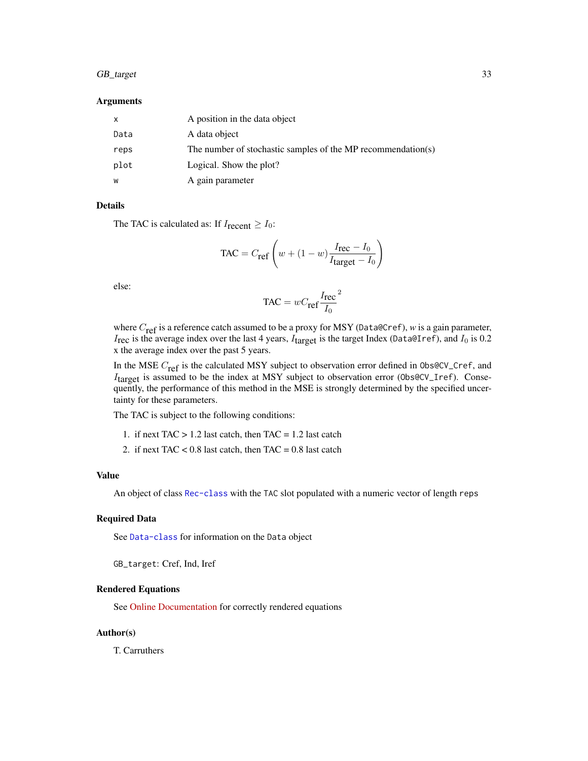## Arguments

| | |
|---|---|
| `x` | A position in the data object |
| `Data` | A data object |
| `reps` | The number of stochastic samples of the MP recommendation(s) |
| `plot` | Logical. Show the plot? |
| `w` | A gain parameter |

## Details

The TAC is calculated as: If $I_{\textrm{recent}} \geq I_0$:

$$\textrm{TAC} = C_{\textrm{ref}} \left( w + (1-w) \frac{I_{\textrm{rec}} - I_0}{I_{\textrm{target}} - I_0} \right)$$

else:

$$\textrm{TAC} = w C_{\textrm{ref}} \frac{I_{\textrm{rec}}}{I_0}^2$$

where $C_{\textrm{ref}}$ is a reference catch assumed to be a proxy for MSY (`Data@Cref`), $w$ is a gain parameter, $I_{\textrm{rec}}$ is the average index over the last 4 years, $I_{\textrm{target}}$ is the target Index (`Data@Iref`), and $I_0$ is 0.2 x the average index over the past 5 years.

In the MSE $C_{\textrm{ref}}$ is the calculated MSY subject to observation error defined in `Obs@CV_Cref`, and $I_{\textrm{target}}$ is assumed to be the index at MSY subject to observation error (`Obs@CV_Iref`). Consequently, the performance of this method in the MSE is strongly determined by the specified uncertainty for these parameters.

The TAC is subject to the following conditions:

1. if next TAC > 1.2 last catch, then TAC = 1.2 last catch
2. if next TAC < 0.8 last catch, then TAC = 0.8 last catch

## Value

An object of class `Rec-class` with the `TAC` slot populated with a numeric vector of length `reps`

## Required Data

See `Data-class` for information on the `Data` object

`GB_target`: Cref, Ind, Iref

## Rendered Equations

See Online Documentation for correctly rendered equations

## Author(s)

T. Carruthers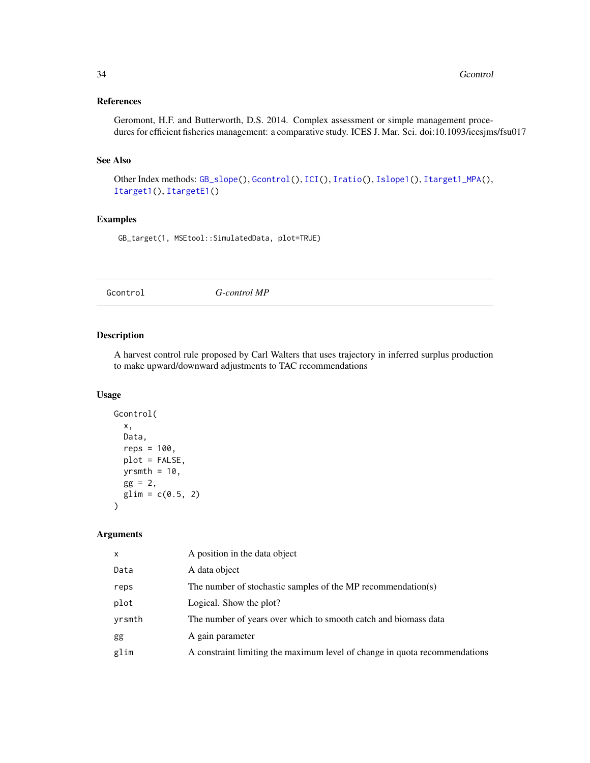### References

Geromont, H.F. and Butterworth, D.S. 2014. Complex assessment or simple management procedures for efficient fisheries management: a comparative study. ICES J. Mar. Sci. doi:10.1093/icesjms/fsu017

### See Also

Other Index methods: GB_slope(), Gcontrol(), ICI(), Iratio(), Islope1(), Itarget1_MPA(), Itarget1(), ItargetE1()

### Examples

```
GB_target(1, MSEtool::SimulatedData, plot=TRUE)
```

---

## Gcontrol — *G-control MP*

---

### Description

A harvest control rule proposed by Carl Walters that uses trajectory in inferred surplus production to make upward/downward adjustments to TAC recommendations

### Usage

```
Gcontrol(
  x,
  Data,
  reps = 100,
  plot = FALSE,
  yrsmth = 10,
  gg = 2,
  glim = c(0.5, 2)
)
```

### Arguments

| | |
|---|---|
| x | A position in the data object |
| Data | A data object |
| reps | The number of stochastic samples of the MP recommendation(s) |
| plot | Logical. Show the plot? |
| yrsmth | The number of years over which to smooth catch and biomass data |
| gg | A gain parameter |
| glim | A constraint limiting the maximum level of change in quota recommendations |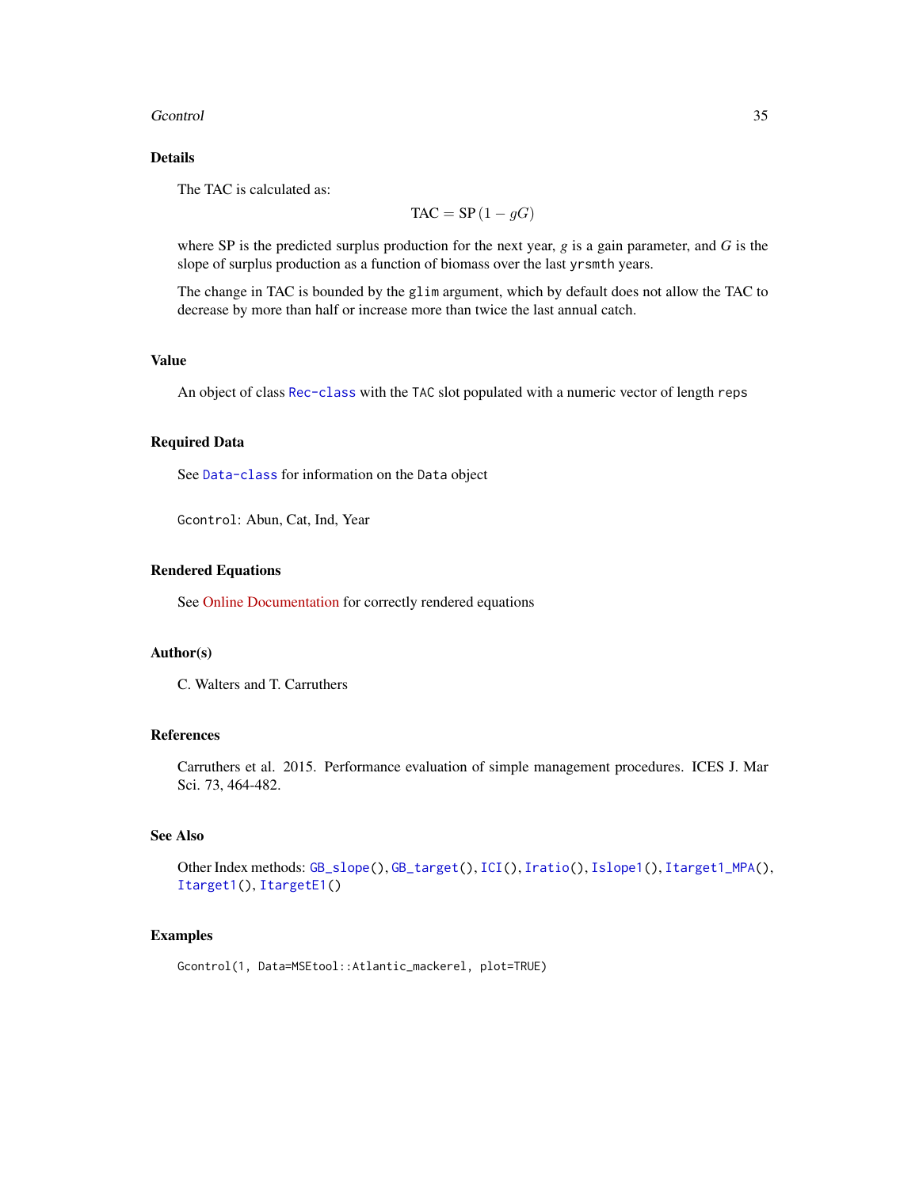## Details

The TAC is calculated as:

$$\text{TAC} = \text{SP}\,(1 - gG)$$

where SP is the predicted surplus production for the next year, $g$ is a gain parameter, and $G$ is the slope of surplus production as a function of biomass over the last `yrsmth` years.

The change in TAC is bounded by the `glim` argument, which by default does not allow the TAC to decrease by more than half or increase more than twice the last annual catch.

## Value

An object of class `Rec-class` with the `TAC` slot populated with a numeric vector of length `reps`

## Required Data

See `Data-class` for information on the `Data` object

`Gcontrol`: Abun, Cat, Ind, Year

## Rendered Equations

See Online Documentation for correctly rendered equations

## Author(s)

C. Walters and T. Carruthers

## References

Carruthers et al. 2015. Performance evaluation of simple management procedures. ICES J. Mar Sci. 73, 464-482.

## See Also

Other Index methods: `GB_slope()`, `GB_target()`, `ICI()`, `Iratio()`, `Islope1()`, `Itarget1_MPA()`, `Itarget1()`, `ItargetE1()`

## Examples

```
Gcontrol(1, Data=MSEtool::Atlantic_mackerel, plot=TRUE)
```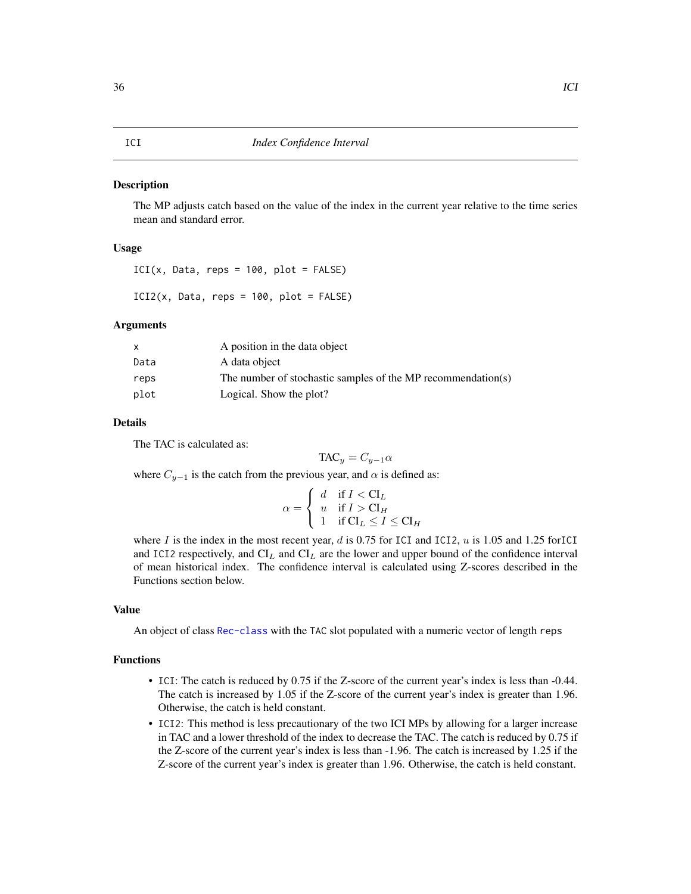## ICI — Index Confidence Interval

### Description

The MP adjusts catch based on the value of the index in the current year relative to the time series mean and standard error.

### Usage

```
ICI(x, Data, reps = 100, plot = FALSE)

ICI2(x, Data, reps = 100, plot = FALSE)
```

### Arguments

| | |
|---|---|
| x | A position in the data object |
| Data | A data object |
| reps | The number of stochastic samples of the MP recommendation(s) |
| plot | Logical. Show the plot? |

### Details

The TAC is calculated as:

$$\text{TAC}_y = C_{y-1}\alpha$$

where $C_{y-1}$ is the catch from the previous year, and $\alpha$ is defined as:

$$\alpha = \begin{cases} d & \text{if } I < \text{CI}_L \\ u & \text{if } I > \text{CI}_H \\ 1 & \text{if } \text{CI}_L \leq I \leq \text{CI}_H \end{cases}$$

where $I$ is the index in the most recent year, $d$ is 0.75 for `ICI` and `ICI2`, $u$ is 1.05 and 1.25 for`ICI` and `ICI2` respectively, and $\text{CI}_L$ and $\text{CI}_L$ are the lower and upper bound of the confidence interval of mean historical index. The confidence interval is calculated using Z-scores described in the Functions section below.

### Value

An object of class Rec-class with the `TAC` slot populated with a numeric vector of length `reps`

### Functions

- `ICI`: The catch is reduced by 0.75 if the Z-score of the current year's index is less than -0.44. The catch is increased by 1.05 if the Z-score of the current year's index is greater than 1.96. Otherwise, the catch is held constant.
- `ICI2`: This method is less precautionary of the two ICI MPs by allowing for a larger increase in TAC and a lower threshold of the index to decrease the TAC. The catch is reduced by 0.75 if the Z-score of the current year's index is less than -1.96. The catch is increased by 1.25 if the Z-score of the current year's index is greater than 1.96. Otherwise, the catch is held constant.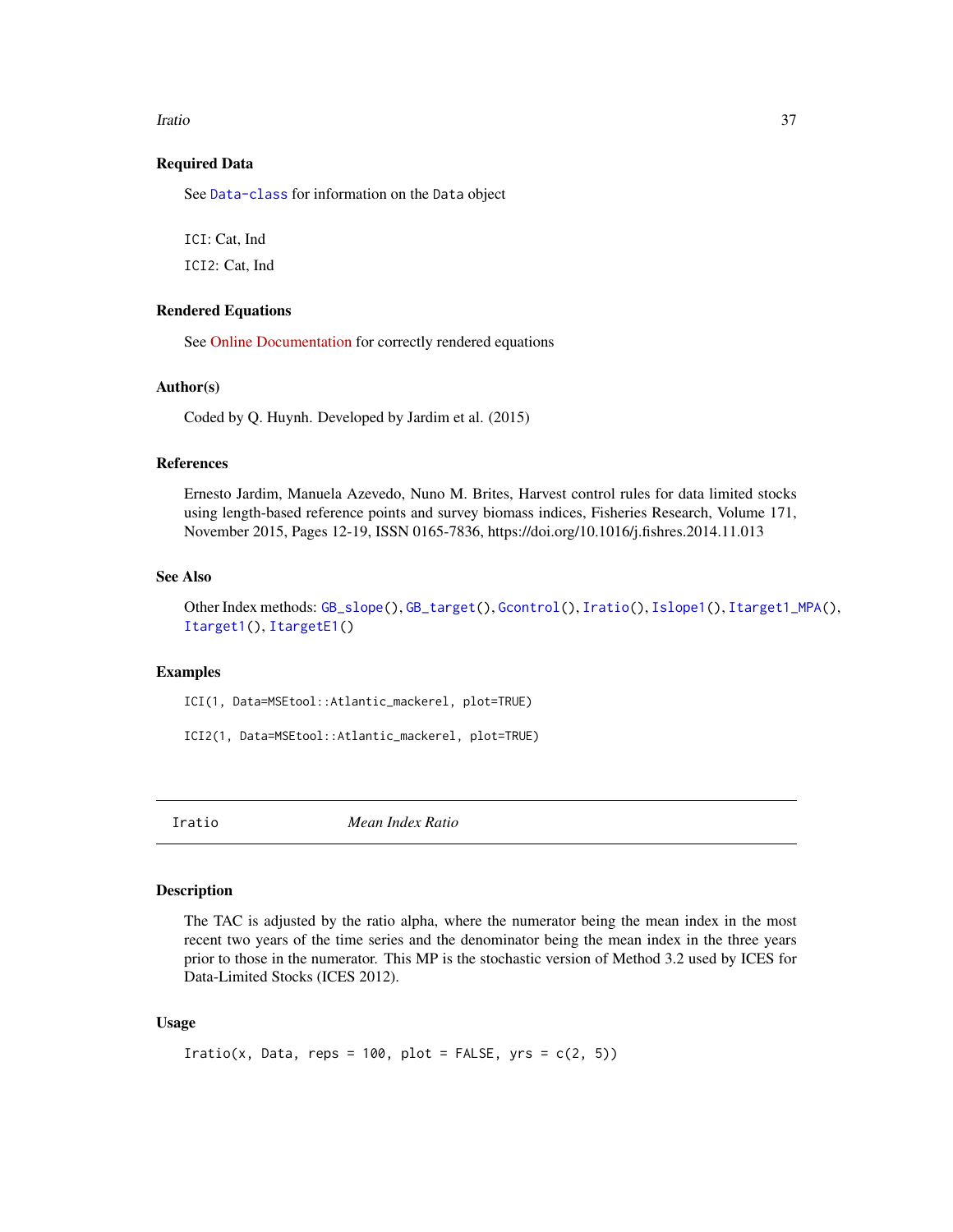### Required Data

See Data-class for information on the Data object

ICI: Cat, Ind

ICI2: Cat, Ind

### Rendered Equations

See Online Documentation for correctly rendered equations

### Author(s)

Coded by Q. Huynh. Developed by Jardim et al. (2015)

### References

Ernesto Jardim, Manuela Azevedo, Nuno M. Brites, Harvest control rules for data limited stocks using length-based reference points and survey biomass indices, Fisheries Research, Volume 171, November 2015, Pages 12-19, ISSN 0165-7836, https://doi.org/10.1016/j.fishres.2014.11.013

### See Also

Other Index methods: GB_slope(), GB_target(), Gcontrol(), Iratio(), Islope1(), Itarget1_MPA(), Itarget1(), ItargetE1()

### Examples

```
ICI(1, Data=MSEtool::Atlantic_mackerel, plot=TRUE)

ICI2(1, Data=MSEtool::Atlantic_mackerel, plot=TRUE)
```

---

## Iratio — *Mean Index Ratio*

### Description

The TAC is adjusted by the ratio alpha, where the numerator being the mean index in the most recent two years of the time series and the denominator being the mean index in the three years prior to those in the numerator. This MP is the stochastic version of Method 3.2 used by ICES for Data-Limited Stocks (ICES 2012).

### Usage

```
Iratio(x, Data, reps = 100, plot = FALSE, yrs = c(2, 5))
```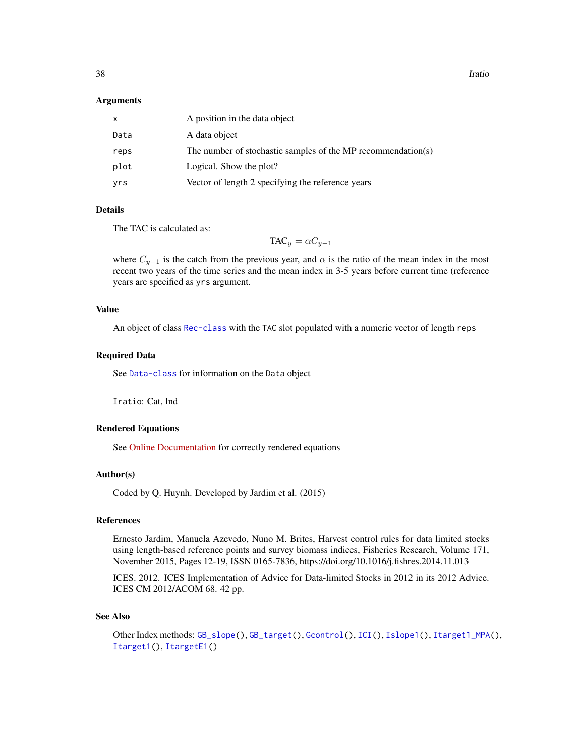### Arguments

| | |
|---|---|
| x | A position in the data object |
| Data | A data object |
| reps | The number of stochastic samples of the MP recommendation(s) |
| plot | Logical. Show the plot? |
| yrs | Vector of length 2 specifying the reference years |

### Details

The TAC is calculated as:

$$\text{TAC}_y = \alpha C_{y-1}$$

where $C_{y-1}$ is the catch from the previous year, and $\alpha$ is the ratio of the mean index in the most recent two years of the time series and the mean index in 3-5 years before current time (reference years are specified as `yrs` argument.

### Value

An object of class `Rec-class` with the `TAC` slot populated with a numeric vector of length `reps`

### Required Data

See `Data-class` for information on the `Data` object

`Iratio`: Cat, Ind

### Rendered Equations

See Online Documentation for correctly rendered equations

### Author(s)

Coded by Q. Huynh. Developed by Jardim et al. (2015)

### References

Ernesto Jardim, Manuela Azevedo, Nuno M. Brites, Harvest control rules for data limited stocks using length-based reference points and survey biomass indices, Fisheries Research, Volume 171, November 2015, Pages 12-19, ISSN 0165-7836, https://doi.org/10.1016/j.fishres.2014.11.013

ICES. 2012. ICES Implementation of Advice for Data-limited Stocks in 2012 in its 2012 Advice. ICES CM 2012/ACOM 68. 42 pp.

### See Also

Other Index methods: `GB_slope()`, `GB_target()`, `Gcontrol()`, `ICI()`, `Islope1()`, `Itarget1_MPA()`, `Itarget1()`, `ItargetE1()`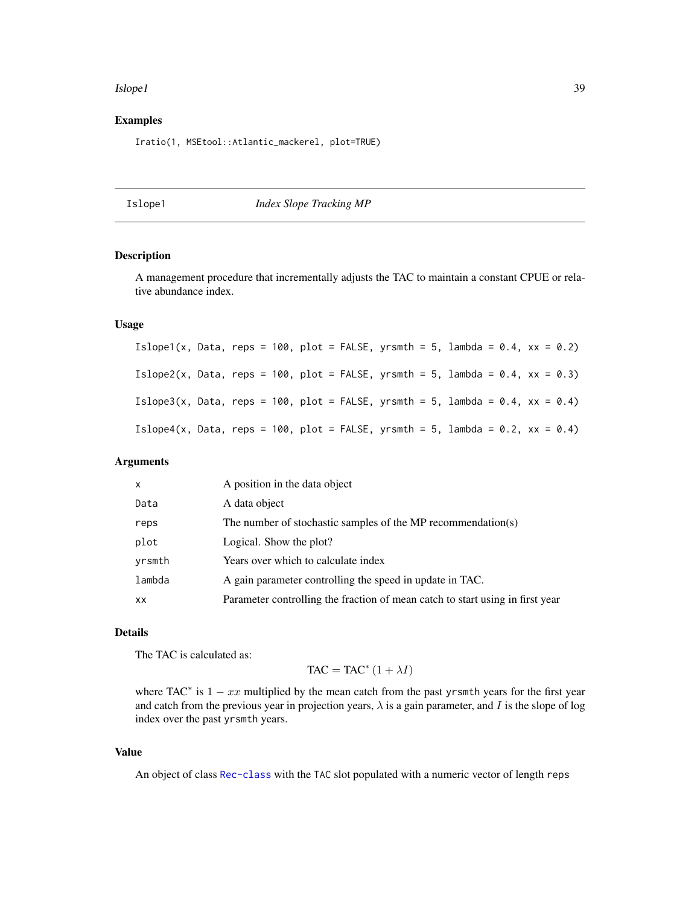## Examples

```
Iratio(1, MSEtool::Atlantic_mackerel, plot=TRUE)
```

---

# Islope1 — *Index Slope Tracking MP*

## Description

A management procedure that incrementally adjusts the TAC to maintain a constant CPUE or relative abundance index.

## Usage

```
Islope1(x, Data, reps = 100, plot = FALSE, yrsmth = 5, lambda = 0.4, xx = 0.2)

Islope2(x, Data, reps = 100, plot = FALSE, yrsmth = 5, lambda = 0.4, xx = 0.3)

Islope3(x, Data, reps = 100, plot = FALSE, yrsmth = 5, lambda = 0.4, xx = 0.4)

Islope4(x, Data, reps = 100, plot = FALSE, yrsmth = 5, lambda = 0.2, xx = 0.4)
```

## Arguments

| | |
|---|---|
| `x` | A position in the data object |
| `Data` | A data object |
| `reps` | The number of stochastic samples of the MP recommendation(s) |
| `plot` | Logical. Show the plot? |
| `yrsmth` | Years over which to calculate index |
| `lambda` | A gain parameter controlling the speed in update in TAC. |
| `xx` | Parameter controlling the fraction of mean catch to start using in first year |

## Details

The TAC is calculated as:

$$\text{TAC} = \text{TAC}^* (1 + \lambda I)$$

where $\text{TAC}^*$ is $1 - xx$ multiplied by the mean catch from the past `yrsmth` years for the first year and catch from the previous year in projection years, $\lambda$ is a gain parameter, and $I$ is the slope of log index over the past `yrsmth` years.

## Value

An object of class `Rec-class` with the `TAC` slot populated with a numeric vector of length `reps`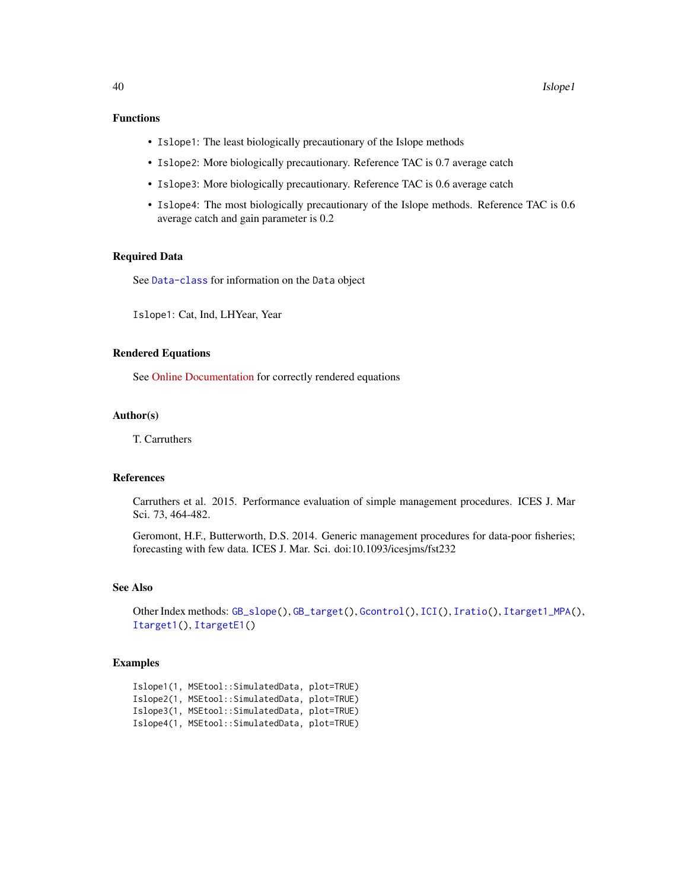### Functions

- `Islope1`: The least biologically precautionary of the Islope methods
- `Islope2`: More biologically precautionary. Reference TAC is 0.7 average catch
- `Islope3`: More biologically precautionary. Reference TAC is 0.6 average catch
- `Islope4`: The most biologically precautionary of the Islope methods. Reference TAC is 0.6 average catch and gain parameter is 0.2

### Required Data

See `Data-class` for information on the `Data` object

`Islope1`: Cat, Ind, LHYear, Year

### Rendered Equations

See Online Documentation for correctly rendered equations

### Author(s)

T. Carruthers

### References

Carruthers et al. 2015. Performance evaluation of simple management procedures. ICES J. Mar Sci. 73, 464-482.

Geromont, H.F., Butterworth, D.S. 2014. Generic management procedures for data-poor fisheries; forecasting with few data. ICES J. Mar. Sci. doi:10.1093/icesjms/fst232

### See Also

Other Index methods: `GB_slope()`, `GB_target()`, `Gcontrol()`, `ICI()`, `Iratio()`, `Itarget1_MPA()`, `Itarget1()`, `ItargetE1()`

### Examples

```
Islope1(1, MSEtool::SimulatedData, plot=TRUE)
Islope2(1, MSEtool::SimulatedData, plot=TRUE)
Islope3(1, MSEtool::SimulatedData, plot=TRUE)
Islope4(1, MSEtool::SimulatedData, plot=TRUE)
```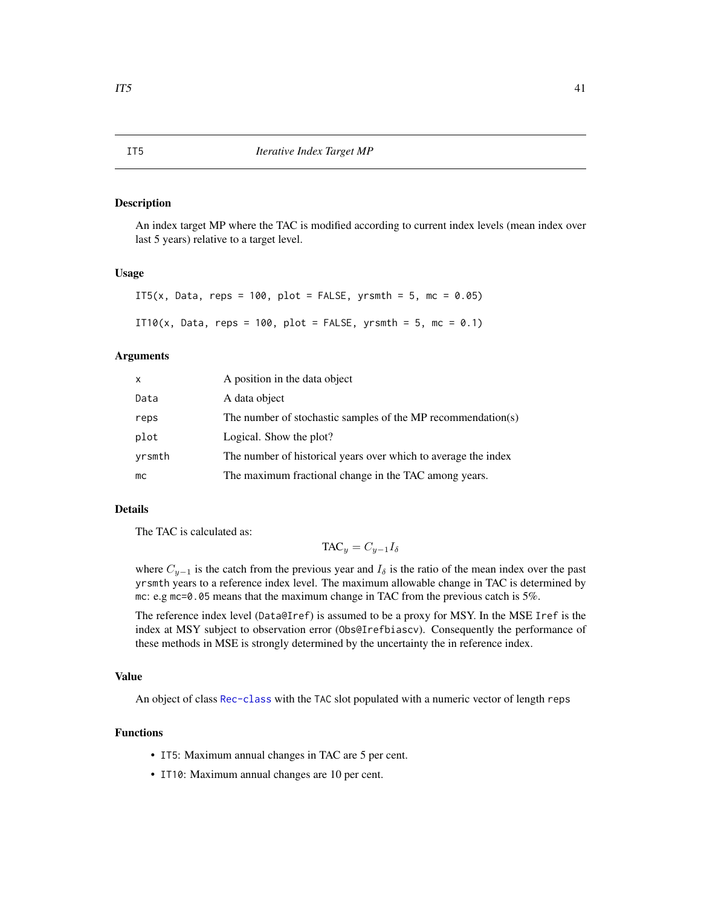## IT5 — *Iterative Index Target MP*

### Description

An index target MP where the TAC is modified according to current index levels (mean index over last 5 years) relative to a target level.

### Usage

```
IT5(x, Data, reps = 100, plot = FALSE, yrsmth = 5, mc = 0.05)

IT10(x, Data, reps = 100, plot = FALSE, yrsmth = 5, mc = 0.1)
```

### Arguments

| | |
|---|---|
| x | A position in the data object |
| Data | A data object |
| reps | The number of stochastic samples of the MP recommendation(s) |
| plot | Logical. Show the plot? |
| yrsmth | The number of historical years over which to average the index |
| mc | The maximum fractional change in the TAC among years. |

### Details

The TAC is calculated as:

$$\text{TAC}_y = C_{y-1} I_\delta$$

where $C_{y-1}$ is the catch from the previous year and $I_\delta$ is the ratio of the mean index over the past `yrsmth` years to a reference index level. The maximum allowable change in TAC is determined by `mc`: e.g `mc=0.05` means that the maximum change in TAC from the previous catch is 5%.

The reference index level (`Data@Iref`) is assumed to be a proxy for MSY. In the MSE `Iref` is the index at MSY subject to observation error (`Obs@Irefbiascv`). Consequently the performance of these methods in MSE is strongly determined by the uncertainty the in reference index.

### Value

An object of class `Rec-class` with the `TAC` slot populated with a numeric vector of length `reps`

### Functions

- `IT5`: Maximum annual changes in TAC are 5 per cent.
- `IT10`: Maximum annual changes are 10 per cent.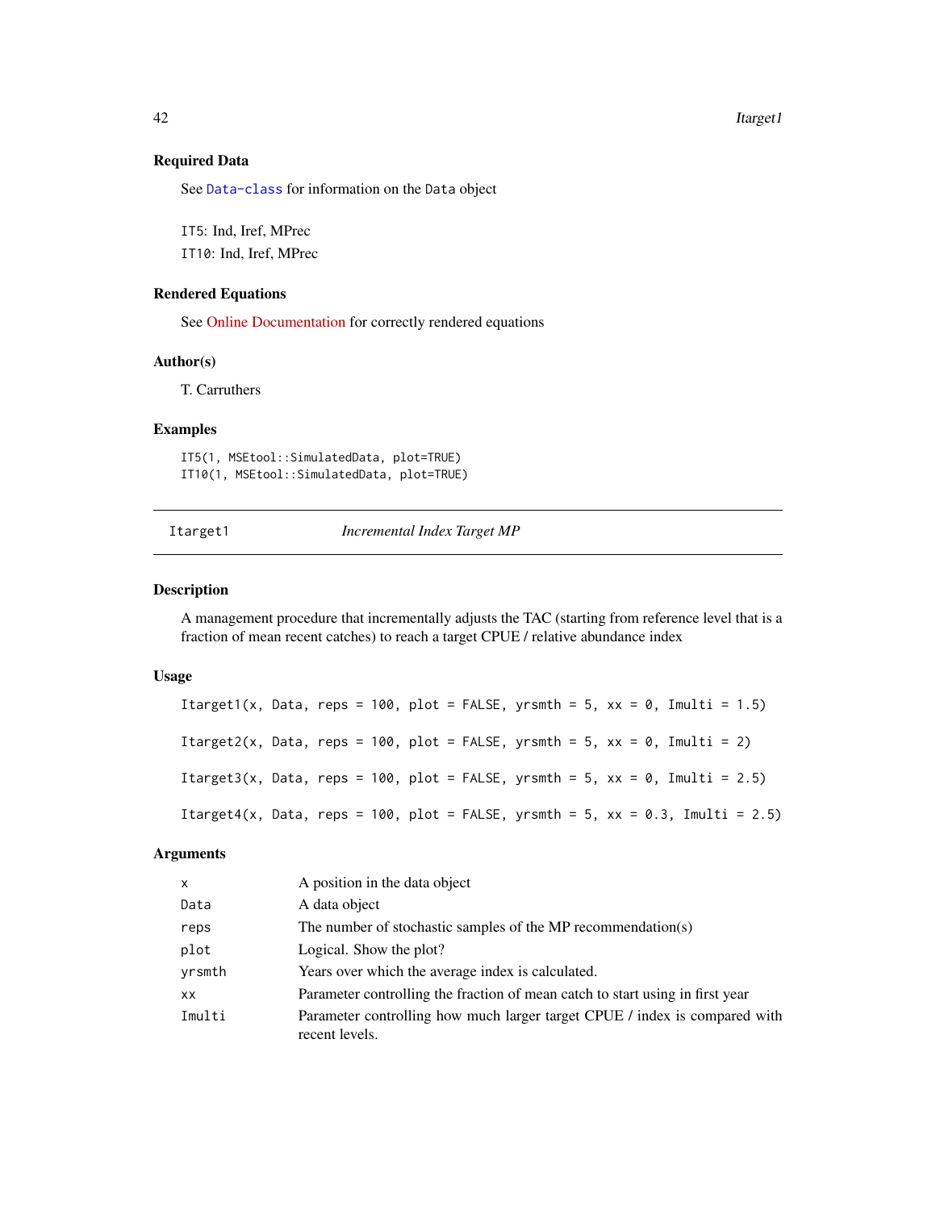### Required Data

See Data-class for information on the Data object

IT5: Ind, Iref, MPrec
IT10: Ind, Iref, MPrec

### Rendered Equations

See Online Documentation for correctly rendered equations

### Author(s)

T. Carruthers

### Examples

```
IT5(1, MSEtool::SimulatedData, plot=TRUE)
IT10(1, MSEtool::SimulatedData, plot=TRUE)
```

---

## Itarget1 — *Incremental Index Target MP*

### Description

A management procedure that incrementally adjusts the TAC (starting from reference level that is a fraction of mean recent catches) to reach a target CPUE / relative abundance index

### Usage

```
Itarget1(x, Data, reps = 100, plot = FALSE, yrsmth = 5, xx = 0, Imulti = 1.5)

Itarget2(x, Data, reps = 100, plot = FALSE, yrsmth = 5, xx = 0, Imulti = 2)

Itarget3(x, Data, reps = 100, plot = FALSE, yrsmth = 5, xx = 0, Imulti = 2.5)

Itarget4(x, Data, reps = 100, plot = FALSE, yrsmth = 5, xx = 0.3, Imulti = 2.5)
```

### Arguments

| | |
|---|---|
| x | A position in the data object |
| Data | A data object |
| reps | The number of stochastic samples of the MP recommendation(s) |
| plot | Logical. Show the plot? |
| yrsmth | Years over which the average index is calculated. |
| xx | Parameter controlling the fraction of mean catch to start using in first year |
| Imulti | Parameter controlling how much larger target CPUE / index is compared with recent levels. |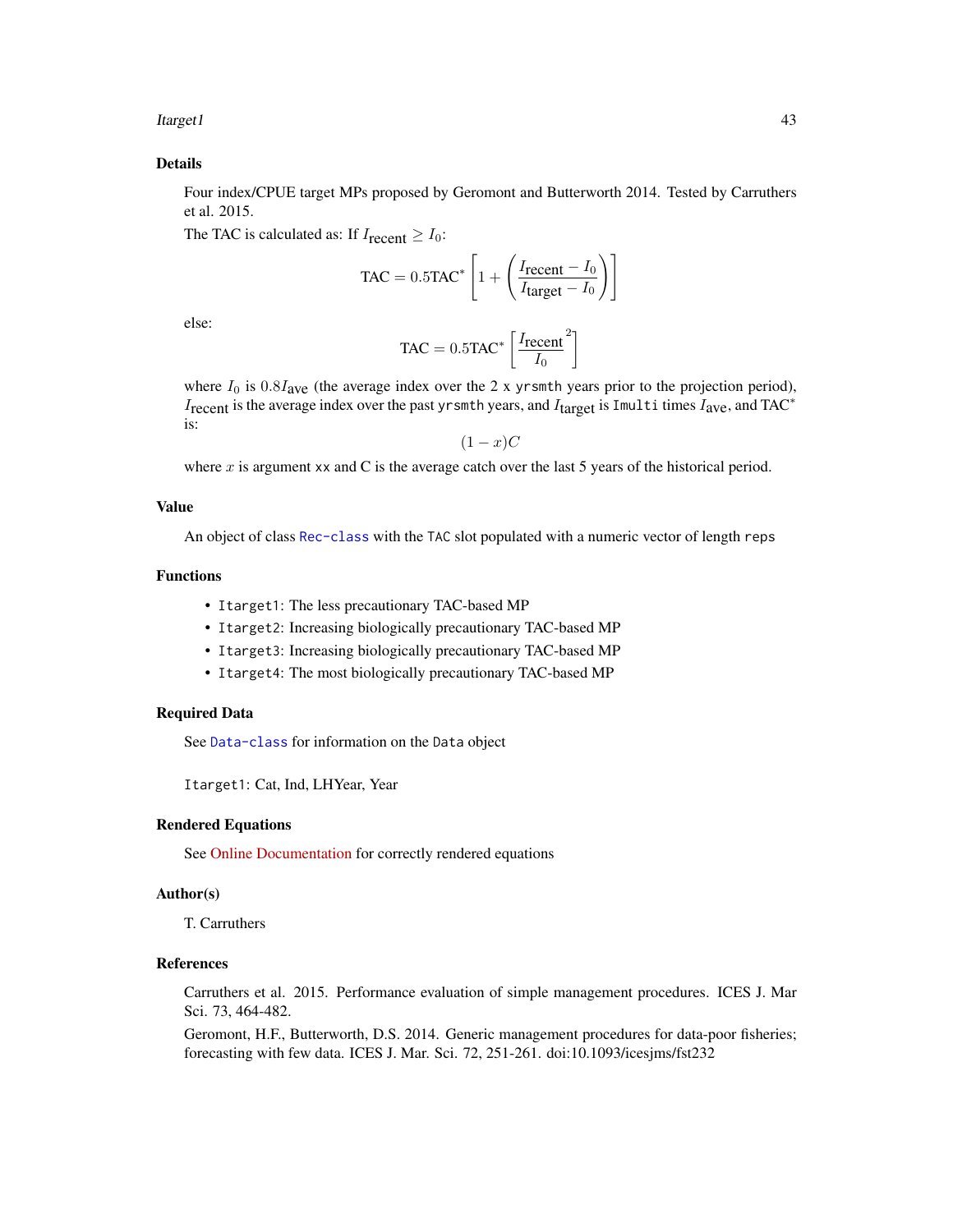## Details

Four index/CPUE target MPs proposed by Geromont and Butterworth 2014. Tested by Carruthers et al. 2015.

The TAC is calculated as: If $I_{\text{recent}} \geq I_0$:

$$\text{TAC} = 0.5\text{TAC}^* \left[1 + \left(\frac{I_{\text{recent}} - I_0}{I_{\text{target}} - I_0}\right)\right]$$

else:

$$\text{TAC} = 0.5\text{TAC}^* \left[\frac{I_{\text{recent}}}{I_0}^2\right]$$

where $I_0$ is $0.8 I_{\text{ave}}$ (the average index over the 2 x `yrsmth` years prior to the projection period), $I_{\text{recent}}$ is the average index over the past `yrsmth` years, and $I_{\text{target}}$ is `Imulti` times $I_{\text{ave}}$, and $\text{TAC}^*$ is:

$$(1-x)C$$

where $x$ is argument `xx` and C is the average catch over the last 5 years of the historical period.

## Value

An object of class `Rec-class` with the `TAC` slot populated with a numeric vector of length `reps`

## Functions

- `Itarget1`: The less precautionary TAC-based MP
- `Itarget2`: Increasing biologically precautionary TAC-based MP
- `Itarget3`: Increasing biologically precautionary TAC-based MP
- `Itarget4`: The most biologically precautionary TAC-based MP

## Required Data

See `Data-class` for information on the `Data` object

`Itarget1`: Cat, Ind, LHYear, Year

## Rendered Equations

See Online Documentation for correctly rendered equations

## Author(s)

T. Carruthers

## References

Carruthers et al. 2015. Performance evaluation of simple management procedures. ICES J. Mar Sci. 73, 464-482.

Geromont, H.F., Butterworth, D.S. 2014. Generic management procedures for data-poor fisheries; forecasting with few data. ICES J. Mar. Sci. 72, 251-261. doi:10.1093/icesjms/fst232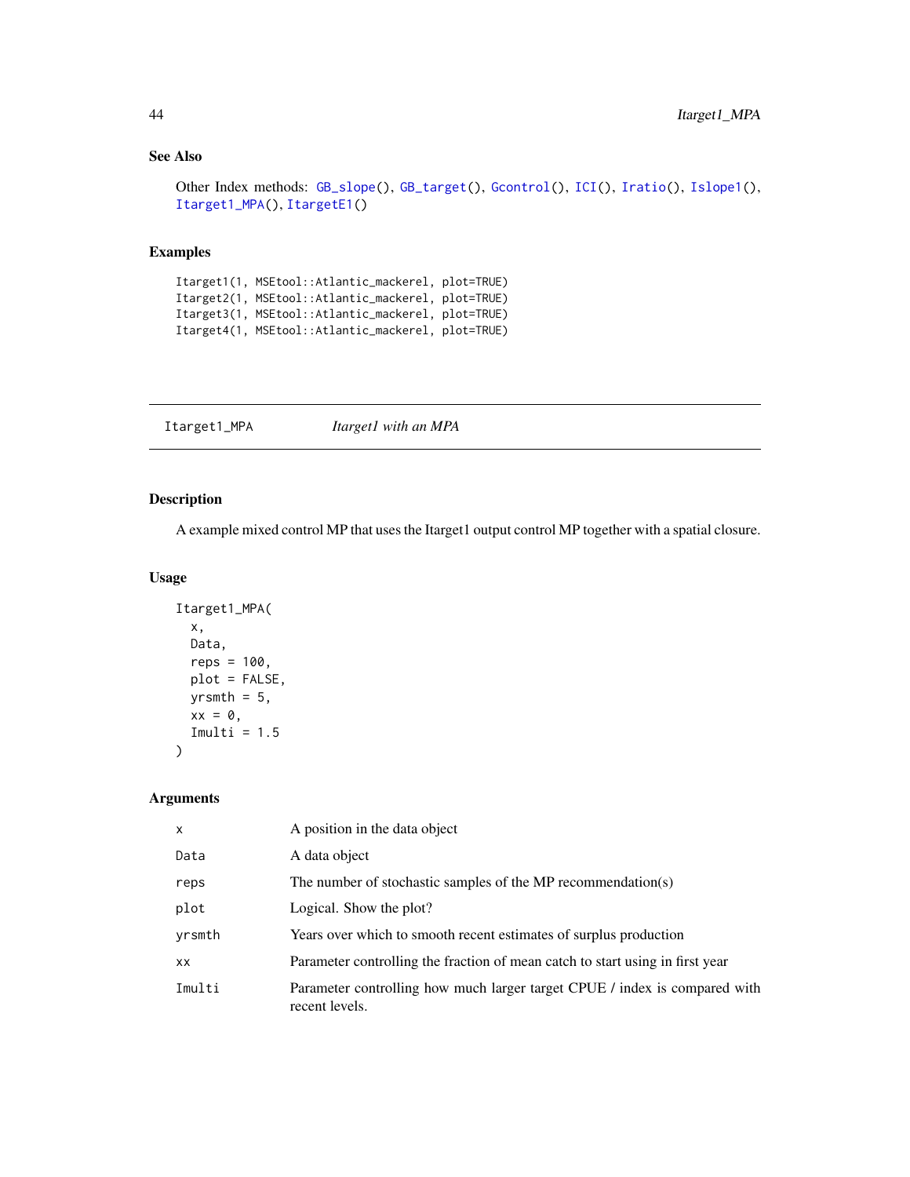### See Also

Other Index methods: GB_slope(), GB_target(), Gcontrol(), ICI(), Iratio(), Islope1(), Itarget1_MPA(), ItargetE1()

### Examples

```
Itarget1(1, MSEtool::Atlantic_mackerel, plot=TRUE)
Itarget2(1, MSEtool::Atlantic_mackerel, plot=TRUE)
Itarget3(1, MSEtool::Atlantic_mackerel, plot=TRUE)
Itarget4(1, MSEtool::Atlantic_mackerel, plot=TRUE)
```

---

## Itarget1_MPA    *Itarget1 with an MPA*

### Description

A example mixed control MP that uses the Itarget1 output control MP together with a spatial closure.

### Usage

```
Itarget1_MPA(
  x,
  Data,
  reps = 100,
  plot = FALSE,
  yrsmth = 5,
  xx = 0,
  Imulti = 1.5
)
```

### Arguments

| | |
|---|---|
| x | A position in the data object |
| Data | A data object |
| reps | The number of stochastic samples of the MP recommendation(s) |
| plot | Logical. Show the plot? |
| yrsmth | Years over which to smooth recent estimates of surplus production |
| xx | Parameter controlling the fraction of mean catch to start using in first year |
| Imulti | Parameter controlling how much larger target CPUE / index is compared with recent levels. |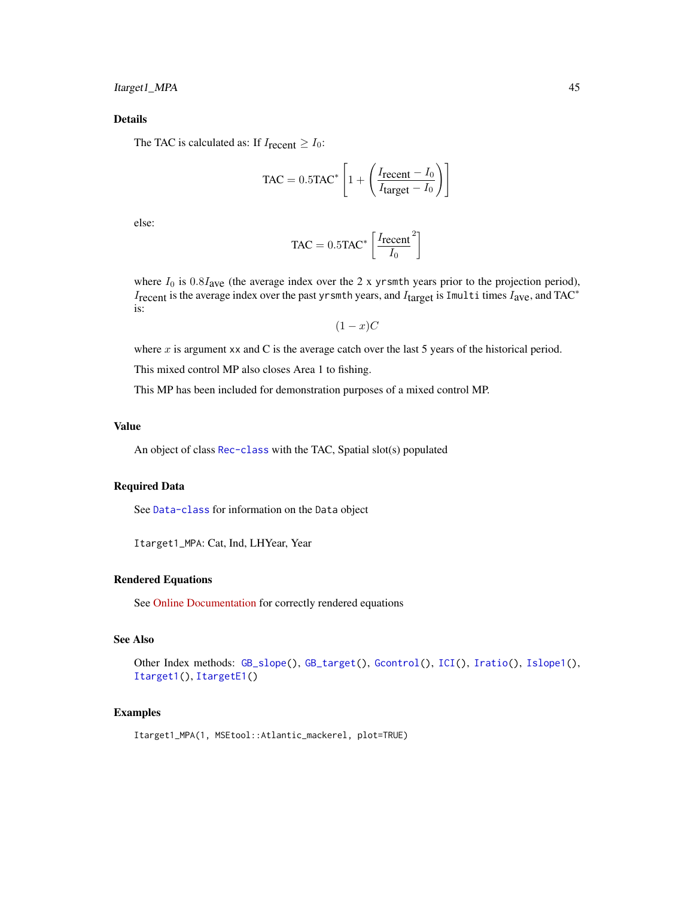### Details

The TAC is calculated as: If $I_{\text{recent}} \geq I_0$:

$$\text{TAC} = 0.5\text{TAC}^* \left[1 + \left(\frac{I_{\text{recent}} - I_0}{I_{\text{target}} - I_0}\right)\right]$$

else:

$$\text{TAC} = 0.5\text{TAC}^* \left[\frac{I_{\text{recent}}}{I_0}^2\right]$$

where $I_0$ is $0.8 I_{\text{ave}}$ (the average index over the 2 x `yrsmth` years prior to the projection period), $I_{\text{recent}}$ is the average index over the past `yrsmth` years, and $I_{\text{target}}$ is `Imulti` times $I_{\text{ave}}$, and $\text{TAC}^*$ is:

$$(1 - x)C$$

where $x$ is argument `xx` and C is the average catch over the last 5 years of the historical period.

This mixed control MP also closes Area 1 to fishing.

This MP has been included for demonstration purposes of a mixed control MP.

### Value

An object of class `Rec-class` with the TAC, Spatial slot(s) populated

### Required Data

See `Data-class` for information on the `Data` object

`Itarget1_MPA`: Cat, Ind, LHYear, Year

### Rendered Equations

See Online Documentation for correctly rendered equations

### See Also

Other Index methods: `GB_slope()`, `GB_target()`, `Gcontrol()`, `ICI()`, `Iratio()`, `Islope1()`, `Itarget1()`, `ItargetE1()`

### Examples

```
Itarget1_MPA(1, MSEtool::Atlantic_mackerel, plot=TRUE)
```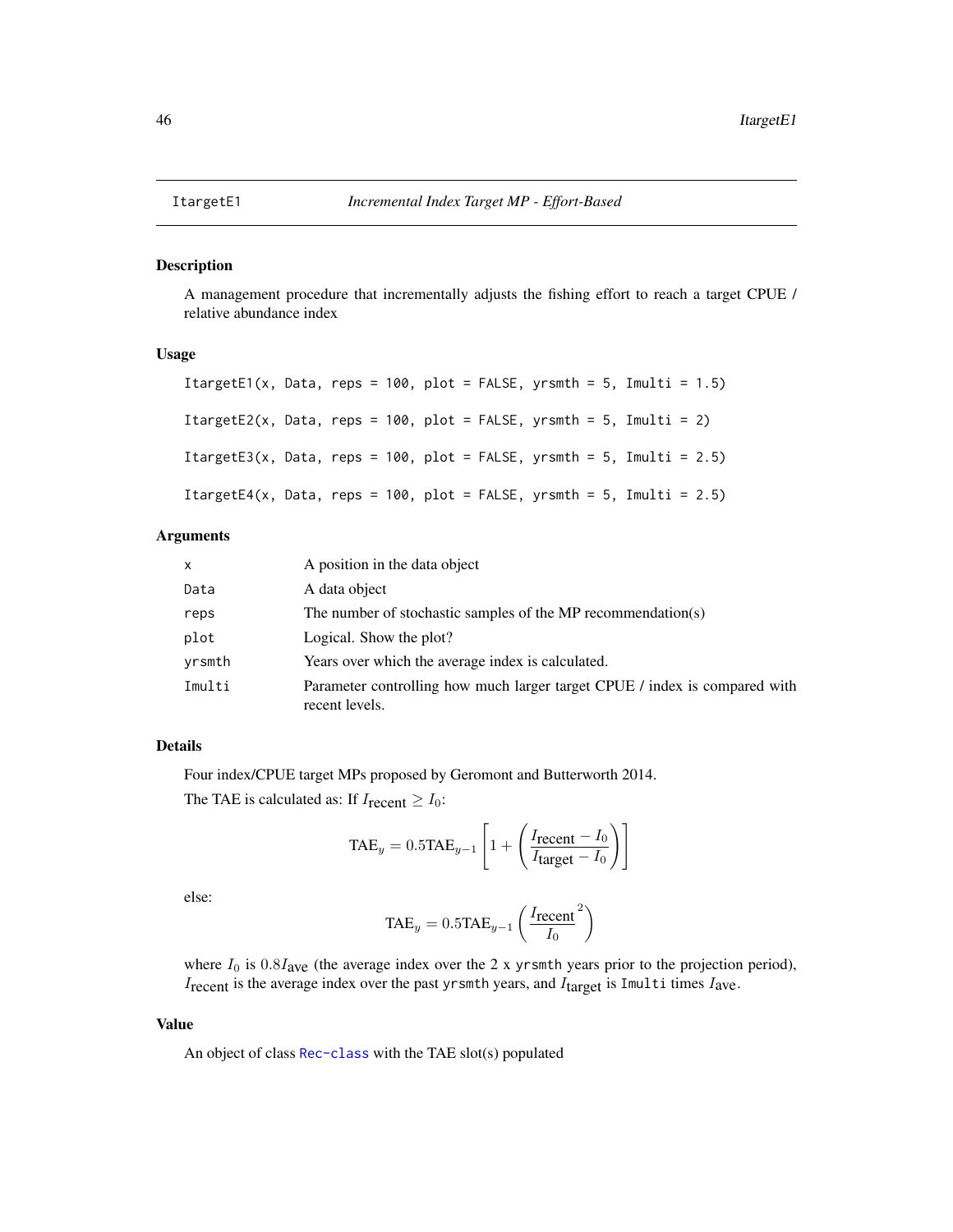ItargetE1 *Incremental Index Target MP - Effort-Based*

## Description

A management procedure that incrementally adjusts the fishing effort to reach a target CPUE / relative abundance index

## Usage

```
ItargetE1(x, Data, reps = 100, plot = FALSE, yrsmth = 5, Imulti = 1.5)

ItargetE2(x, Data, reps = 100, plot = FALSE, yrsmth = 5, Imulti = 2)

ItargetE3(x, Data, reps = 100, plot = FALSE, yrsmth = 5, Imulti = 2.5)

ItargetE4(x, Data, reps = 100, plot = FALSE, yrsmth = 5, Imulti = 2.5)
```

## Arguments

| | |
|---|---|
| x | A position in the data object |
| Data | A data object |
| reps | The number of stochastic samples of the MP recommendation(s) |
| plot | Logical. Show the plot? |
| yrsmth | Years over which the average index is calculated. |
| Imulti | Parameter controlling how much larger target CPUE / index is compared with recent levels. |

## Details

Four index/CPUE target MPs proposed by Geromont and Butterworth 2014.

The TAE is calculated as: If $I_{\text{recent}} \geq I_0$:

$$\text{TAE}_y = 0.5\text{TAE}_{y-1}\left[1 + \left(\frac{I_{\text{recent}} - I_0}{I_{\text{target}} - I_0}\right)\right]$$

else:

$$\text{TAE}_y = 0.5\text{TAE}_{y-1}\left(\frac{{I_{\text{recent}}}^2}{I_0}\right)$$

where $I_0$ is $0.8I_{\text{ave}}$ (the average index over the 2 x `yrsmth` years prior to the projection period), $I_{\text{recent}}$ is the average index over the past `yrsmth` years, and $I_{\text{target}}$ is `Imulti` times $I_{\text{ave}}$.

## Value

An object of class `Rec-class` with the TAE slot(s) populated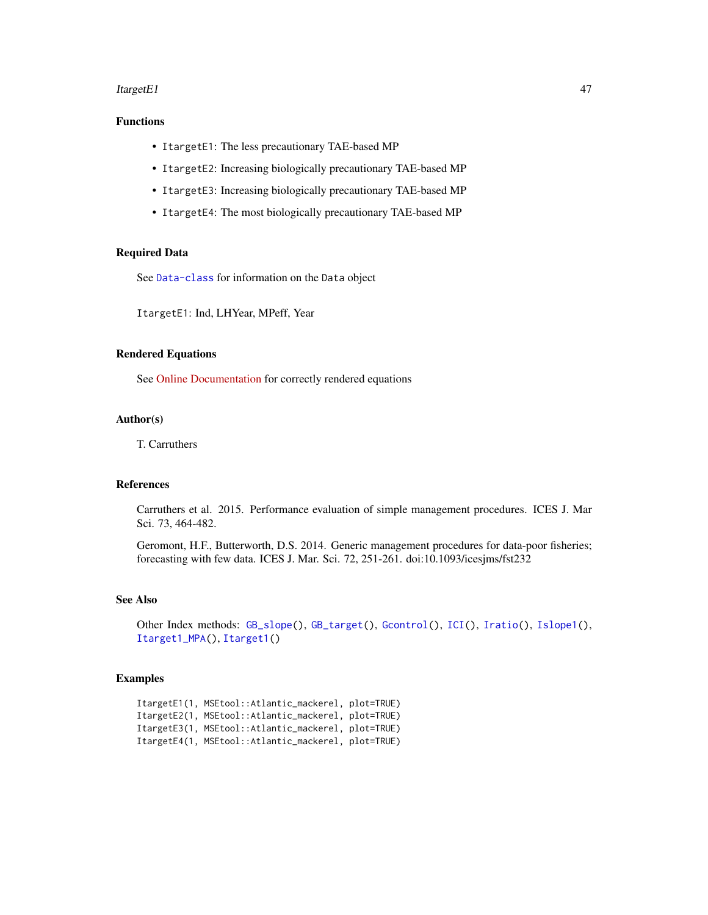### Functions

- `ItargetE1`: The less precautionary TAE-based MP
- `ItargetE2`: Increasing biologically precautionary TAE-based MP
- `ItargetE3`: Increasing biologically precautionary TAE-based MP
- `ItargetE4`: The most biologically precautionary TAE-based MP

### Required Data

See `Data-class` for information on the `Data` object

`ItargetE1`: Ind, LHYear, MPeff, Year

### Rendered Equations

See Online Documentation for correctly rendered equations

### Author(s)

T. Carruthers

### References

Carruthers et al. 2015. Performance evaluation of simple management procedures. ICES J. Mar Sci. 73, 464-482.

Geromont, H.F., Butterworth, D.S. 2014. Generic management procedures for data-poor fisheries; forecasting with few data. ICES J. Mar. Sci. 72, 251-261. doi:10.1093/icesjms/fst232

### See Also

Other Index methods: `GB_slope()`, `GB_target()`, `Gcontrol()`, `ICI()`, `Iratio()`, `Islope1()`, `Itarget1_MPA()`, `Itarget1()`

### Examples

```
ItargetE1(1, MSEtool::Atlantic_mackerel, plot=TRUE)
ItargetE2(1, MSEtool::Atlantic_mackerel, plot=TRUE)
ItargetE3(1, MSEtool::Atlantic_mackerel, plot=TRUE)
ItargetE4(1, MSEtool::Atlantic_mackerel, plot=TRUE)
```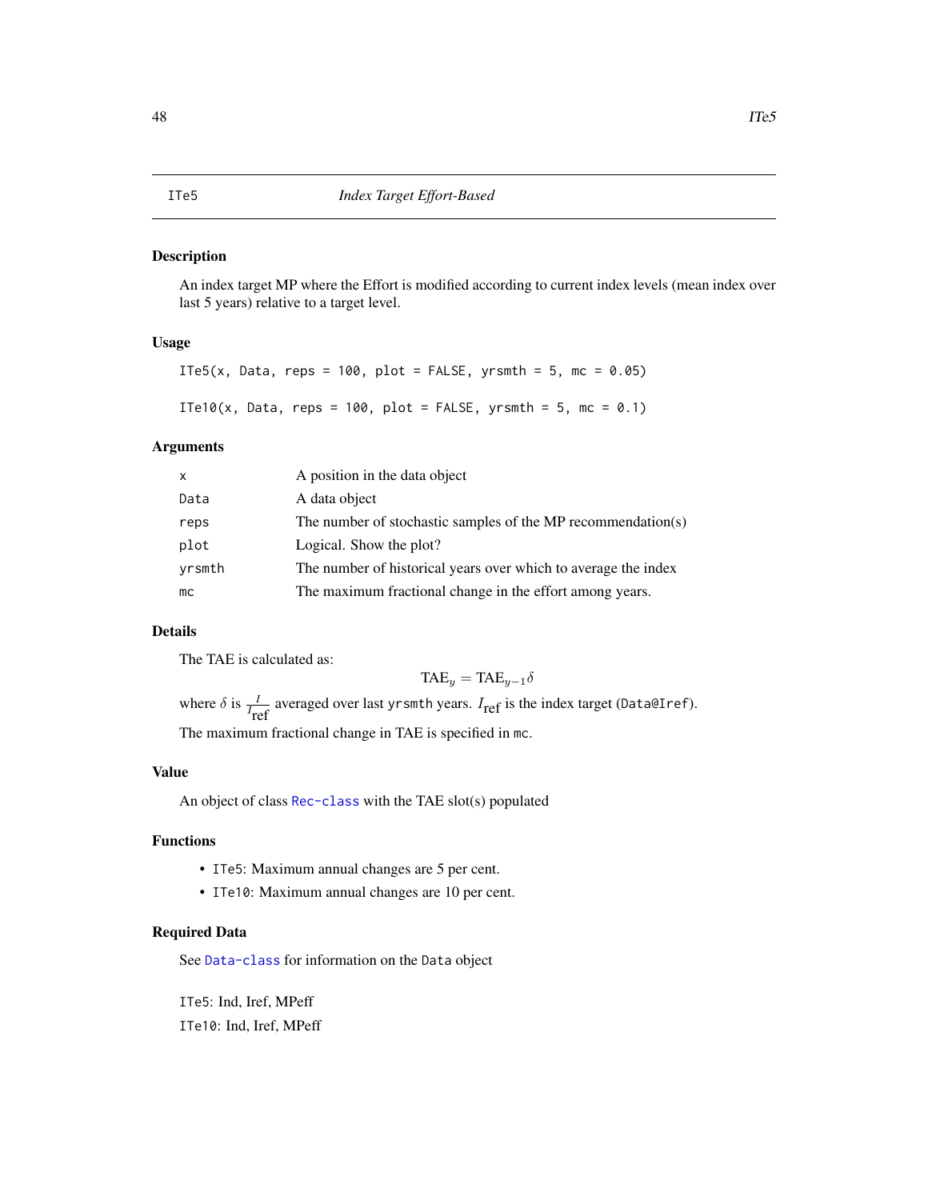# ITe5 — *Index Target Effort-Based*

## Description

An index target MP where the Effort is modified according to current index levels (mean index over last 5 years) relative to a target level.

## Usage

```
ITe5(x, Data, reps = 100, plot = FALSE, yrsmth = 5, mc = 0.05)

ITe10(x, Data, reps = 100, plot = FALSE, yrsmth = 5, mc = 0.1)
```

## Arguments

| | |
|---|---|
| `x` | A position in the data object |
| `Data` | A data object |
| `reps` | The number of stochastic samples of the MP recommendation(s) |
| `plot` | Logical. Show the plot? |
| `yrsmth` | The number of historical years over which to average the index |
| `mc` | The maximum fractional change in the effort among years. |

## Details

The TAE is calculated as:

$$\mathrm{TAE}_y = \mathrm{TAE}_{y-1}\delta$$

where $\delta$ is $\frac{I}{I_{\mathrm{ref}}}$ averaged over last `yrsmth` years. $I_{\mathrm{ref}}$ is the index target (`Data@Iref`).

The maximum fractional change in TAE is specified in `mc`.

## Value

An object of class `Rec-class` with the TAE slot(s) populated

## Functions

- `ITe5`: Maximum annual changes are 5 per cent.
- `ITe10`: Maximum annual changes are 10 per cent.

## Required Data

See `Data-class` for information on the `Data` object

`ITe5`: Ind, Iref, MPeff

`ITe10`: Ind, Iref, MPeff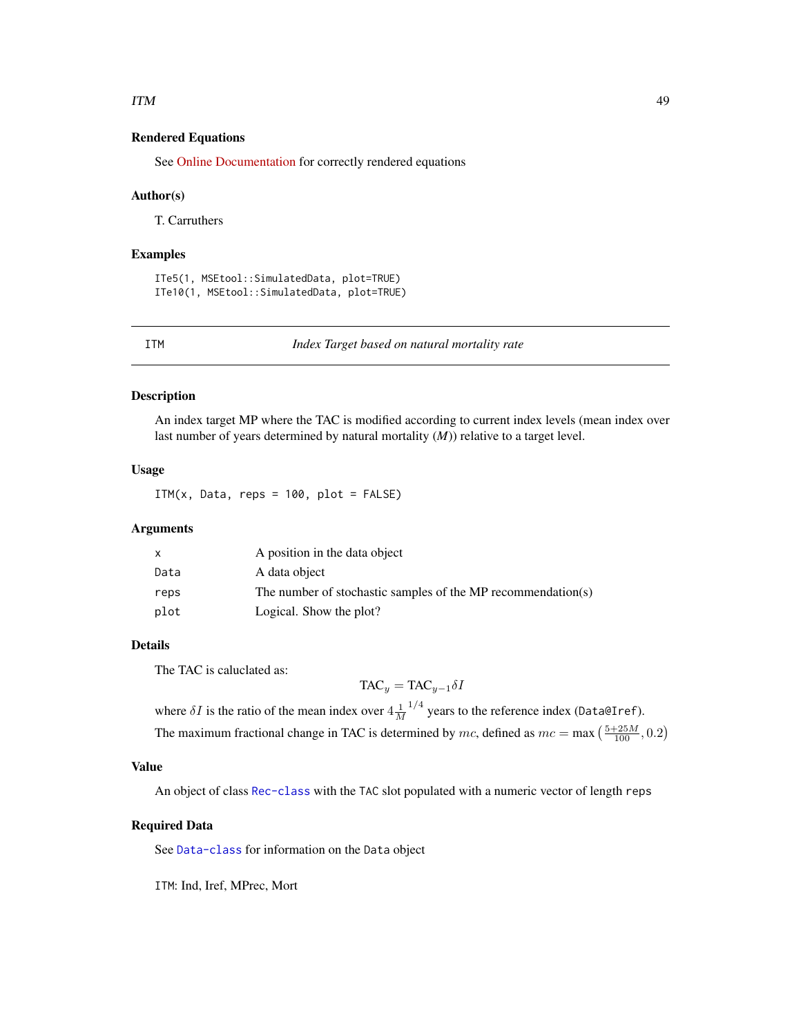## Rendered Equations

See Online Documentation for correctly rendered equations

## Author(s)

T. Carruthers

## Examples

```
ITe5(1, MSEtool::SimulatedData, plot=TRUE)
ITe10(1, MSEtool::SimulatedData, plot=TRUE)
```

---

# ITM — *Index Target based on natural mortality rate*

## Description

An index target MP where the TAC is modified according to current index levels (mean index over last number of years determined by natural mortality (*M*)) relative to a target level.

## Usage

```
ITM(x, Data, reps = 100, plot = FALSE)
```

## Arguments

| | |
|---|---|
| `x` | A position in the data object |
| `Data` | A data object |
| `reps` | The number of stochastic samples of the MP recommendation(s) |
| `plot` | Logical. Show the plot? |

## Details

The TAC is caluclated as:

$$\text{TAC}_y = \text{TAC}_{y-1} \delta I$$

where $\delta I$ is the ratio of the mean index over $4 \frac{1}{M}^{1/4}$ years to the reference index (`Data@Iref`).

The maximum fractional change in TAC is determined by $mc$, defined as $mc = \max\left(\frac{5+25M}{100}, 0.2\right)$

## Value

An object of class `Rec-class` with the `TAC` slot populated with a numeric vector of length `reps`

## Required Data

See `Data-class` for information on the `Data` object

`ITM`: Ind, Iref, MPrec, Mort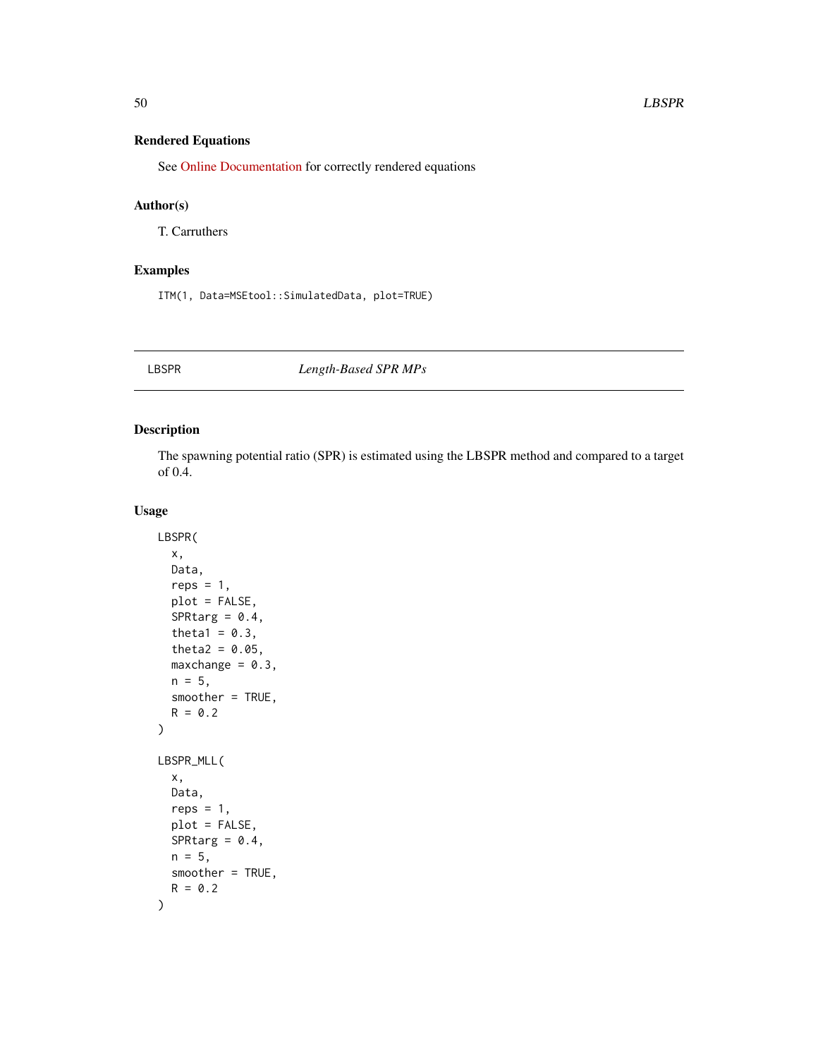### Rendered Equations

See Online Documentation for correctly rendered equations

### Author(s)

T. Carruthers

### Examples

```
ITM(1, Data=MSEtool::SimulatedData, plot=TRUE)
```

---

## LBSPR *Length-Based SPR MPs*

---

### Description

The spawning potential ratio (SPR) is estimated using the LBSPR method and compared to a target of 0.4.

### Usage

```
LBSPR(
  x,
  Data,
  reps = 1,
  plot = FALSE,
  SPRtarg = 0.4,
  theta1 = 0.3,
  theta2 = 0.05,
  maxchange = 0.3,
  n = 5,
  smoother = TRUE,
  R = 0.2
)

LBSPR_MLL(
  x,
  Data,
  reps = 1,
  plot = FALSE,
  SPRtarg = 0.4,
  n = 5,
  smoother = TRUE,
  R = 0.2
)
```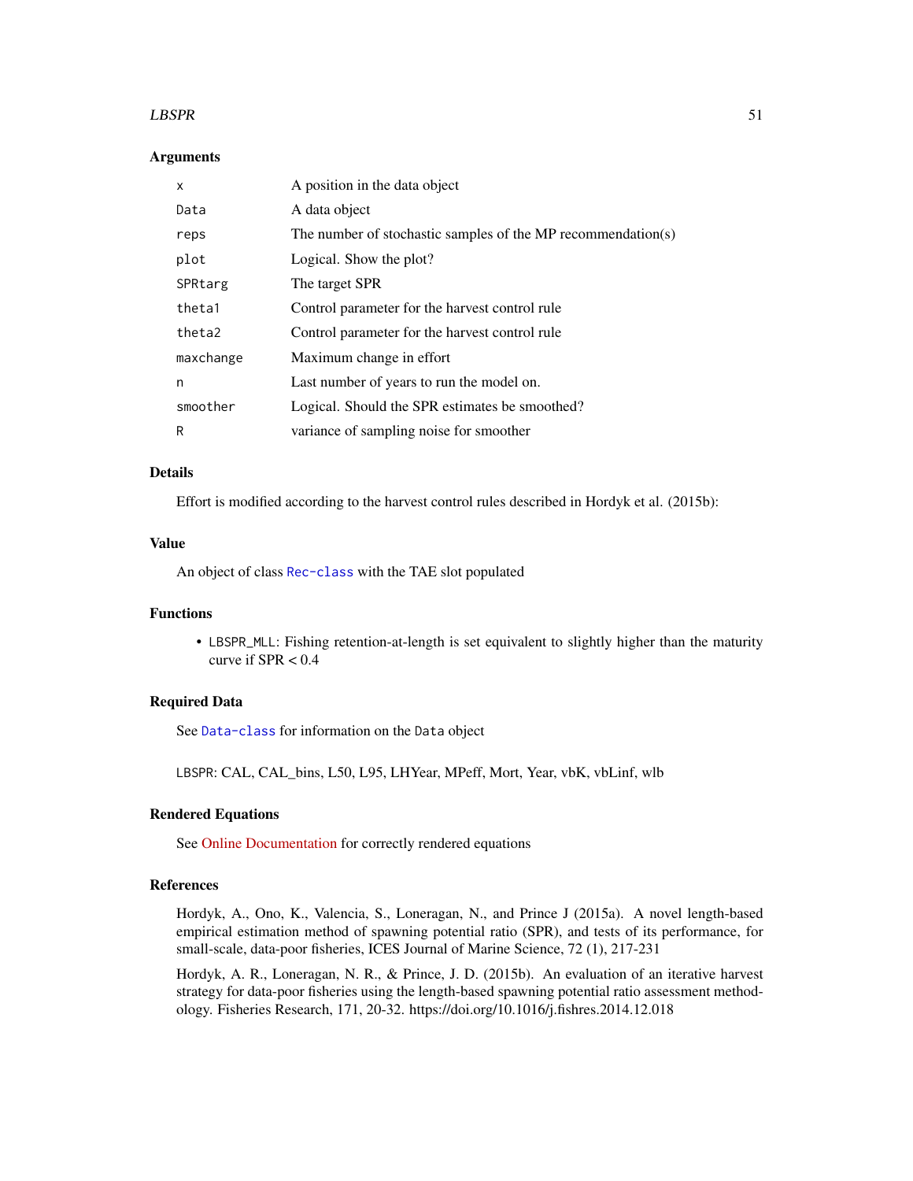### Arguments

| | |
|---|---|
| `x` | A position in the data object |
| `Data` | A data object |
| `reps` | The number of stochastic samples of the MP recommendation(s) |
| `plot` | Logical. Show the plot? |
| `SPRtarg` | The target SPR |
| `theta1` | Control parameter for the harvest control rule |
| `theta2` | Control parameter for the harvest control rule |
| `maxchange` | Maximum change in effort |
| `n` | Last number of years to run the model on. |
| `smoother` | Logical. Should the SPR estimates be smoothed? |
| `R` | variance of sampling noise for smoother |

### Details

Effort is modified according to the harvest control rules described in Hordyk et al. (2015b):

### Value

An object of class `Rec-class` with the TAE slot populated

### Functions

- `LBSPR_MLL`: Fishing retention-at-length is set equivalent to slightly higher than the maturity curve if SPR < 0.4

### Required Data

See `Data-class` for information on the `Data` object

`LBSPR`: CAL, CAL_bins, L50, L95, LHYear, MPeff, Mort, Year, vbK, vbLinf, wlb

### Rendered Equations

See Online Documentation for correctly rendered equations

### References

Hordyk, A., Ono, K., Valencia, S., Loneragan, N., and Prince J (2015a). A novel length-based empirical estimation method of spawning potential ratio (SPR), and tests of its performance, for small-scale, data-poor fisheries, ICES Journal of Marine Science, 72 (1), 217-231

Hordyk, A. R., Loneragan, N. R., & Prince, J. D. (2015b). An evaluation of an iterative harvest strategy for data-poor fisheries using the length-based spawning potential ratio assessment methodology. Fisheries Research, 171, 20-32. https://doi.org/10.1016/j.fishres.2014.12.018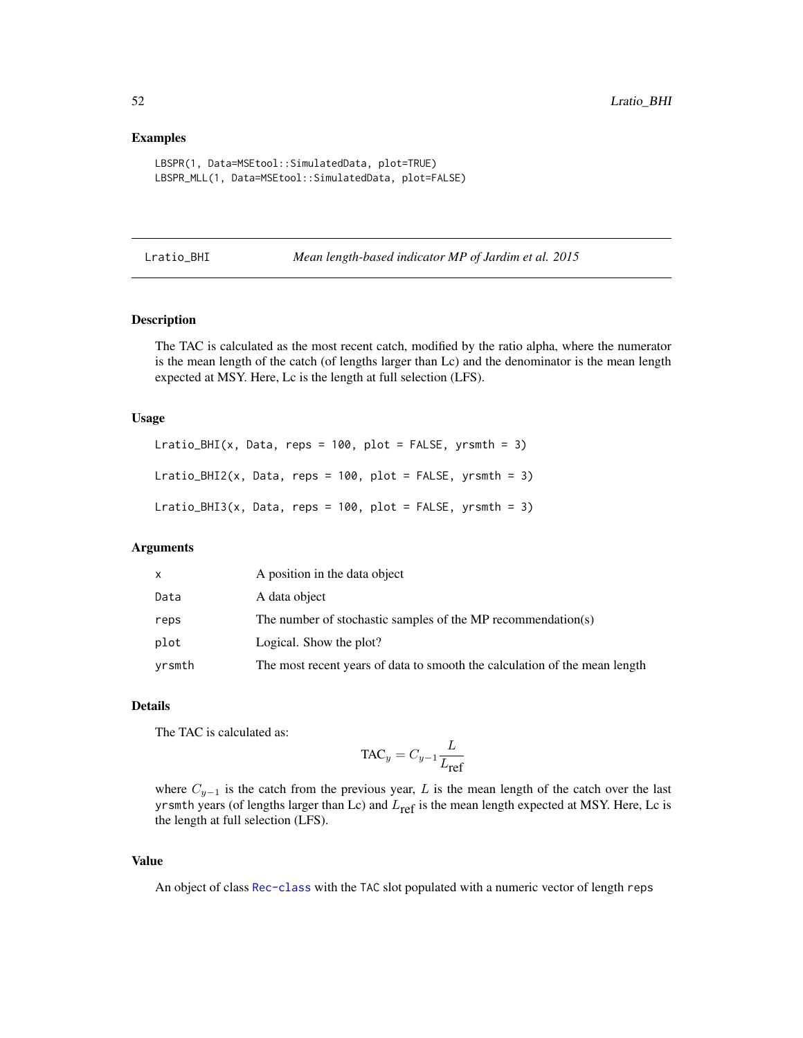### Examples

```
LBSPR(1, Data=MSEtool::SimulatedData, plot=TRUE)
LBSPR_MLL(1, Data=MSEtool::SimulatedData, plot=FALSE)
```

## Lratio_BHI — *Mean length-based indicator MP of Jardim et al. 2015*

### Description

The TAC is calculated as the most recent catch, modified by the ratio alpha, where the numerator is the mean length of the catch (of lengths larger than Lc) and the denominator is the mean length expected at MSY. Here, Lc is the length at full selection (LFS).

### Usage

```
Lratio_BHI(x, Data, reps = 100, plot = FALSE, yrsmth = 3)

Lratio_BHI2(x, Data, reps = 100, plot = FALSE, yrsmth = 3)

Lratio_BHI3(x, Data, reps = 100, plot = FALSE, yrsmth = 3)
```

### Arguments

| | |
|---|---|
| `x` | A position in the data object |
| `Data` | A data object |
| `reps` | The number of stochastic samples of the MP recommendation(s) |
| `plot` | Logical. Show the plot? |
| `yrsmth` | The most recent years of data to smooth the calculation of the mean length |

### Details

The TAC is calculated as:

$$\mathrm{TAC}_y = C_{y-1} \frac{L}{L_{\mathrm{ref}}}$$

where $C_{y-1}$ is the catch from the previous year, $L$ is the mean length of the catch over the last `yrsmth` years (of lengths larger than Lc) and $L_{\mathrm{ref}}$ is the mean length expected at MSY. Here, Lc is the length at full selection (LFS).

### Value

An object of class `Rec-class` with the `TAC` slot populated with a numeric vector of length `reps`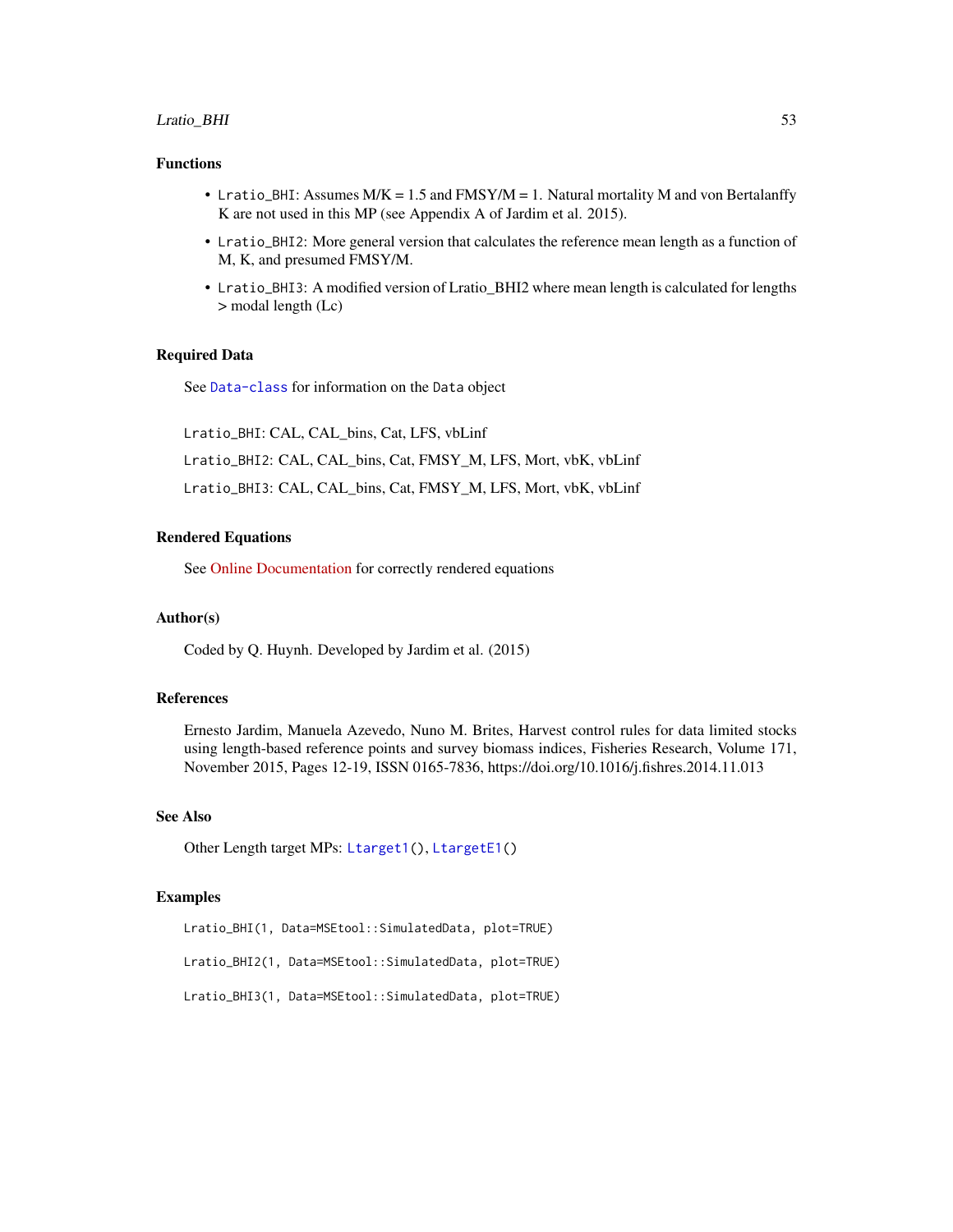### Functions

- `Lratio_BHI`: Assumes M/K = 1.5 and FMSY/M = 1. Natural mortality M and von Bertalanffy K are not used in this MP (see Appendix A of Jardim et al. 2015).
- `Lratio_BHI2`: More general version that calculates the reference mean length as a function of M, K, and presumed FMSY/M.
- `Lratio_BHI3`: A modified version of Lratio_BHI2 where mean length is calculated for lengths > modal length (Lc)

### Required Data

See `Data-class` for information on the `Data` object

`Lratio_BHI`: CAL, CAL_bins, Cat, LFS, vbLinf

`Lratio_BHI2`: CAL, CAL_bins, Cat, FMSY_M, LFS, Mort, vbK, vbLinf

`Lratio_BHI3`: CAL, CAL_bins, Cat, FMSY_M, LFS, Mort, vbK, vbLinf

### Rendered Equations

See Online Documentation for correctly rendered equations

### Author(s)

Coded by Q. Huynh. Developed by Jardim et al. (2015)

### References

Ernesto Jardim, Manuela Azevedo, Nuno M. Brites, Harvest control rules for data limited stocks using length-based reference points and survey biomass indices, Fisheries Research, Volume 171, November 2015, Pages 12-19, ISSN 0165-7836, https://doi.org/10.1016/j.fishres.2014.11.013

### See Also

Other Length target MPs: `Ltarget1()`, `LtargetE1()`

### Examples

```
Lratio_BHI(1, Data=MSEtool::SimulatedData, plot=TRUE)

Lratio_BHI2(1, Data=MSEtool::SimulatedData, plot=TRUE)

Lratio_BHI3(1, Data=MSEtool::SimulatedData, plot=TRUE)
```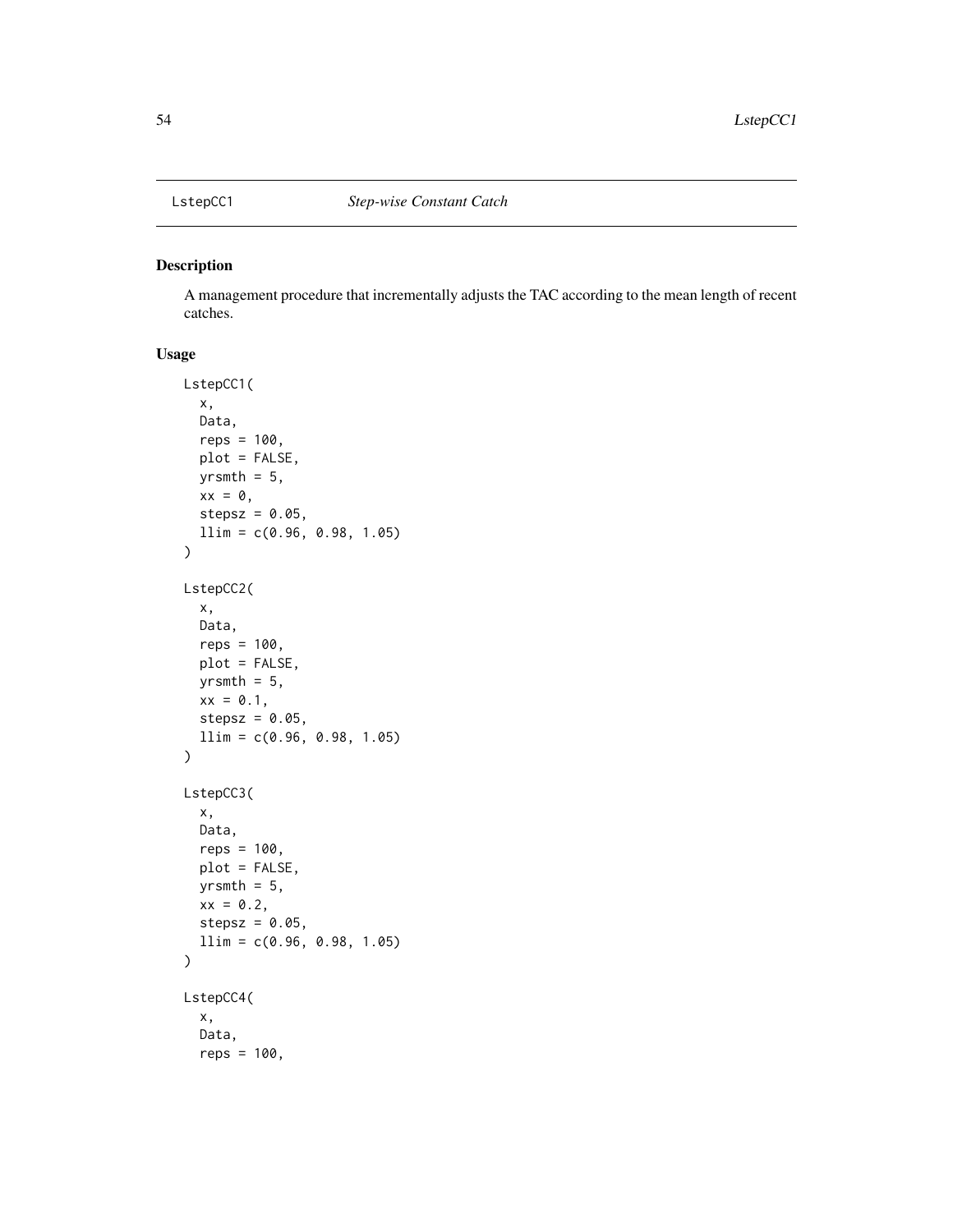LstepCC1 *Step-wise Constant Catch*

## Description

A management procedure that incrementally adjusts the TAC according to the mean length of recent catches.

## Usage

```
LstepCC1(
  x,
  Data,
  reps = 100,
  plot = FALSE,
  yrsmth = 5,
  xx = 0,
  stepsz = 0.05,
  llim = c(0.96, 0.98, 1.05)
)

LstepCC2(
  x,
  Data,
  reps = 100,
  plot = FALSE,
  yrsmth = 5,
  xx = 0.1,
  stepsz = 0.05,
  llim = c(0.96, 0.98, 1.05)
)

LstepCC3(
  x,
  Data,
  reps = 100,
  plot = FALSE,
  yrsmth = 5,
  xx = 0.2,
  stepsz = 0.05,
  llim = c(0.96, 0.98, 1.05)
)

LstepCC4(
  x,
  Data,
  reps = 100,
```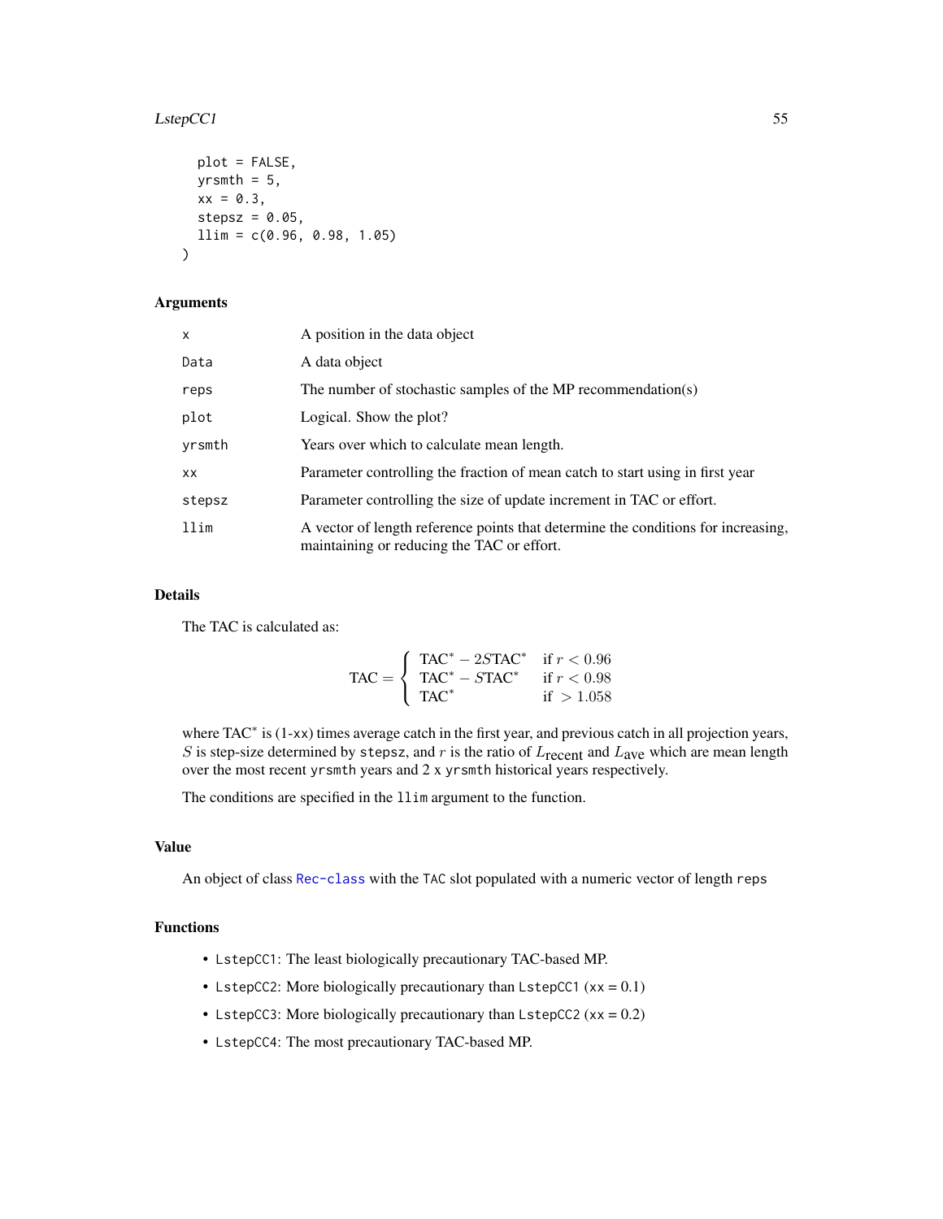```
  plot = FALSE,
  yrsmth = 5,
  xx = 0.3,
  stepsz = 0.05,
  llim = c(0.96, 0.98, 1.05)
)
```

### Arguments

| | |
|---|---|
| x | A position in the data object |
| Data | A data object |
| reps | The number of stochastic samples of the MP recommendation(s) |
| plot | Logical. Show the plot? |
| yrsmth | Years over which to calculate mean length. |
| xx | Parameter controlling the fraction of mean catch to start using in first year |
| stepsz | Parameter controlling the size of update increment in TAC or effort. |
| llim | A vector of length reference points that determine the conditions for increasing, maintaining or reducing the TAC or effort. |

### Details

The TAC is calculated as:

$$\text{TAC} = \begin{cases} \text{TAC}^* - 2S\text{TAC}^* & \text{if } r < 0.96 \\ \text{TAC}^* - S\text{TAC}^* & \text{if } r < 0.98 \\ \text{TAC}^* & \text{if } > 1.058 \end{cases}$$

where $\text{TAC}^*$ is (1-xx) times average catch in the first year, and previous catch in all projection years, $S$ is step-size determined by stepsz, and $r$ is the ratio of $L_{\text{recent}}$ and $L_{\text{ave}}$ which are mean length over the most recent yrsmth years and 2 x yrsmth historical years respectively.

The conditions are specified in the llim argument to the function.

### Value

An object of class Rec-class with the TAC slot populated with a numeric vector of length reps

### Functions

- LstepCC1: The least biologically precautionary TAC-based MP.
- LstepCC2: More biologically precautionary than LstepCC1 (xx = 0.1)
- LstepCC3: More biologically precautionary than LstepCC2 (xx = 0.2)
- LstepCC4: The most precautionary TAC-based MP.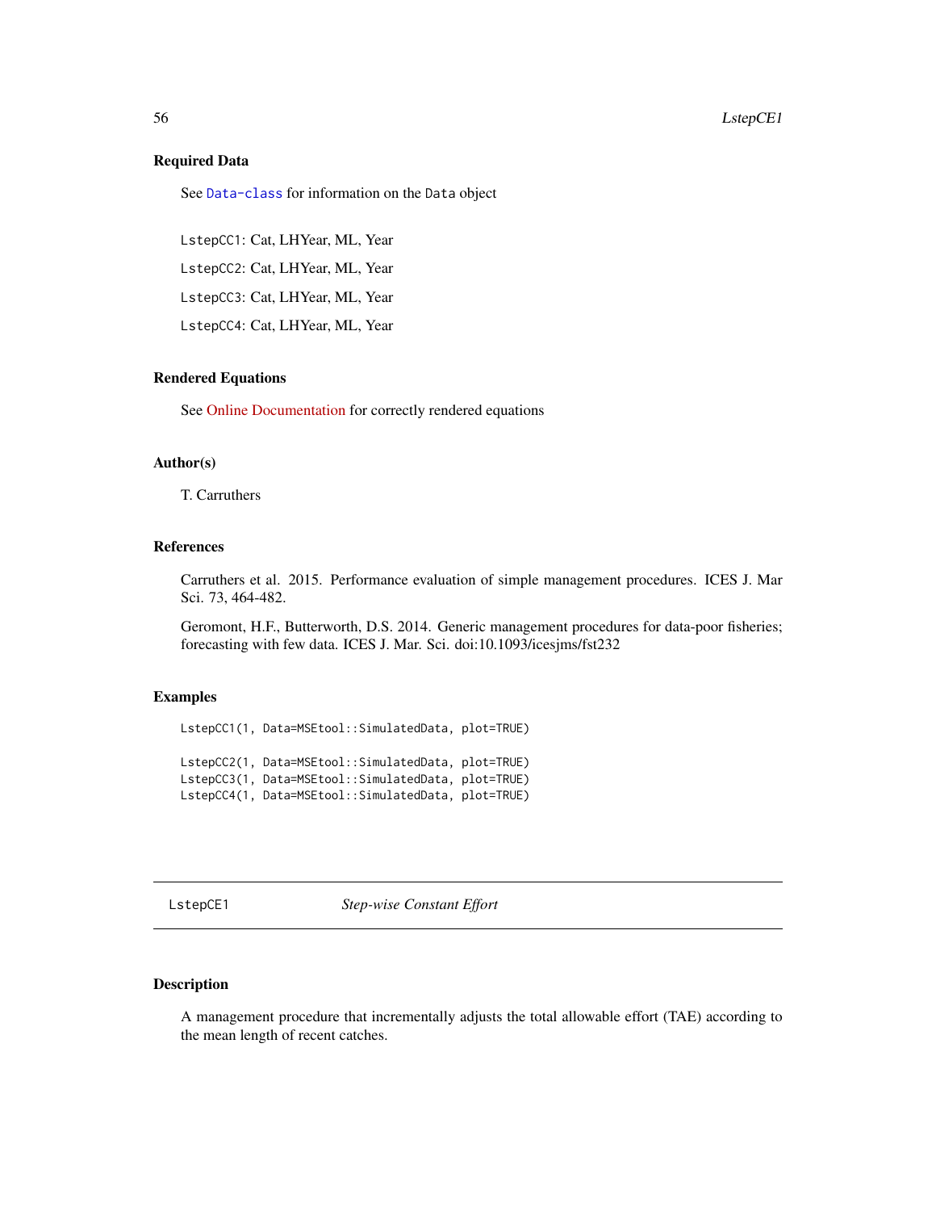### Required Data

See Data-class for information on the Data object

LstepCC1: Cat, LHYear, ML, Year

LstepCC2: Cat, LHYear, ML, Year

LstepCC3: Cat, LHYear, ML, Year

LstepCC4: Cat, LHYear, ML, Year

### Rendered Equations

See Online Documentation for correctly rendered equations

### Author(s)

T. Carruthers

### References

Carruthers et al. 2015. Performance evaluation of simple management procedures. ICES J. Mar Sci. 73, 464-482.

Geromont, H.F., Butterworth, D.S. 2014. Generic management procedures for data-poor fisheries; forecasting with few data. ICES J. Mar. Sci. doi:10.1093/icesjms/fst232

### Examples

```
LstepCC1(1, Data=MSEtool::SimulatedData, plot=TRUE)

LstepCC2(1, Data=MSEtool::SimulatedData, plot=TRUE)
LstepCC3(1, Data=MSEtool::SimulatedData, plot=TRUE)
LstepCC4(1, Data=MSEtool::SimulatedData, plot=TRUE)
```

---

## LstepCE1 *Step-wise Constant Effort*

---

### Description

A management procedure that incrementally adjusts the total allowable effort (TAE) according to the mean length of recent catches.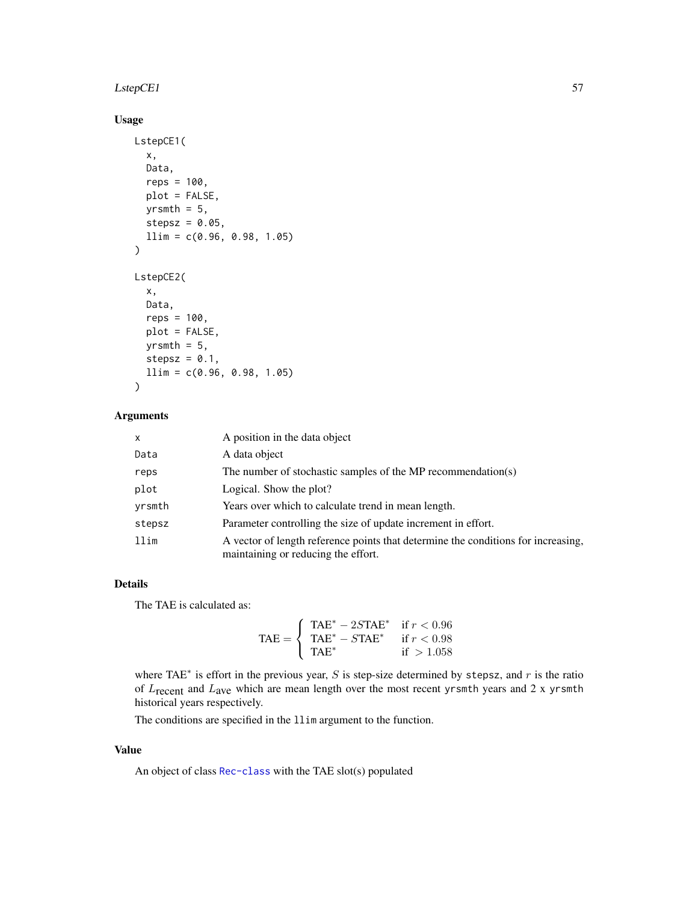### Usage

```
LstepCE1(
  x,
  Data,
  reps = 100,
  plot = FALSE,
  yrsmth = 5,
  stepsz = 0.05,
  llim = c(0.96, 0.98, 1.05)
)

LstepCE2(
  x,
  Data,
  reps = 100,
  plot = FALSE,
  yrsmth = 5,
  stepsz = 0.1,
  llim = c(0.96, 0.98, 1.05)
)
```

### Arguments

| | |
|---|---|
| x | A position in the data object |
| Data | A data object |
| reps | The number of stochastic samples of the MP recommendation(s) |
| plot | Logical. Show the plot? |
| yrsmth | Years over which to calculate trend in mean length. |
| stepsz | Parameter controlling the size of update increment in effort. |
| llim | A vector of length reference points that determine the conditions for increasing, maintaining or reducing the effort. |

### Details

The TAE is calculated as:

$$\text{TAE} = \begin{cases} \text{TAE}^* - 2S\text{TAE}^* & \text{if } r < 0.96 \\ \text{TAE}^* - S\text{TAE}^* & \text{if } r < 0.98 \\ \text{TAE}^* & \text{if } > 1.058 \end{cases}$$

where $\text{TAE}^*$ is effort in the previous year, $S$ is step-size determined by `stepsz`, and $r$ is the ratio of $L_{\text{recent}}$ and $L_{\text{ave}}$ which are mean length over the most recent `yrsmth` years and 2 x `yrsmth` historical years respectively.

The conditions are specified in the `llim` argument to the function.

### Value

An object of class `Rec-class` with the TAE slot(s) populated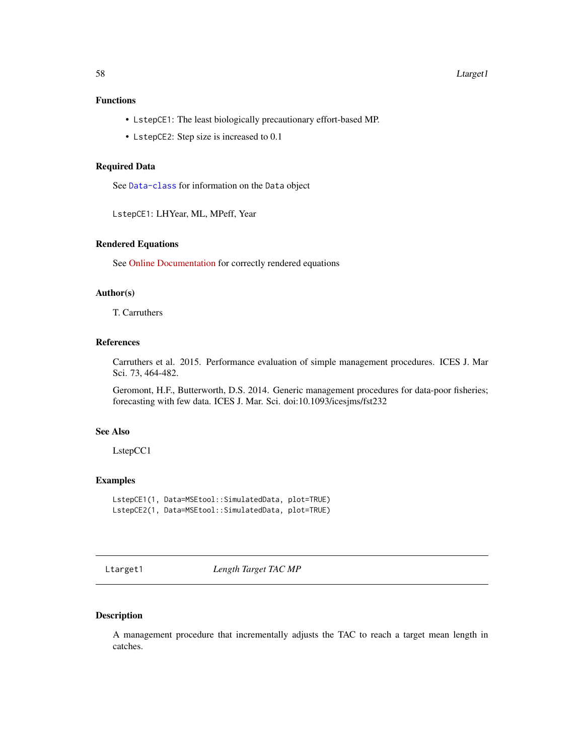### Functions

- `LstepCE1`: The least biologically precautionary effort-based MP.
- `LstepCE2`: Step size is increased to 0.1

### Required Data

See `Data-class` for information on the `Data` object

`LstepCE1`: LHYear, ML, MPeff, Year

### Rendered Equations

See Online Documentation for correctly rendered equations

### Author(s)

T. Carruthers

### References

Carruthers et al. 2015. Performance evaluation of simple management procedures. ICES J. Mar Sci. 73, 464-482.

Geromont, H.F., Butterworth, D.S. 2014. Generic management procedures for data-poor fisheries; forecasting with few data. ICES J. Mar. Sci. doi:10.1093/icesjms/fst232

### See Also

LstepCC1

### Examples

```
LstepCE1(1, Data=MSEtool::SimulatedData, plot=TRUE)
LstepCE2(1, Data=MSEtool::SimulatedData, plot=TRUE)
```

---

## `Ltarget1` *Length Target TAC MP*

---

### Description

A management procedure that incrementally adjusts the TAC to reach a target mean length in catches.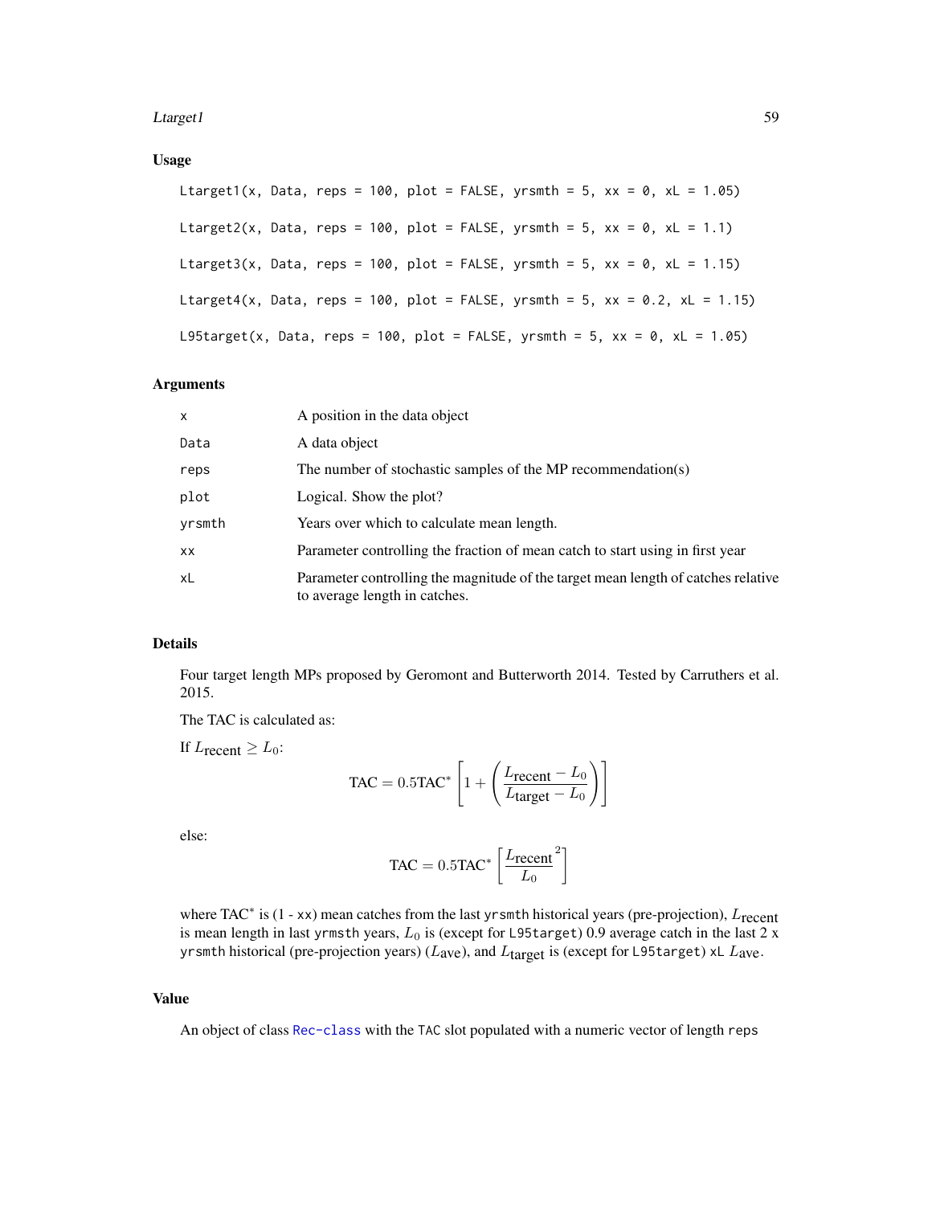## Usage

```
Ltarget1(x, Data, reps = 100, plot = FALSE, yrsmth = 5, xx = 0, xL = 1.05)

Ltarget2(x, Data, reps = 100, plot = FALSE, yrsmth = 5, xx = 0, xL = 1.1)

Ltarget3(x, Data, reps = 100, plot = FALSE, yrsmth = 5, xx = 0, xL = 1.15)

Ltarget4(x, Data, reps = 100, plot = FALSE, yrsmth = 5, xx = 0.2, xL = 1.15)

L95target(x, Data, reps = 100, plot = FALSE, yrsmth = 5, xx = 0, xL = 1.05)
```

## Arguments

| | |
|---|---|
| x | A position in the data object |
| Data | A data object |
| reps | The number of stochastic samples of the MP recommendation(s) |
| plot | Logical. Show the plot? |
| yrsmth | Years over which to calculate mean length. |
| xx | Parameter controlling the fraction of mean catch to start using in first year |
| xL | Parameter controlling the magnitude of the target mean length of catches relative to average length in catches. |

## Details

Four target length MPs proposed by Geromont and Butterworth 2014. Tested by Carruthers et al. 2015.

The TAC is calculated as:

If $L_{\text{recent}} \geq L_0$:

$$\text{TAC} = 0.5\text{TAC}^* \left[1 + \left(\frac{L_{\text{recent}} - L_0}{L_{\text{target}} - L_0}\right)\right]$$

else:

$$\text{TAC} = 0.5\text{TAC}^* \left[\frac{L_{\text{recent}}}{L_0}^2\right]$$

where $\text{TAC}^*$ is (1 - xx) mean catches from the last yrsmth historical years (pre-projection), $L_{\text{recent}}$ is mean length in last yrmsth years, $L_0$ is (except for L95target) 0.9 average catch in the last 2 x yrsmth historical (pre-projection years) ($L_{\text{ave}}$), and $L_{\text{target}}$ is (except for L95target) xL $L_{\text{ave}}$.

## Value

An object of class Rec-class with the TAC slot populated with a numeric vector of length reps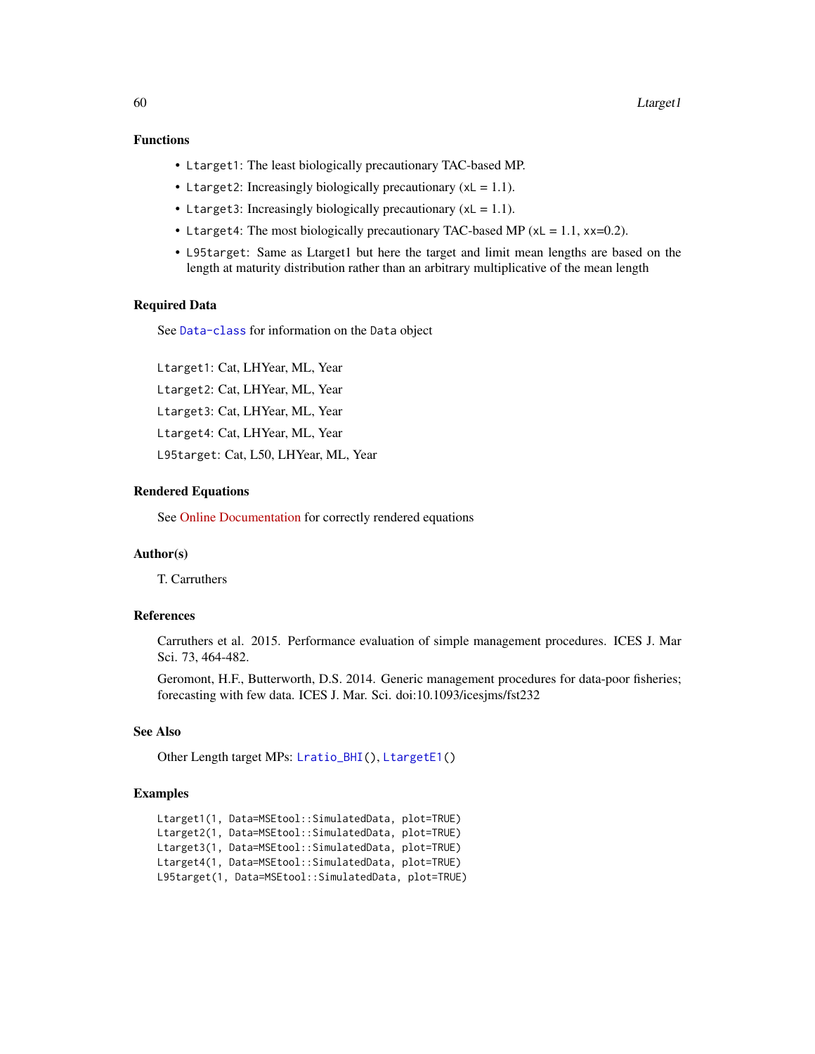## Functions

- `Ltarget1`: The least biologically precautionary TAC-based MP.
- `Ltarget2`: Increasingly biologically precautionary (`xL` = 1.1).
- `Ltarget3`: Increasingly biologically precautionary (`xL` = 1.1).
- `Ltarget4`: The most biologically precautionary TAC-based MP (`xL` = 1.1, `xx`=0.2).
- `L95target`: Same as Ltarget1 but here the target and limit mean lengths are based on the length at maturity distribution rather than an arbitrary multiplicative of the mean length

## Required Data

See Data-class for information on the Data object

`Ltarget1`: Cat, LHYear, ML, Year

`Ltarget2`: Cat, LHYear, ML, Year

`Ltarget3`: Cat, LHYear, ML, Year

`Ltarget4`: Cat, LHYear, ML, Year

`L95target`: Cat, L50, LHYear, ML, Year

## Rendered Equations

See Online Documentation for correctly rendered equations

## Author(s)

T. Carruthers

## References

Carruthers et al. 2015. Performance evaluation of simple management procedures. ICES J. Mar Sci. 73, 464-482.

Geromont, H.F., Butterworth, D.S. 2014. Generic management procedures for data-poor fisheries; forecasting with few data. ICES J. Mar. Sci. doi:10.1093/icesjms/fst232

## See Also

Other Length target MPs: `Lratio_BHI()`, `LtargetE1()`

## Examples

```
Ltarget1(1, Data=MSEtool::SimulatedData, plot=TRUE)
Ltarget2(1, Data=MSEtool::SimulatedData, plot=TRUE)
Ltarget3(1, Data=MSEtool::SimulatedData, plot=TRUE)
Ltarget4(1, Data=MSEtool::SimulatedData, plot=TRUE)
L95target(1, Data=MSEtool::SimulatedData, plot=TRUE)
```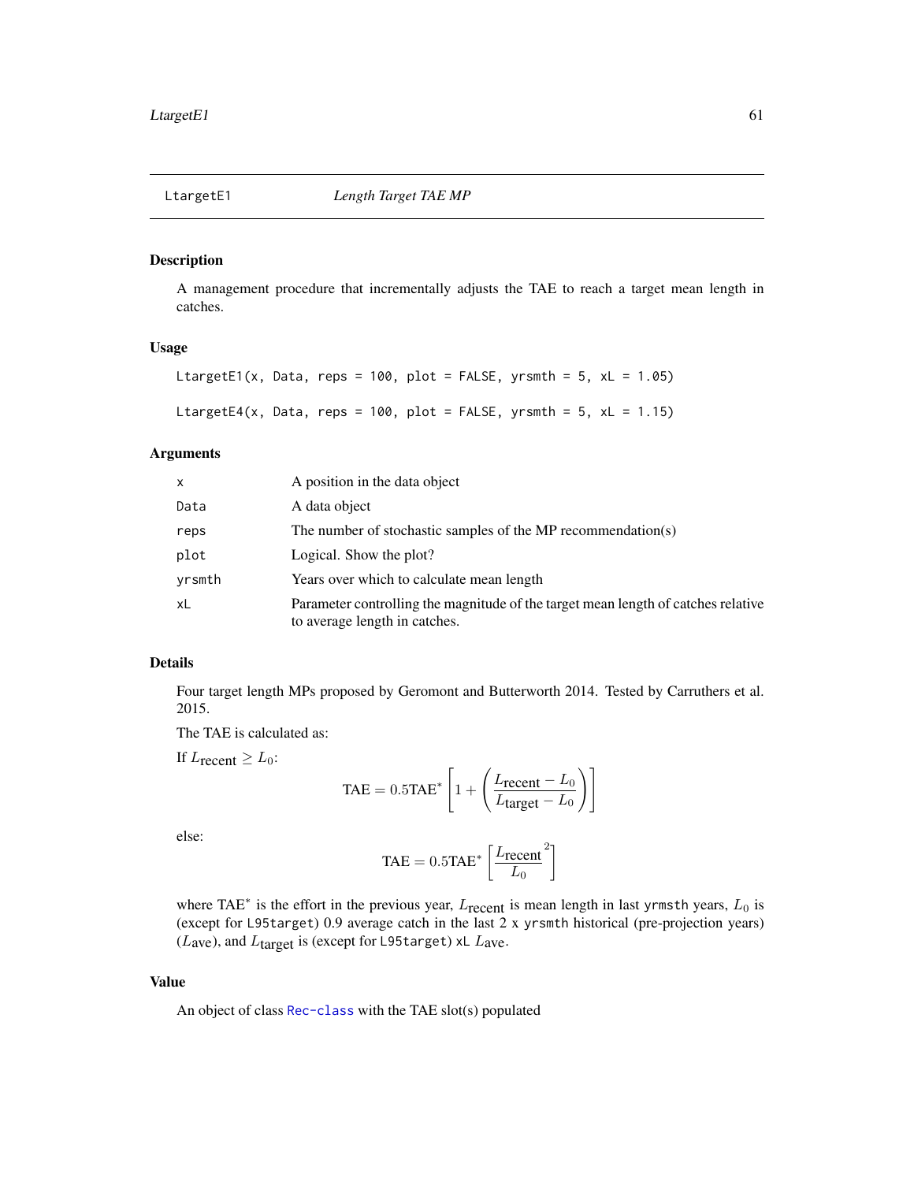## LtargetE1 — *Length Target TAE MP*

### Description

A management procedure that incrementally adjusts the TAE to reach a target mean length in catches.

### Usage

```
LtargetE1(x, Data, reps = 100, plot = FALSE, yrsmth = 5, xL = 1.05)

LtargetE4(x, Data, reps = 100, plot = FALSE, yrsmth = 5, xL = 1.15)
```

### Arguments

| | |
|---|---|
| `x` | A position in the data object |
| `Data` | A data object |
| `reps` | The number of stochastic samples of the MP recommendation(s) |
| `plot` | Logical. Show the plot? |
| `yrsmth` | Years over which to calculate mean length |
| `xL` | Parameter controlling the magnitude of the target mean length of catches relative to average length in catches. |

### Details

Four target length MPs proposed by Geromont and Butterworth 2014. Tested by Carruthers et al. 2015.

The TAE is calculated as:

If $L_{\text{recent}} \geq L_0$:

$$\text{TAE} = 0.5\text{TAE}^* \left[1 + \left(\frac{L_{\text{recent}} - L_0}{L_{\text{target}} - L_0}\right)\right]$$

else:

$$\text{TAE} = 0.5\text{TAE}^* \left[\frac{L_{\text{recent}}}{L_0}^2\right]$$

where $\text{TAE}^*$ is the effort in the previous year, $L_{\text{recent}}$ is mean length in last `yrmsth` years, $L_0$ is (except for `L95target`) 0.9 average catch in the last 2 x `yrsmth` historical (pre-projection years) ($L\text{ave}$), and $L_{\text{target}}$ is (except for `L95target`) `xL` $L\text{ave}$.

### Value

An object of class `Rec-class` with the TAE slot(s) populated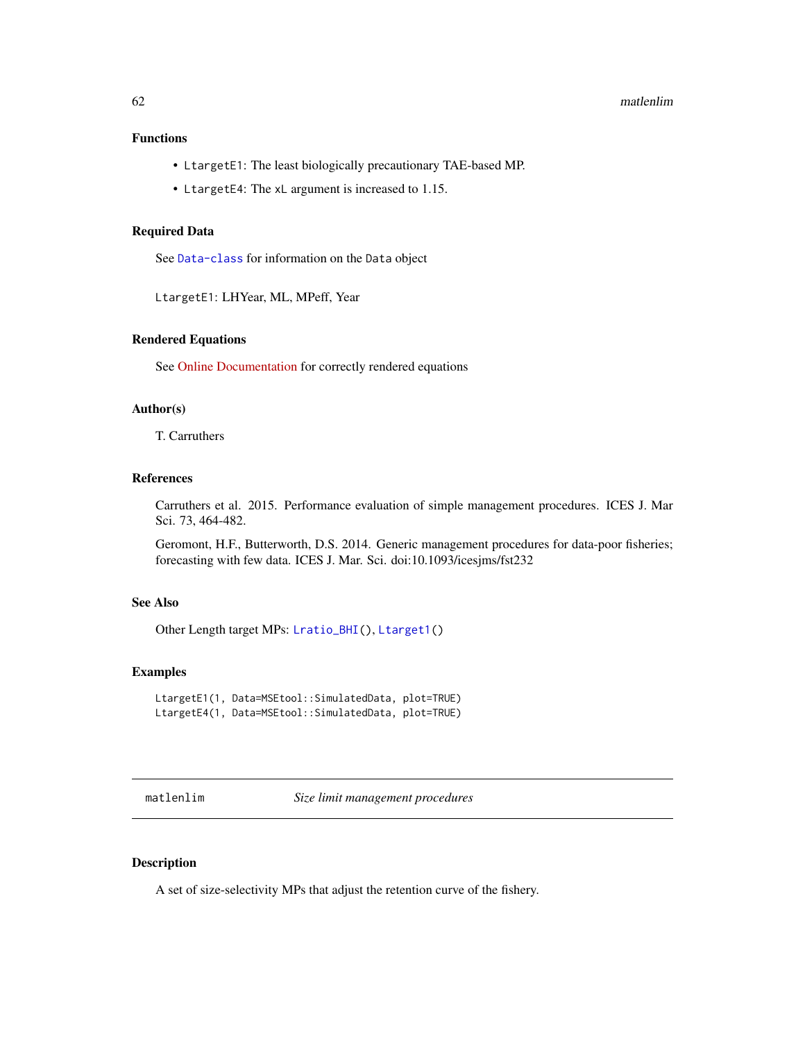### Functions

- `LtargetE1`: The least biologically precautionary TAE-based MP.
- `LtargetE4`: The `xL` argument is increased to 1.15.

### Required Data

See `Data-class` for information on the `Data` object

`LtargetE1`: LHYear, ML, MPeff, Year

### Rendered Equations

See Online Documentation for correctly rendered equations

### Author(s)

T. Carruthers

### References

Carruthers et al. 2015. Performance evaluation of simple management procedures. ICES J. Mar Sci. 73, 464-482.

Geromont, H.F., Butterworth, D.S. 2014. Generic management procedures for data-poor fisheries; forecasting with few data. ICES J. Mar. Sci. doi:10.1093/icesjms/fst232

### See Also

Other Length target MPs: `Lratio_BHI()`, `Ltarget1()`

### Examples

```
LtargetE1(1, Data=MSEtool::SimulatedData, plot=TRUE)
LtargetE4(1, Data=MSEtool::SimulatedData, plot=TRUE)
```

---

## matlenlim — *Size limit management procedures*

---

### Description

A set of size-selectivity MPs that adjust the retention curve of the fishery.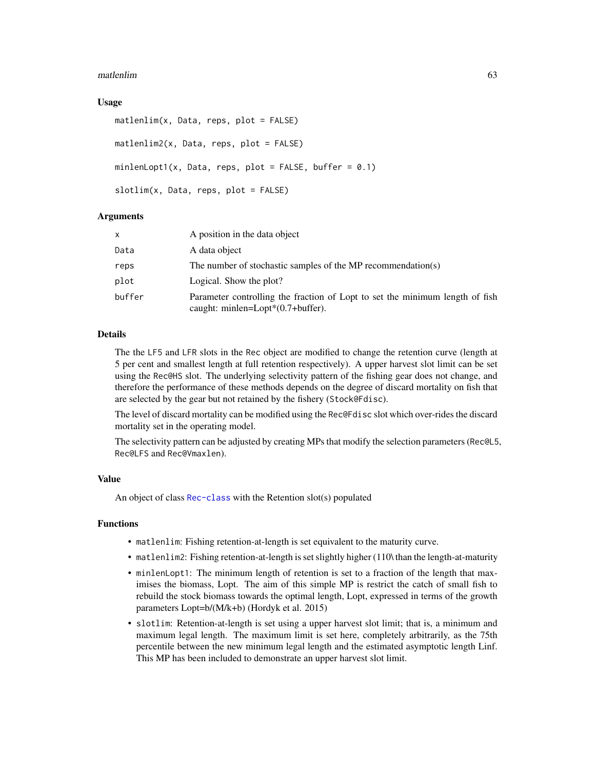### Usage

```
matlenlim(x, Data, reps, plot = FALSE)

matlenlim2(x, Data, reps, plot = FALSE)

minlenLopt1(x, Data, reps, plot = FALSE, buffer = 0.1)

slotlim(x, Data, reps, plot = FALSE)
```

### Arguments

| | |
|---|---|
| x | A position in the data object |
| Data | A data object |
| reps | The number of stochastic samples of the MP recommendation(s) |
| plot | Logical. Show the plot? |
| buffer | Parameter controlling the fraction of Lopt to set the minimum length of fish caught: minlen=Lopt*(0.7+buffer). |

### Details

The the LF5 and LFR slots in the Rec object are modified to change the retention curve (length at 5 per cent and smallest length at full retention respectively). A upper harvest slot limit can be set using the Rec@HS slot. The underlying selectivity pattern of the fishing gear does not change, and therefore the performance of these methods depends on the degree of discard mortality on fish that are selected by the gear but not retained by the fishery (Stock@Fdisc).

The level of discard mortality can be modified using the Rec@Fdisc slot which over-rides the discard mortality set in the operating model.

The selectivity pattern can be adjusted by creating MPs that modify the selection parameters (Rec@L5, Rec@LFS and Rec@Vmaxlen).

### Value

An object of class Rec-class with the Retention slot(s) populated

### Functions

- matlenlim: Fishing retention-at-length is set equivalent to the maturity curve.
- matlenlim2: Fishing retention-at-length is set slightly higher (110\ than the length-at-maturity
- minlenLopt1: The minimum length of retention is set to a fraction of the length that maximises the biomass, Lopt. The aim of this simple MP is restrict the catch of small fish to rebuild the stock biomass towards the optimal length, Lopt, expressed in terms of the growth parameters Lopt=b/(M/k+b) (Hordyk et al. 2015)
- slotlim: Retention-at-length is set using a upper harvest slot limit; that is, a minimum and maximum legal length. The maximum limit is set here, completely arbitrarily, as the 75th percentile between the new minimum legal length and the estimated asymptotic length Linf. This MP has been included to demonstrate an upper harvest slot limit.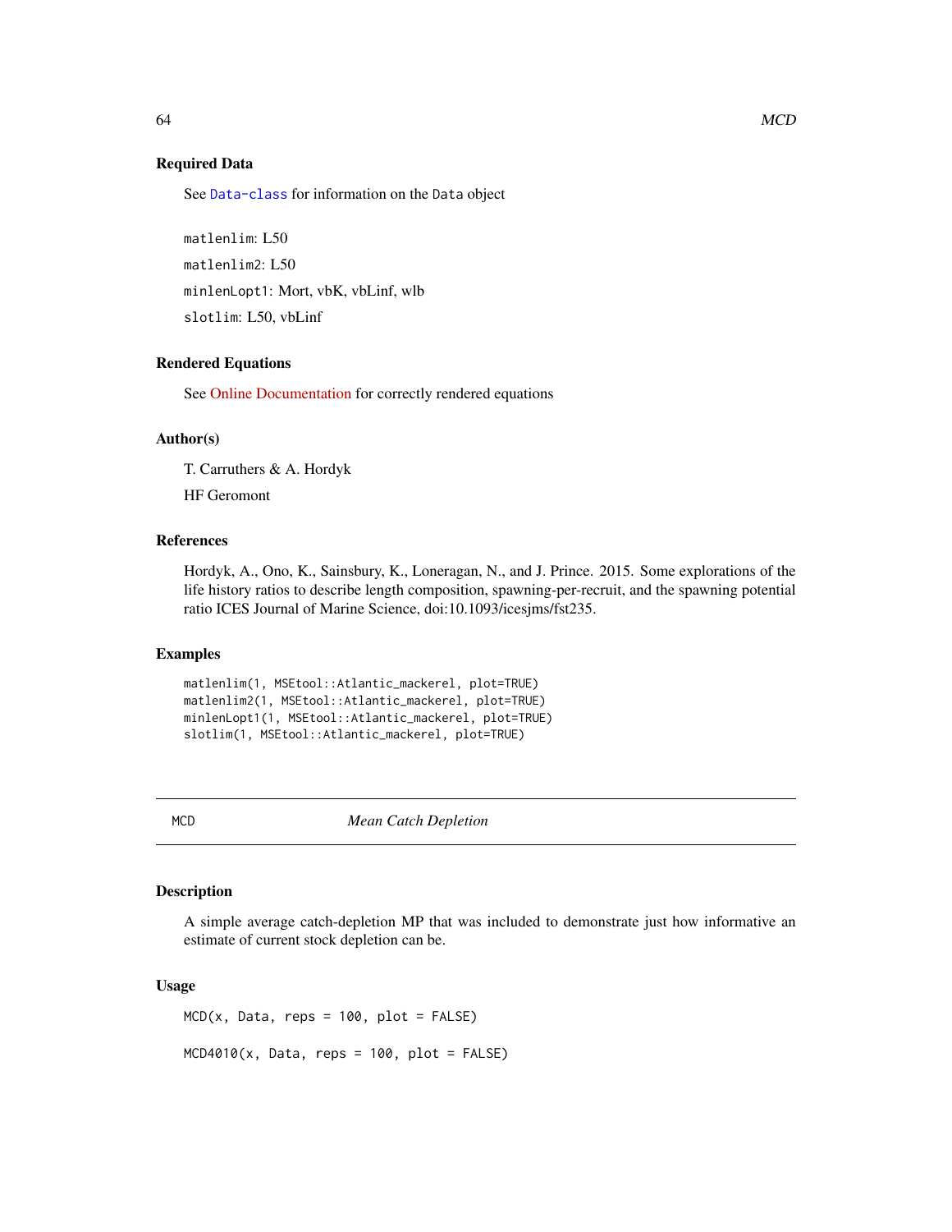### Required Data

See `Data-class` for information on the `Data` object

`matlenlim`: L50

`matlenlim2`: L50

`minlenLopt1`: Mort, vbK, vbLinf, wlb

`slotlim`: L50, vbLinf

### Rendered Equations

See Online Documentation for correctly rendered equations

### Author(s)

T. Carruthers & A. Hordyk

HF Geromont

### References

Hordyk, A., Ono, K., Sainsbury, K., Loneragan, N., and J. Prince. 2015. Some explorations of the life history ratios to describe length composition, spawning-per-recruit, and the spawning potential ratio ICES Journal of Marine Science, doi:10.1093/icesjms/fst235.

### Examples

```
matlenlim(1, MSEtool::Atlantic_mackerel, plot=TRUE)
matlenlim2(1, MSEtool::Atlantic_mackerel, plot=TRUE)
minlenLopt1(1, MSEtool::Atlantic_mackerel, plot=TRUE)
slotlim(1, MSEtool::Atlantic_mackerel, plot=TRUE)
```

---

## MCD — *Mean Catch Depletion*

---

### Description

A simple average catch-depletion MP that was included to demonstrate just how informative an estimate of current stock depletion can be.

### Usage

```
MCD(x, Data, reps = 100, plot = FALSE)

MCD4010(x, Data, reps = 100, plot = FALSE)
```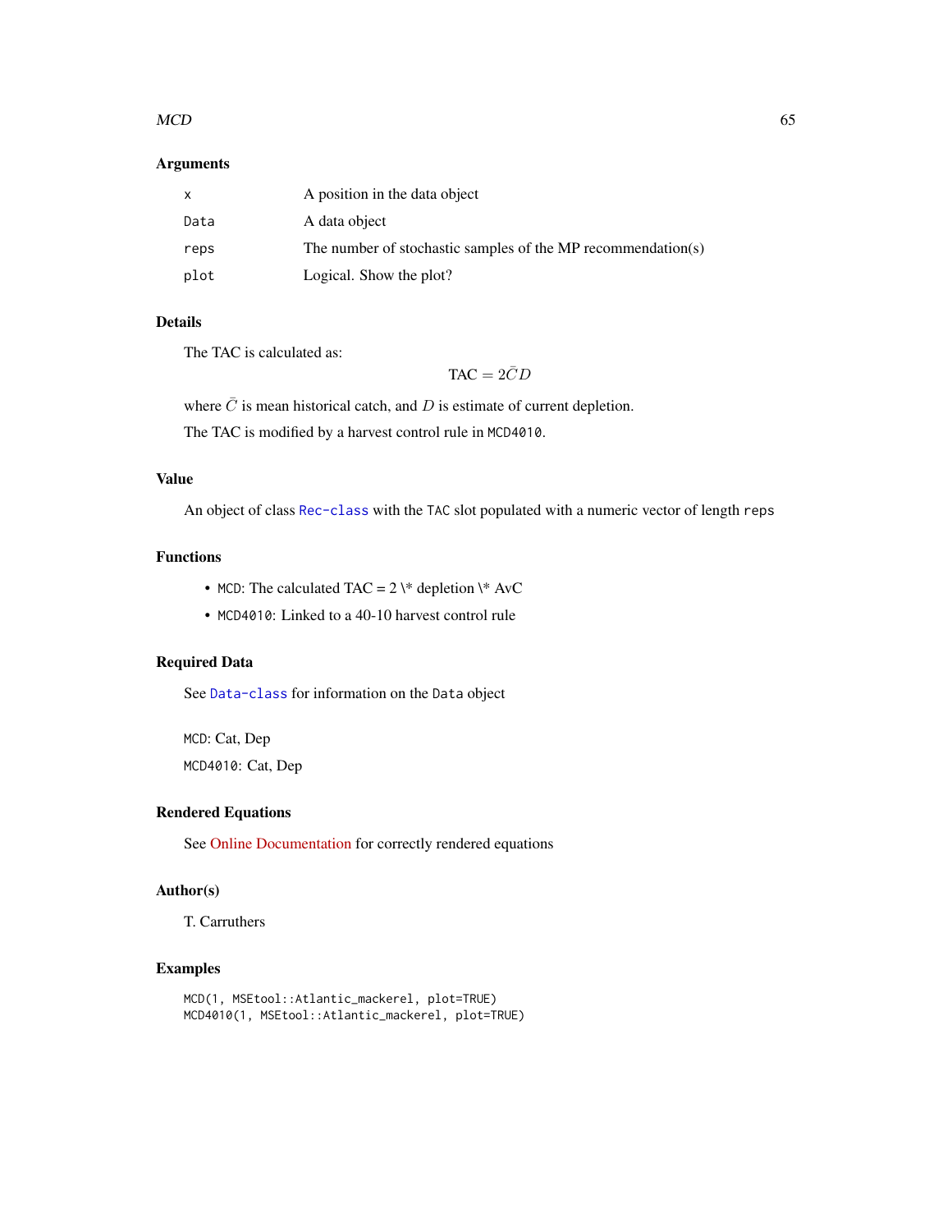### Arguments

| | |
|---|---|
| x | A position in the data object |
| Data | A data object |
| reps | The number of stochastic samples of the MP recommendation(s) |
| plot | Logical. Show the plot? |

### Details

The TAC is calculated as:

$$\text{TAC} = 2\bar{C}D$$

where $\bar{C}$ is mean historical catch, and $D$ is estimate of current depletion.

The TAC is modified by a harvest control rule in `MCD4010`.

### Value

An object of class `Rec-class` with the `TAC` slot populated with a numeric vector of length `reps`

### Functions

- `MCD`: The calculated TAC = 2 \* depletion \* AvC
- `MCD4010`: Linked to a 40-10 harvest control rule

### Required Data

See `Data-class` for information on the `Data` object

`MCD`: Cat, Dep

`MCD4010`: Cat, Dep

### Rendered Equations

See Online Documentation for correctly rendered equations

### Author(s)

T. Carruthers

### Examples

```
MCD(1, MSEtool::Atlantic_mackerel, plot=TRUE)
MCD4010(1, MSEtool::Atlantic_mackerel, plot=TRUE)
```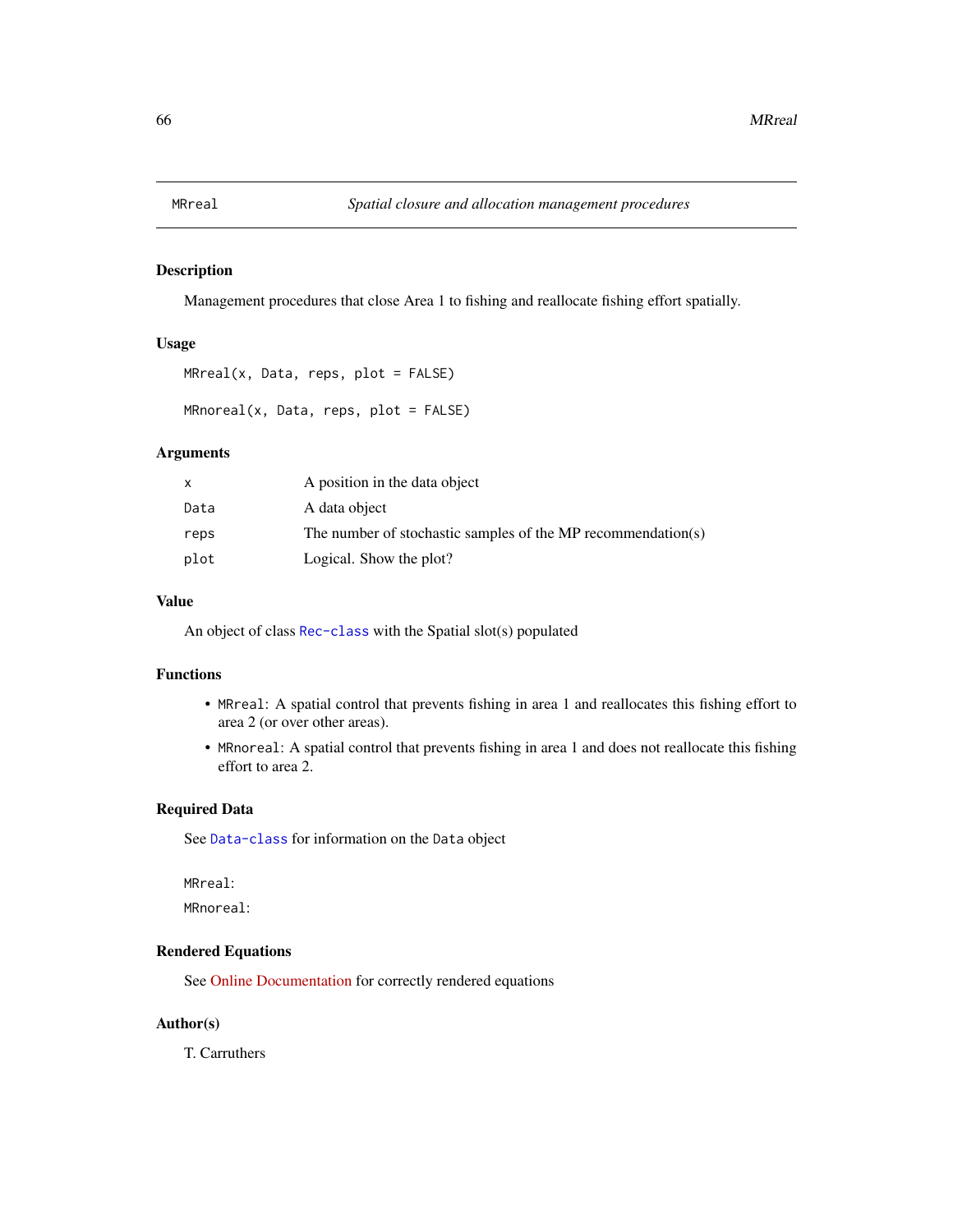# MRreal — *Spatial closure and allocation management procedures*

## Description

Management procedures that close Area 1 to fishing and reallocate fishing effort spatially.

## Usage

```
MRreal(x, Data, reps, plot = FALSE)

MRnoreal(x, Data, reps, plot = FALSE)
```

## Arguments

| | |
|---|---|
| x | A position in the data object |
| Data | A data object |
| reps | The number of stochastic samples of the MP recommendation(s) |
| plot | Logical. Show the plot? |

## Value

An object of class Rec-class with the Spatial slot(s) populated

## Functions

- MRreal: A spatial control that prevents fishing in area 1 and reallocates this fishing effort to area 2 (or over other areas).
- MRnoreal: A spatial control that prevents fishing in area 1 and does not reallocate this fishing effort to area 2.

## Required Data

See Data-class for information on the Data object

MRreal:

MRnoreal:

## Rendered Equations

See Online Documentation for correctly rendered equations

## Author(s)

T. Carruthers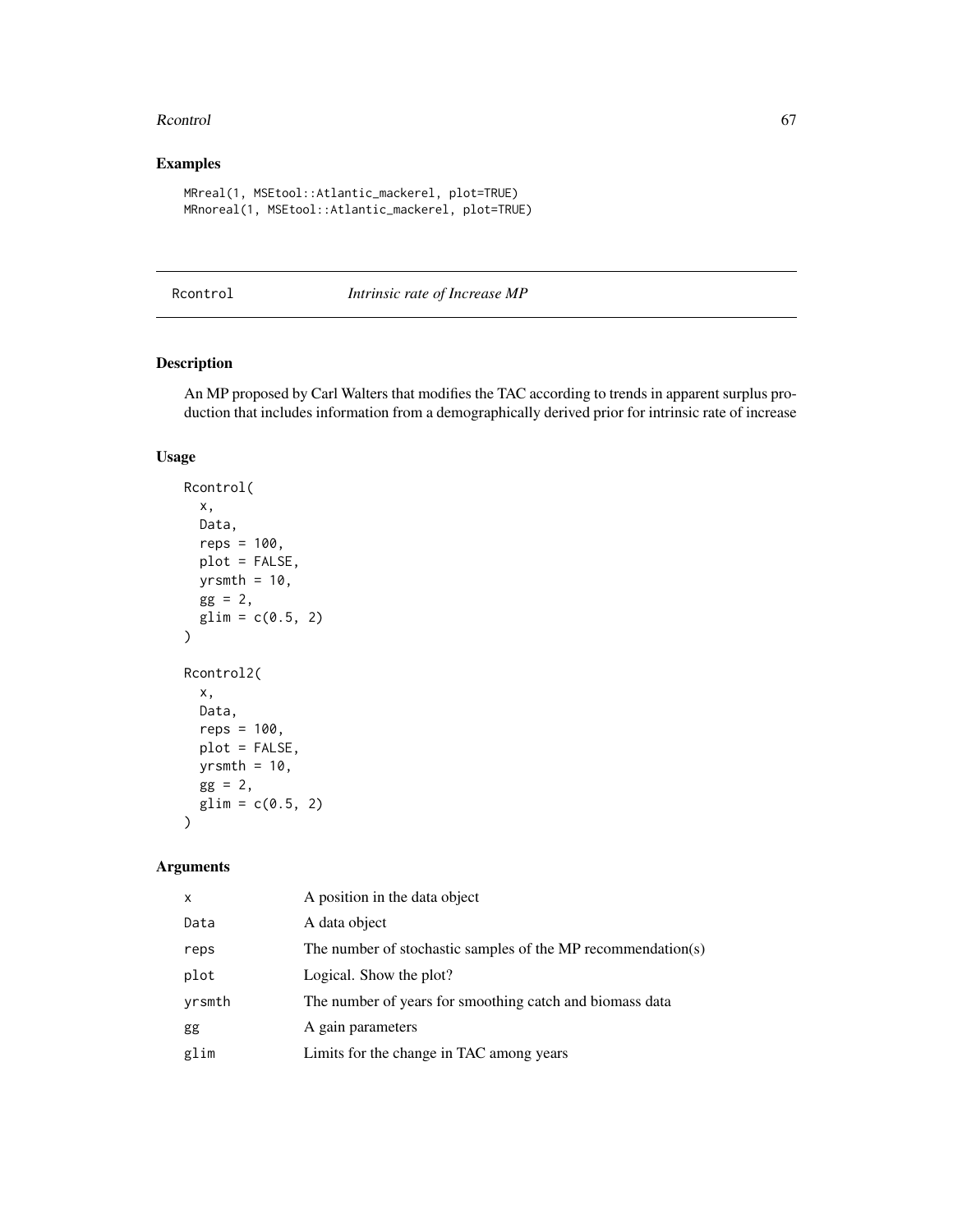## Examples

```
MRreal(1, MSEtool::Atlantic_mackerel, plot=TRUE)
MRnoreal(1, MSEtool::Atlantic_mackerel, plot=TRUE)
```

---

# Rcontrol *Intrinsic rate of Increase MP*

## Description

An MP proposed by Carl Walters that modifies the TAC according to trends in apparent surplus production that includes information from a demographically derived prior for intrinsic rate of increase

## Usage

```
Rcontrol(
  x,
  Data,
  reps = 100,
  plot = FALSE,
  yrsmth = 10,
  gg = 2,
  glim = c(0.5, 2)
)

Rcontrol2(
  x,
  Data,
  reps = 100,
  plot = FALSE,
  yrsmth = 10,
  gg = 2,
  glim = c(0.5, 2)
)
```

## Arguments

| | |
|---|---|
| x | A position in the data object |
| Data | A data object |
| reps | The number of stochastic samples of the MP recommendation(s) |
| plot | Logical. Show the plot? |
| yrsmth | The number of years for smoothing catch and biomass data |
| gg | A gain parameters |
| glim | Limits for the change in TAC among years |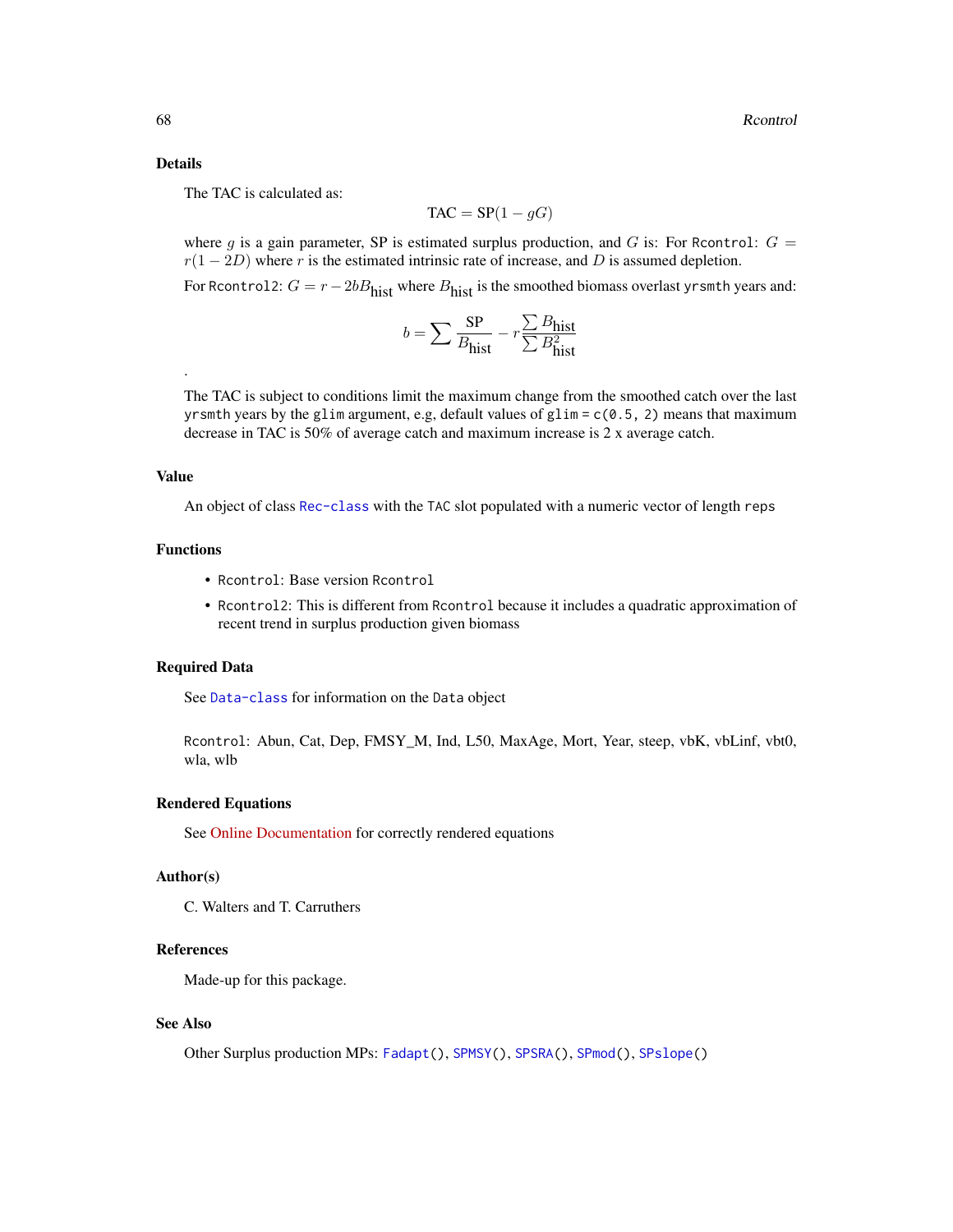## Details

The TAC is calculated as:

$$\text{TAC} = \text{SP}(1 - gG)$$

where $g$ is a gain parameter, SP is estimated surplus production, and $G$ is: For `Rcontrol`: $G = r(1 - 2D)$ where $r$ is the estimated intrinsic rate of increase, and $D$ is assumed depletion.

For `Rcontrol2`: $G = r - 2bB_{\text{hist}}$ where $B_{\text{hist}}$ is the smoothed biomass overlast `yrsmth` years and:

$$b = \sum \frac{\text{SP}}{B_{\text{hist}}} - r\frac{\sum B_{\text{hist}}}{\sum B_{\text{hist}}^2}$$

.

The TAC is subject to conditions limit the maximum change from the smoothed catch over the last `yrsmth` years by the `glim` argument, e.g, default values of `glim = c(0.5, 2)` means that maximum decrease in TAC is 50% of average catch and maximum increase is 2 x average catch.

## Value

An object of class `Rec-class` with the `TAC` slot populated with a numeric vector of length `reps`

## Functions

- `Rcontrol`: Base version `Rcontrol`
- `Rcontrol2`: This is different from `Rcontrol` because it includes a quadratic approximation of recent trend in surplus production given biomass

## Required Data

See `Data-class` for information on the `Data` object

`Rcontrol`: Abun, Cat, Dep, FMSY_M, Ind, L50, MaxAge, Mort, Year, steep, vbK, vbLinf, vbt0, wla, wlb

## Rendered Equations

See Online Documentation for correctly rendered equations

## Author(s)

C. Walters and T. Carruthers

## References

Made-up for this package.

## See Also

Other Surplus production MPs: `Fadapt()`, `SPMSY()`, `SPSRA()`, `SPmod()`, `SPslope()`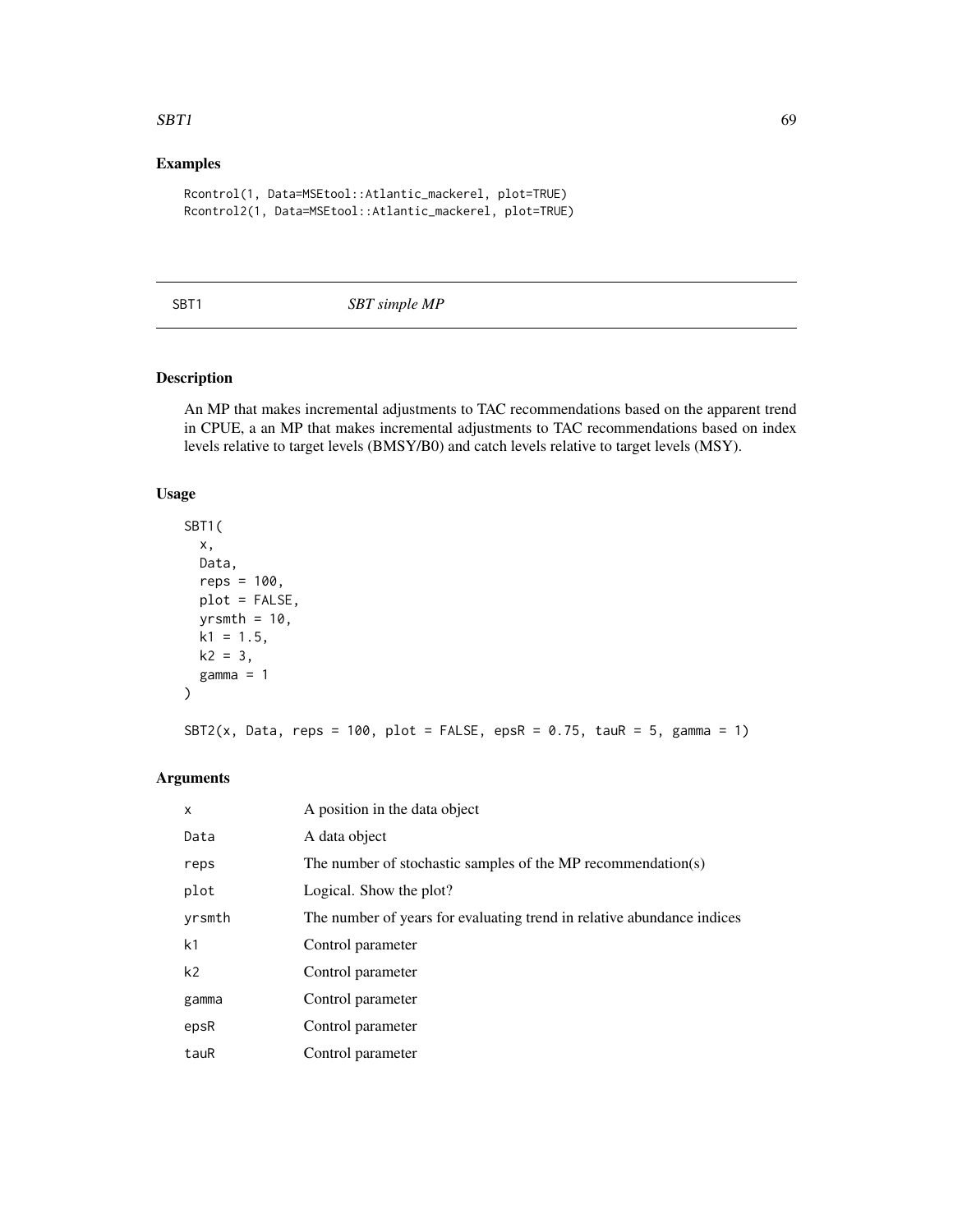## Examples

```
Rcontrol(1, Data=MSEtool::Atlantic_mackerel, plot=TRUE)
Rcontrol2(1, Data=MSEtool::Atlantic_mackerel, plot=TRUE)
```

---

SBT1 *SBT simple MP*

---

## Description

An MP that makes incremental adjustments to TAC recommendations based on the apparent trend in CPUE, a an MP that makes incremental adjustments to TAC recommendations based on index levels relative to target levels (BMSY/B0) and catch levels relative to target levels (MSY).

## Usage

```
SBT1(
  x,
  Data,
  reps = 100,
  plot = FALSE,
  yrsmth = 10,
  k1 = 1.5,
  k2 = 3,
  gamma = 1
)

SBT2(x, Data, reps = 100, plot = FALSE, epsR = 0.75, tauR = 5, gamma = 1)
```

## Arguments

| | |
|---|---|
| x | A position in the data object |
| Data | A data object |
| reps | The number of stochastic samples of the MP recommendation(s) |
| plot | Logical. Show the plot? |
| yrsmth | The number of years for evaluating trend in relative abundance indices |
| k1 | Control parameter |
| k2 | Control parameter |
| gamma | Control parameter |
| epsR | Control parameter |
| tauR | Control parameter |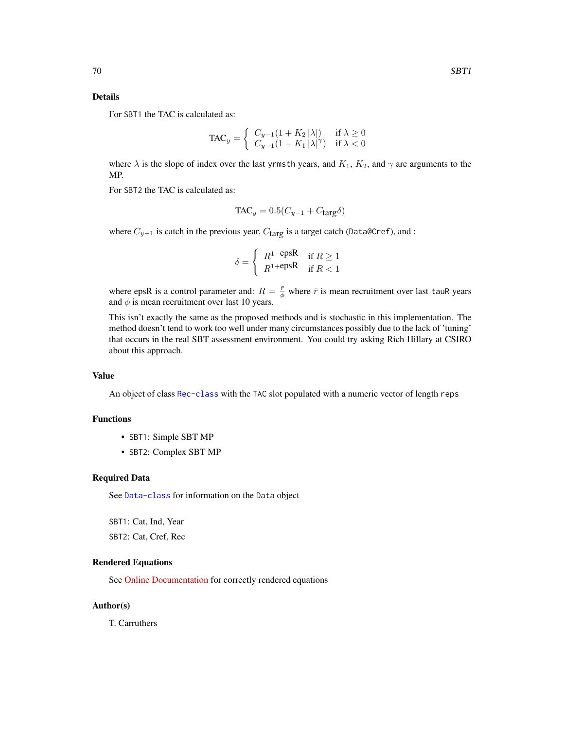## Details

For `SBT1` the TAC is calculated as:

$$\text{TAC}_y = \begin{cases} C_{y-1}(1 + K_2 |\lambda|) & \text{if } \lambda \geq 0 \\ C_{y-1}(1 - K_1 |\lambda|^{\gamma}) & \text{if } \lambda < 0 \end{cases}$$

where $\lambda$ is the slope of index over the last `yrmsth` years, and $K_1$, $K_2$, and $\gamma$ are arguments to the MP.

For `SBT2` the TAC is calculated as:

$$\text{TAC}_y = 0.5(C_{y-1} + C_{\text{targ}}\delta)$$

where $C_{y-1}$ is catch in the previous year, $C_{\text{targ}}$ is a target catch (`Data@Cref`), and :

$$\delta = \begin{cases} R^{1-\text{epsR}} & \text{if } R \geq 1 \\ R^{1+\text{epsR}} & \text{if } R < 1 \end{cases}$$

where epsR is a control parameter and: $R = \frac{\bar{r}}{\phi}$ where $\bar{r}$ is mean recruitment over last `tauR` years and $\phi$ is mean recruitment over last 10 years.

This isn't exactly the same as the proposed methods and is stochastic in this implementation. The method doesn't tend to work too well under many circumstances possibly due to the lack of 'tuning' that occurs in the real SBT assessment environment. You could try asking Rich Hillary at CSIRO about this approach.

## Value

An object of class `Rec-class` with the `TAC` slot populated with a numeric vector of length `reps`

## Functions

- `SBT1`: Simple SBT MP
- `SBT2`: Complex SBT MP

## Required Data

See `Data-class` for information on the `Data` object

`SBT1`: Cat, Ind, Year

`SBT2`: Cat, Cref, Rec

## Rendered Equations

See Online Documentation for correctly rendered equations

## Author(s)

T. Carruthers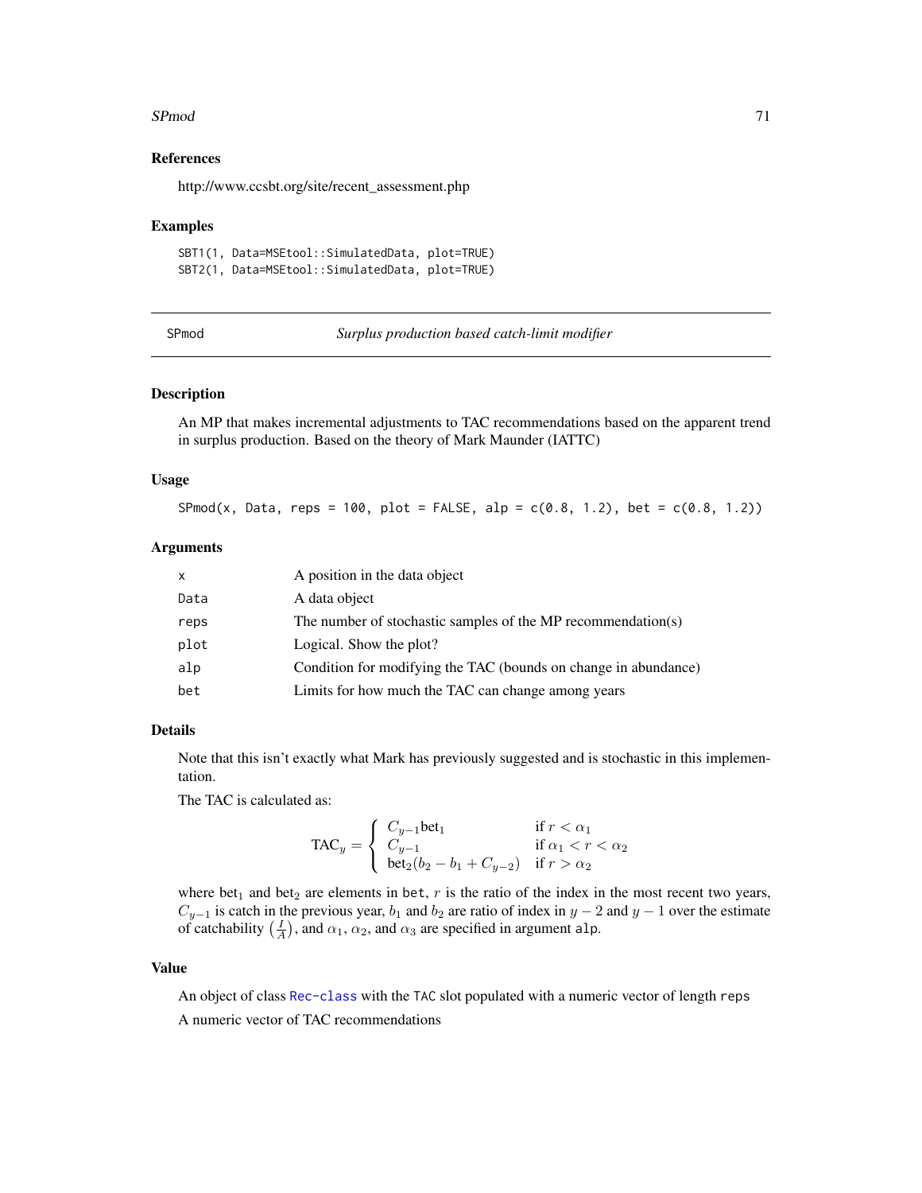### References

http://www.ccsbt.org/site/recent_assessment.php

### Examples

```
SBT1(1, Data=MSEtool::SimulatedData, plot=TRUE)
SBT2(1, Data=MSEtool::SimulatedData, plot=TRUE)
```

---

## SPmod — *Surplus production based catch-limit modifier*

### Description

An MP that makes incremental adjustments to TAC recommendations based on the apparent trend in surplus production. Based on the theory of Mark Maunder (IATTC)

### Usage

```
SPmod(x, Data, reps = 100, plot = FALSE, alp = c(0.8, 1.2), bet = c(0.8, 1.2))
```

### Arguments

| | |
|---|---|
| x | A position in the data object |
| Data | A data object |
| reps | The number of stochastic samples of the MP recommendation(s) |
| plot | Logical. Show the plot? |
| alp | Condition for modifying the TAC (bounds on change in abundance) |
| bet | Limits for how much the TAC can change among years |

### Details

Note that this isn't exactly what Mark has previously suggested and is stochastic in this implementation.

The TAC is calculated as:

$$\text{TAC}_y = \begin{cases} C_{y-1}\text{bet}_1 & \text{if } r < \alpha_1 \\ C_{y-1} & \text{if } \alpha_1 < r < \alpha_2 \\ \text{bet}_2(b_2 - b_1 + C_{y-2}) & \text{if } r > \alpha_2 \end{cases}$$

where $\text{bet}_1$ and $\text{bet}_2$ are elements in `bet`, $r$ is the ratio of the index in the most recent two years, $C_{y-1}$ is catch in the previous year, $b_1$ and $b_2$ are ratio of index in $y-2$ and $y-1$ over the estimate of catchability $\left(\frac{I}{A}\right)$, and $\alpha_1$, $\alpha_2$, and $\alpha_3$ are specified in argument `alp`.

### Value

An object of class `Rec-class` with the `TAC` slot populated with a numeric vector of length `reps`

A numeric vector of TAC recommendations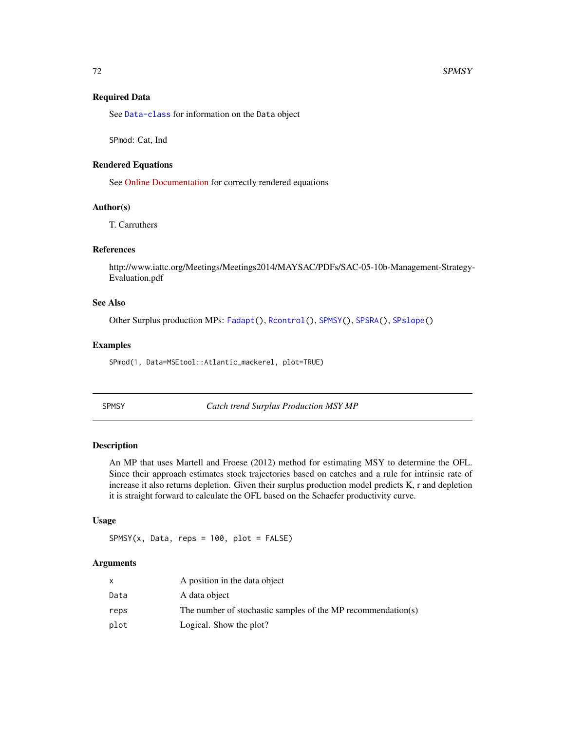### Required Data

See Data-class for information on the Data object

SPmod: Cat, Ind

### Rendered Equations

See Online Documentation for correctly rendered equations

### Author(s)

T. Carruthers

### References

http://www.iattc.org/Meetings/Meetings2014/MAYSAC/PDFs/SAC-05-10b-Management-Strategy-Evaluation.pdf

### See Also

Other Surplus production MPs: Fadapt(), Rcontrol(), SPMSY(), SPSRA(), SPslope()

### Examples

```
SPmod(1, Data=MSEtool::Atlantic_mackerel, plot=TRUE)
```

---

## SPMSY — *Catch trend Surplus Production MSY MP*

---

### Description

An MP that uses Martell and Froese (2012) method for estimating MSY to determine the OFL. Since their approach estimates stock trajectories based on catches and a rule for intrinsic rate of increase it also returns depletion. Given their surplus production model predicts K, r and depletion it is straight forward to calculate the OFL based on the Schaefer productivity curve.

### Usage

```
SPMSY(x, Data, reps = 100, plot = FALSE)
```

### Arguments

| | |
|---|---|
| x | A position in the data object |
| Data | A data object |
| reps | The number of stochastic samples of the MP recommendation(s) |
| plot | Logical. Show the plot? |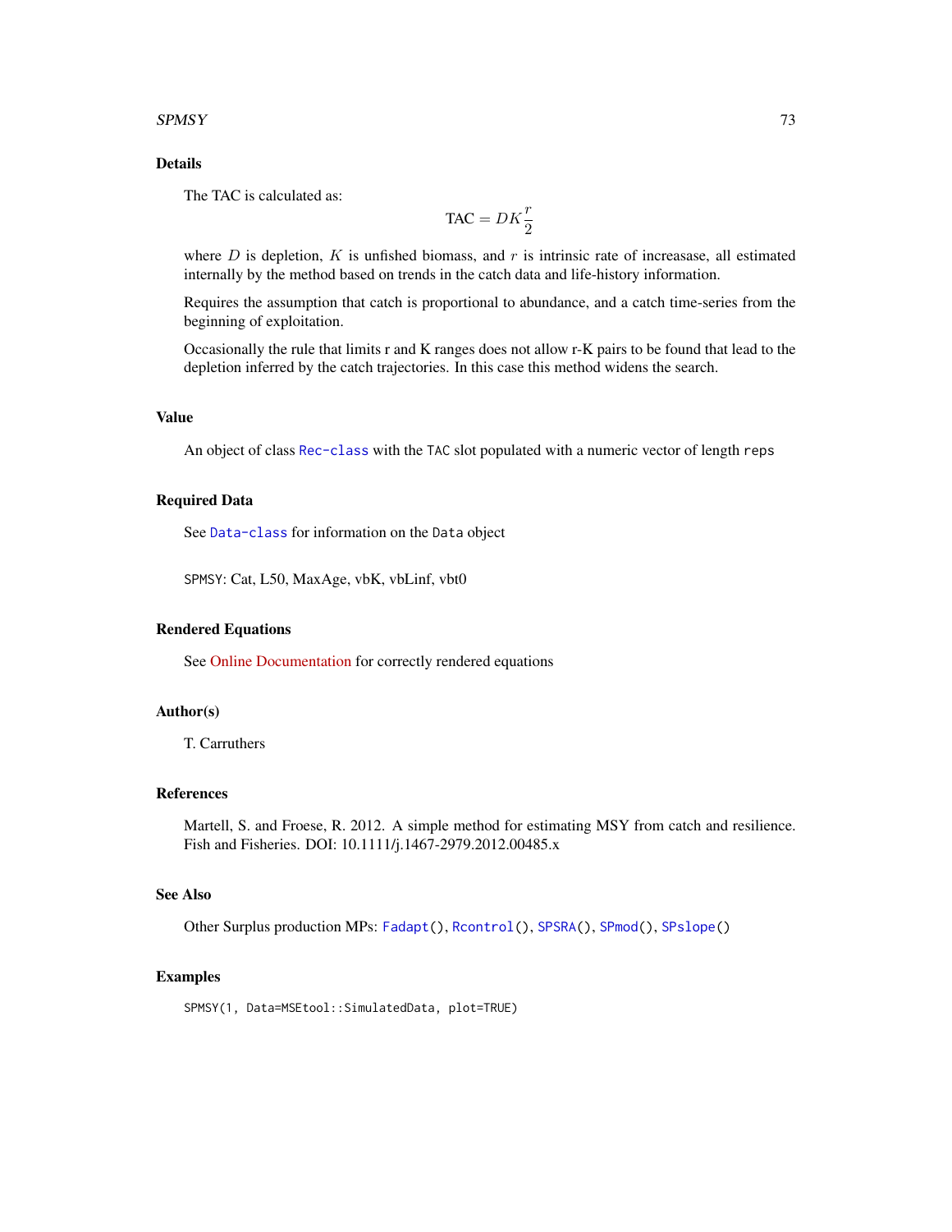## Details

The TAC is calculated as:

$$\text{TAC} = DK\frac{r}{2}$$

where $D$ is depletion, $K$ is unfished biomass, and $r$ is intrinsic rate of increasase, all estimated internally by the method based on trends in the catch data and life-history information.

Requires the assumption that catch is proportional to abundance, and a catch time-series from the beginning of exploitation.

Occasionally the rule that limits r and K ranges does not allow r-K pairs to be found that lead to the depletion inferred by the catch trajectories. In this case this method widens the search.

## Value

An object of class `Rec-class` with the `TAC` slot populated with a numeric vector of length `reps`

## Required Data

See `Data-class` for information on the `Data` object

`SPMSY`: Cat, L50, MaxAge, vbK, vbLinf, vbt0

## Rendered Equations

See Online Documentation for correctly rendered equations

## Author(s)

T. Carruthers

## References

Martell, S. and Froese, R. 2012. A simple method for estimating MSY from catch and resilience. Fish and Fisheries. DOI: 10.1111/j.1467-2979.2012.00485.x

## See Also

Other Surplus production MPs: `Fadapt()`, `Rcontrol()`, `SPSRA()`, `SPmod()`, `SPslope()`

## Examples

```
SPMSY(1, Data=MSEtool::SimulatedData, plot=TRUE)
```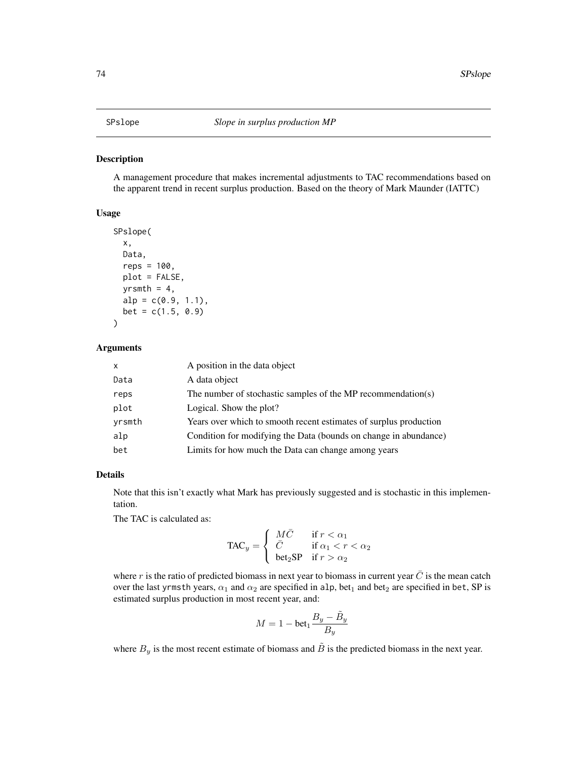## SPslope *Slope in surplus production MP*

### Description

A management procedure that makes incremental adjustments to TAC recommendations based on the apparent trend in recent surplus production. Based on the theory of Mark Maunder (IATTC)

### Usage

```
SPslope(
  x,
  Data,
  reps = 100,
  plot = FALSE,
  yrsmth = 4,
  alp = c(0.9, 1.1),
  bet = c(1.5, 0.9)
)
```

### Arguments

| | |
|---|---|
| x | A position in the data object |
| Data | A data object |
| reps | The number of stochastic samples of the MP recommendation(s) |
| plot | Logical. Show the plot? |
| yrsmth | Years over which to smooth recent estimates of surplus production |
| alp | Condition for modifying the Data (bounds on change in abundance) |
| bet | Limits for how much the Data can change among years |

### Details

Note that this isn't exactly what Mark has previously suggested and is stochastic in this implementation.

The TAC is calculated as:

$$\text{TAC}_y = \begin{cases} M\bar{C} & \text{if } r < \alpha_1 \\ \bar{C} & \text{if } \alpha_1 < r < \alpha_2 \\ \text{bet}_2\text{SP} & \text{if } r > \alpha_2 \end{cases}$$

where $r$ is the ratio of predicted biomass in next year to biomass in current year $\bar{C}$ is the mean catch over the last `yrmsth` years, $\alpha_1$ and $\alpha_2$ are specified in `alp`, $\text{bet}_1$ and $\text{bet}_2$ are specified in `bet`, SP is estimated surplus production in most recent year, and:

$$M = 1 - \text{bet}_1 \frac{B_y - \tilde{B}_y}{B_y}$$

where $B_y$ is the most recent estimate of biomass and $\tilde{B}$ is the predicted biomass in the next year.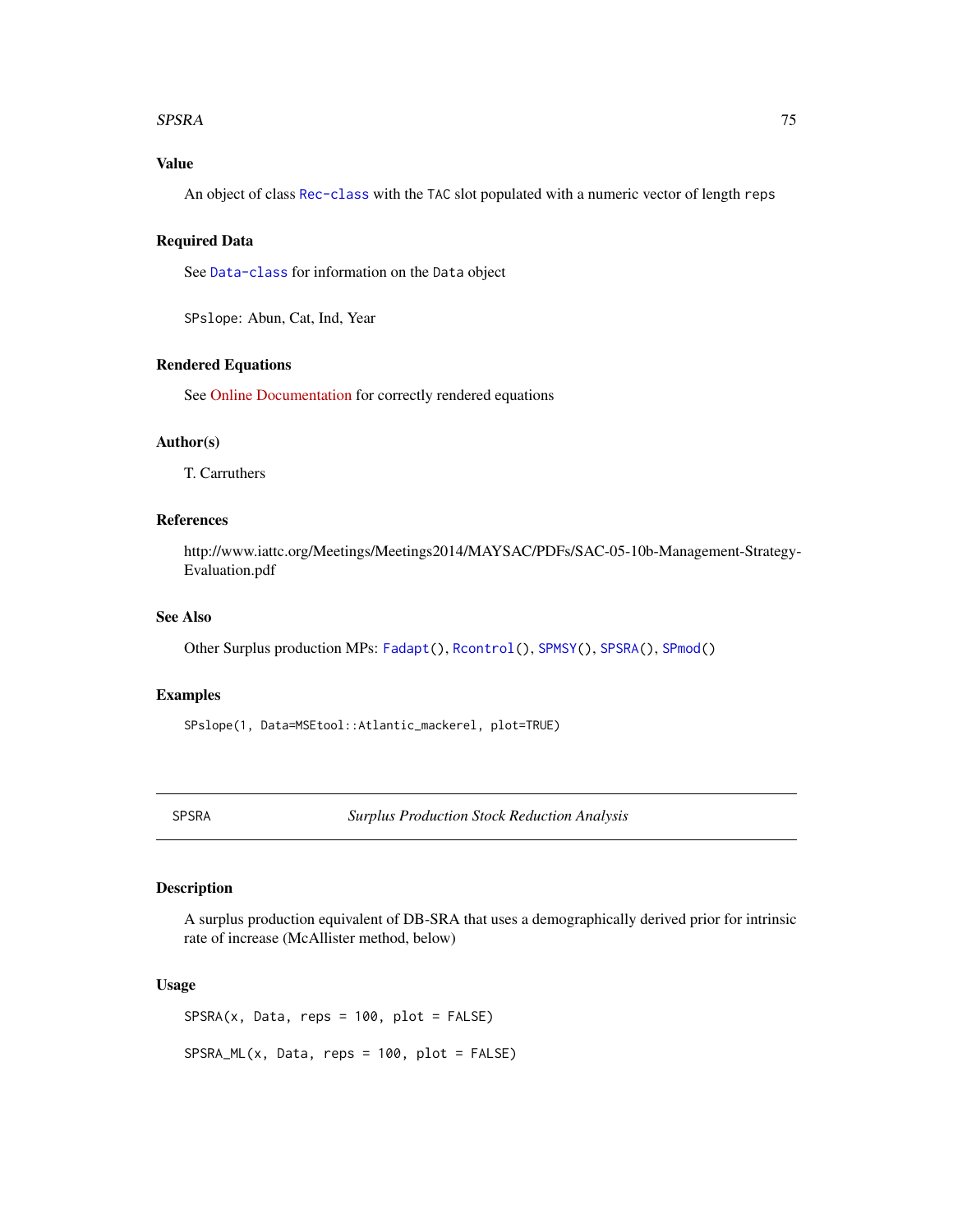### Value

An object of class `Rec-class` with the `TAC` slot populated with a numeric vector of length `reps`

### Required Data

See `Data-class` for information on the `Data` object

`SPslope`: Abun, Cat, Ind, Year

### Rendered Equations

See Online Documentation for correctly rendered equations

### Author(s)

T. Carruthers

### References

http://www.iattc.org/Meetings/Meetings2014/MAYSAC/PDFs/SAC-05-10b-Management-Strategy-Evaluation.pdf

### See Also

Other Surplus production MPs: `Fadapt()`, `Rcontrol()`, `SPMSY()`, `SPSRA()`, `SPmod()`

### Examples

```
SPslope(1, Data=MSEtool::Atlantic_mackerel, plot=TRUE)
```

---

## SPSRA    *Surplus Production Stock Reduction Analysis*

---

### Description

A surplus production equivalent of DB-SRA that uses a demographically derived prior for intrinsic rate of increase (McAllister method, below)

### Usage

```
SPSRA(x, Data, reps = 100, plot = FALSE)

SPSRA_ML(x, Data, reps = 100, plot = FALSE)
```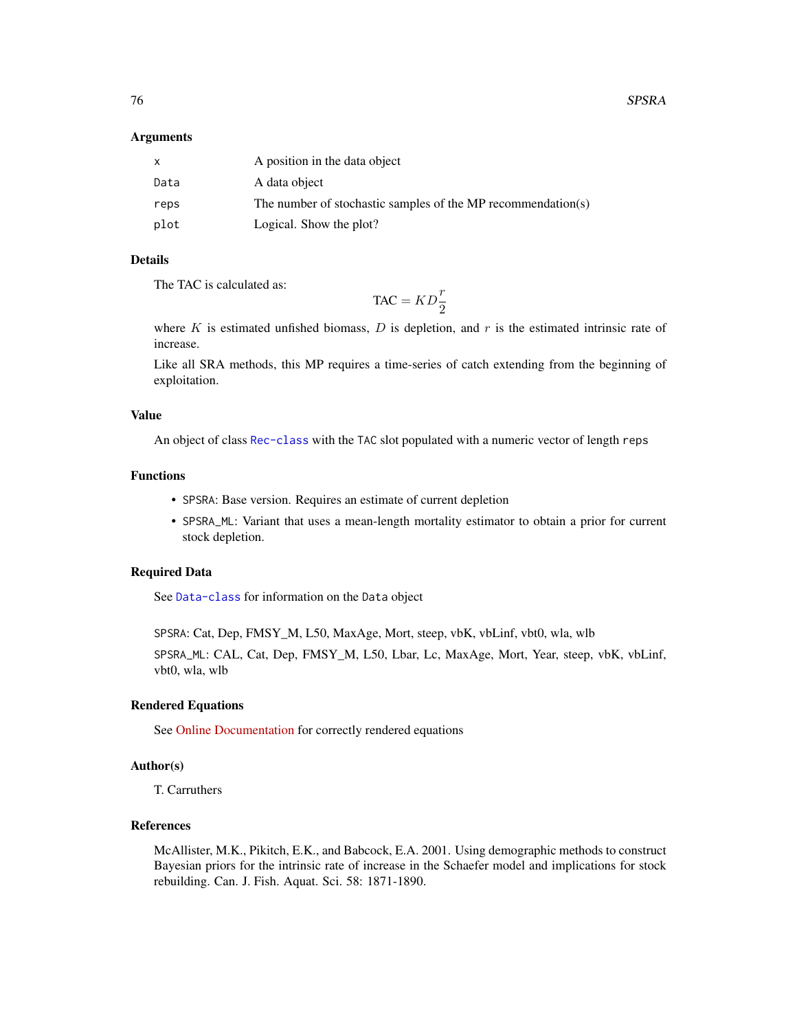### Arguments

| | |
|---|---|
| x | A position in the data object |
| Data | A data object |
| reps | The number of stochastic samples of the MP recommendation(s) |
| plot | Logical. Show the plot? |

### Details

The TAC is calculated as:

$$\text{TAC} = KD\frac{r}{2}$$

where $K$ is estimated unfished biomass, $D$ is depletion, and $r$ is the estimated intrinsic rate of increase.

Like all SRA methods, this MP requires a time-series of catch extending from the beginning of exploitation.

### Value

An object of class Rec-class with the TAC slot populated with a numeric vector of length reps

### Functions

- SPSRA: Base version. Requires an estimate of current depletion
- SPSRA_ML: Variant that uses a mean-length mortality estimator to obtain a prior for current stock depletion.

### Required Data

See Data-class for information on the Data object

SPSRA: Cat, Dep, FMSY_M, L50, MaxAge, Mort, steep, vbK, vbLinf, vbt0, wla, wlb

SPSRA_ML: CAL, Cat, Dep, FMSY_M, L50, Lbar, Lc, MaxAge, Mort, Year, steep, vbK, vbLinf, vbt0, wla, wlb

### Rendered Equations

See Online Documentation for correctly rendered equations

### Author(s)

T. Carruthers

### References

McAllister, M.K., Pikitch, E.K., and Babcock, E.A. 2001. Using demographic methods to construct Bayesian priors for the intrinsic rate of increase in the Schaefer model and implications for stock rebuilding. Can. J. Fish. Aquat. Sci. 58: 1871-1890.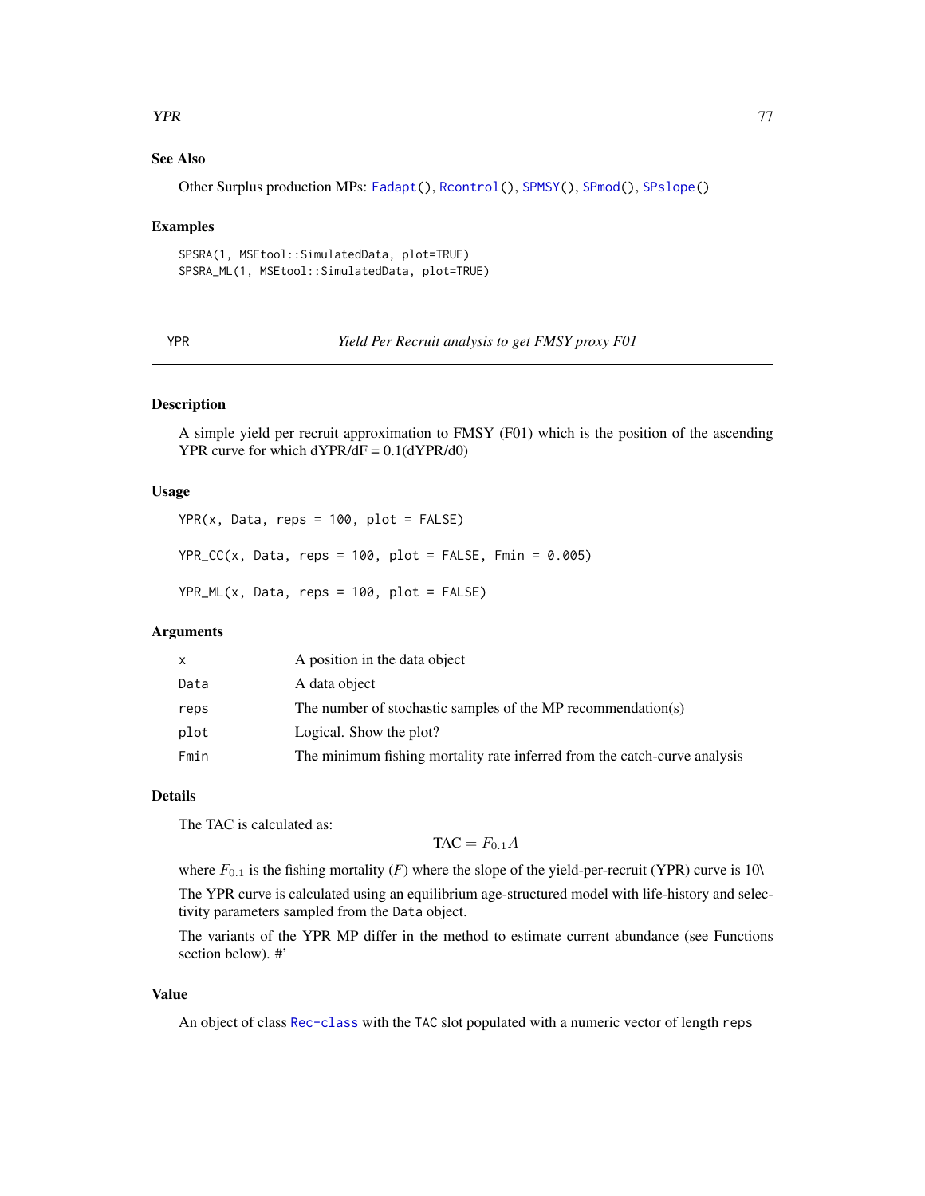## See Also

Other Surplus production MPs: Fadapt(), Rcontrol(), SPMSY(), SPmod(), SPslope()

## Examples

```
SPSRA(1, MSEtool::SimulatedData, plot=TRUE)
SPSRA_ML(1, MSEtool::SimulatedData, plot=TRUE)
```

---

# YPR — *Yield Per Recruit analysis to get FMSY proxy F01*

---

## Description

A simple yield per recruit approximation to FMSY (F01) which is the position of the ascending YPR curve for which dYPR/dF = 0.1(dYPR/d0)

## Usage

```
YPR(x, Data, reps = 100, plot = FALSE)

YPR_CC(x, Data, reps = 100, plot = FALSE, Fmin = 0.005)

YPR_ML(x, Data, reps = 100, plot = FALSE)
```

## Arguments

| | |
|---|---|
| x | A position in the data object |
| Data | A data object |
| reps | The number of stochastic samples of the MP recommendation(s) |
| plot | Logical. Show the plot? |
| Fmin | The minimum fishing mortality rate inferred from the catch-curve analysis |

## Details

The TAC is calculated as:

$$\text{TAC} = F_{0.1} A$$

where $F_{0.1}$ is the fishing mortality ($F$) where the slope of the yield-per-recruit (YPR) curve is 10\

The YPR curve is calculated using an equilibrium age-structured model with life-history and selectivity parameters sampled from the `Data` object.

The variants of the YPR MP differ in the method to estimate current abundance (see Functions section below). #'

## Value

An object of class Rec-class with the `TAC` slot populated with a numeric vector of length `reps`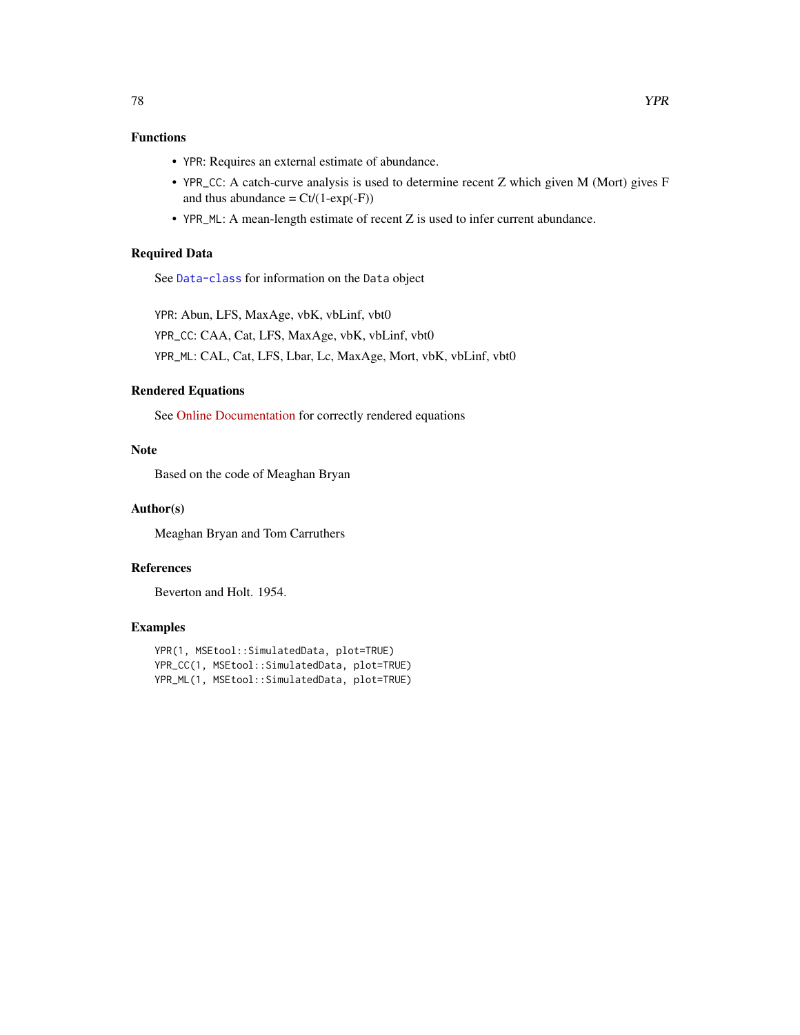## Functions

- `YPR`: Requires an external estimate of abundance.
- `YPR_CC`: A catch-curve analysis is used to determine recent Z which given M (Mort) gives F and thus abundance = Ct/(1-exp(-F))
- `YPR_ML`: A mean-length estimate of recent Z is used to infer current abundance.

## Required Data

See `Data-class` for information on the `Data` object

`YPR`: Abun, LFS, MaxAge, vbK, vbLinf, vbt0

`YPR_CC`: CAA, Cat, LFS, MaxAge, vbK, vbLinf, vbt0

`YPR_ML`: CAL, Cat, LFS, Lbar, Lc, MaxAge, Mort, vbK, vbLinf, vbt0

## Rendered Equations

See Online Documentation for correctly rendered equations

## Note

Based on the code of Meaghan Bryan

## Author(s)

Meaghan Bryan and Tom Carruthers

## References

Beverton and Holt. 1954.

## Examples

```
YPR(1, MSEtool::SimulatedData, plot=TRUE)
YPR_CC(1, MSEtool::SimulatedData, plot=TRUE)
YPR_ML(1, MSEtool::SimulatedData, plot=TRUE)
```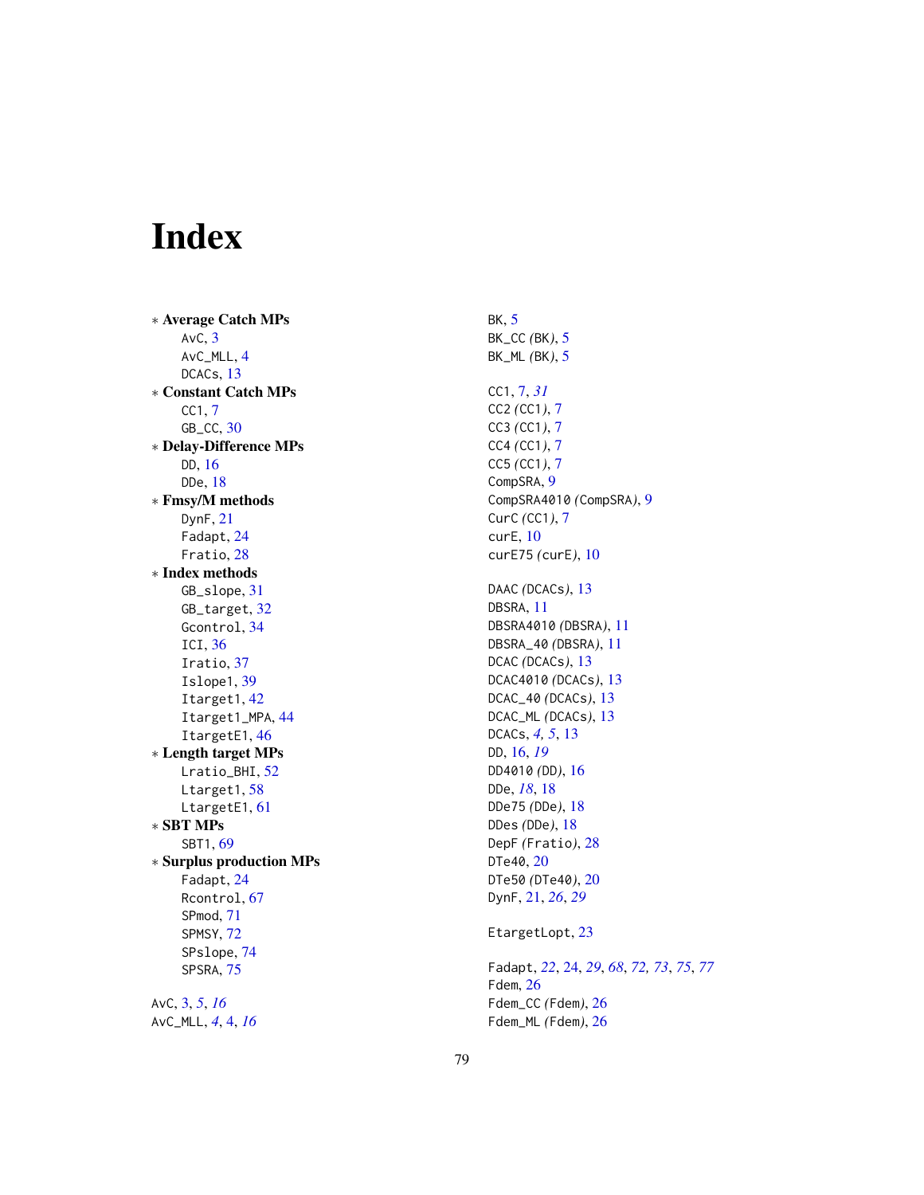# Index

- ∗ **Average Catch MPs**
  - AvC, 3
  - AvC_MLL, 4
  - DCACs, 13
- ∗ **Constant Catch MPs**
  - CC1, 7
  - GB_CC, 30
- ∗ **Delay-Difference MPs**
  - DD, 16
  - DDe, 18
- ∗ **Fmsy/M methods**
  - DynF, 21
  - Fadapt, 24
  - Fratio, 28
- ∗ **Index methods**
  - GB_slope, 31
  - GB_target, 32
  - Gcontrol, 34
  - ICI, 36
  - Iratio, 37
  - Islope1, 39
  - Itarget1, 42
  - Itarget1_MPA, 44
  - ItargetE1, 46
- ∗ **Length target MPs**
  - Lratio_BHI, 52
  - Ltarget1, 58
  - LtargetE1, 61
- ∗ **SBT MPs**
  - SBT1, 69
- ∗ **Surplus production MPs**
  - Fadapt, 24
  - Rcontrol, 67
  - SPmod, 71
  - SPMSY, 72
  - SPslope, 74
  - SPSRA, 75

AvC, 3, *5*, *16*
AvC_MLL, *4*, 4, *16*

BK, 5
BK_CC *(BK)*, 5
BK_ML *(BK)*, 5

CC1, 7, *31*
CC2 *(CC1)*, 7
CC3 *(CC1)*, 7
CC4 *(CC1)*, 7
CC5 *(CC1)*, 7
CompSRA, 9
CompSRA4010 *(CompSRA)*, 9
CurC *(CC1)*, 7
curE, 10
curE75 *(curE)*, 10

DAAC *(DCACs)*, 13
DBSRA, 11
DBSRA4010 *(DBSRA)*, 11
DBSRA_40 *(DBSRA)*, 11
DCAC *(DCACs)*, 13
DCAC4010 *(DCACs)*, 13
DCAC_40 *(DCACs)*, 13
DCAC_ML *(DCACs)*, 13
DCACs, *4*, *5*, 13
DD, 16, *19*
DD4010 *(DD)*, 16
DDe, *18*, 18
DDe75 *(DDe)*, 18
DDes *(DDe)*, 18
DepF *(Fratio)*, 28
DTe40, 20
DTe50 *(DTe40)*, 20
DynF, 21, *26*, *29*

EtargetLopt, 23

Fadapt, *22*, 24, *29*, *68*, *72*, *73*, *75*, *77*
Fdem, 26
Fdem_CC *(Fdem)*, 26
Fdem_ML *(Fdem)*, 26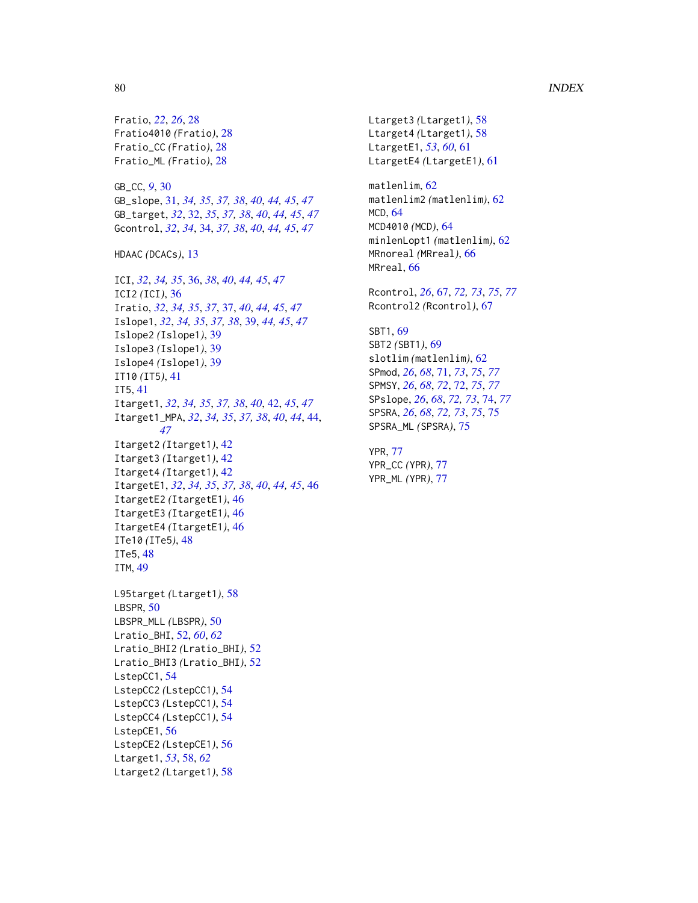Fratio, *22*, *26*, 28
Fratio4010 *(*Fratio*)*, 28
Fratio_CC *(*Fratio*)*, 28
Fratio_ML *(*Fratio*)*, 28

GB_CC, *9*, 30
GB_slope, 31, *34, 35*, *37, 38*, *40*, *44, 45*, *47*
GB_target, *32*, 32, *35*, *37, 38*, *40*, *44, 45*, *47*
Gcontrol, *32*, *34*, 34, *37, 38*, *40*, *44, 45*, *47*

HDAAC *(*DCACs*)*, 13

ICI, *32*, *34, 35*, 36, *38*, *40*, *44, 45*, *47*
ICI2 *(*ICI*)*, 36
Iratio, *32*, *34, 35*, *37*, 37, *40*, *44, 45*, *47*
Islope1, *32*, *34, 35*, *37, 38*, 39, *44, 45*, *47*
Islope2 *(*Islope1*)*, 39
Islope3 *(*Islope1*)*, 39
Islope4 *(*Islope1*)*, 39
IT10 *(*IT5*)*, 41
IT5, 41
Itarget1, *32*, *34, 35*, *37, 38*, *40*, 42, *45*, *47*
Itarget1_MPA, *32*, *34, 35*, *37, 38*, *40*, *44*, 44, *47*
Itarget2 *(*Itarget1*)*, 42
Itarget3 *(*Itarget1*)*, 42
Itarget4 *(*Itarget1*)*, 42
ItargetE1, *32*, *34, 35*, *37, 38*, *40*, *44, 45*, 46
ItargetE2 *(*ItargetE1*)*, 46
ItargetE3 *(*ItargetE1*)*, 46
ItargetE4 *(*ItargetE1*)*, 46
ITe10 *(*ITe5*)*, 48
ITe5, 48
ITM, 49

L95target *(*Ltarget1*)*, 58
LBSPR, 50
LBSPR_MLL *(*LBSPR*)*, 50
Lratio_BHI, 52, *60*, *62*
Lratio_BHI2 *(*Lratio_BHI*)*, 52
Lratio_BHI3 *(*Lratio_BHI*)*, 52
LstepCC1, 54
LstepCC2 *(*LstepCC1*)*, 54
LstepCC3 *(*LstepCC1*)*, 54
LstepCC4 *(*LstepCC1*)*, 54
LstepCE1, 56
LstepCE2 *(*LstepCE1*)*, 56
Ltarget1, *53*, 58, *62*
Ltarget2 *(*Ltarget1*)*, 58
Ltarget3 *(*Ltarget1*)*, 58
Ltarget4 *(*Ltarget1*)*, 58
LtargetE1, *53*, *60*, 61
LtargetE4 *(*LtargetE1*)*, 61

matlenlim, 62
matlenlim2 *(*matlenlim*)*, 62
MCD, 64
MCD4010 *(*MCD*)*, 64
minlenLopt1 *(*matlenlim*)*, 62
MRnoreal *(*MRreal*)*, 66
MRreal, 66

Rcontrol, *26*, 67, *72, 73*, *75*, *77*
Rcontrol2 *(*Rcontrol*)*, 67

SBT1, 69
SBT2 *(*SBT1*)*, 69
slotlim *(*matlenlim*)*, 62
SPmod, *26*, *68*, 71, *73*, *75*, *77*
SPMSY, *26*, *68*, *72*, 72, *75*, *77*
SPslope, *26*, *68*, *72, 73*, 74, *77*
SPSRA, *26*, *68*, *72, 73*, *75*, 75
SPSRA_ML *(*SPSRA*)*, 75

YPR, 77
YPR_CC *(*YPR*)*, 77
YPR_ML *(*YPR*)*, 77